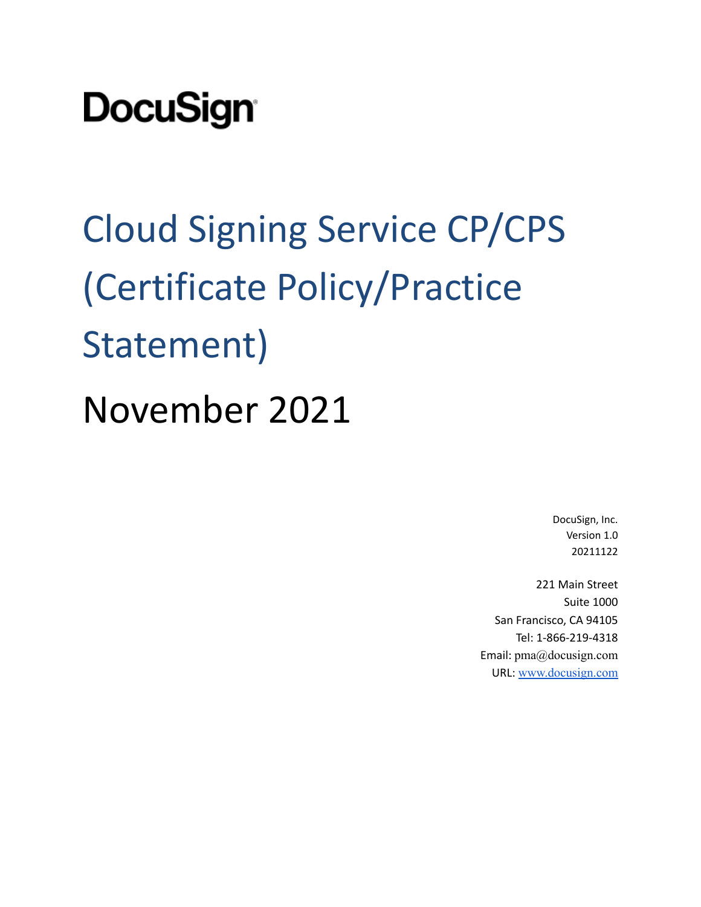DocuSign

# Cloud Signing Service CP/CPS (Certificate Policy/Practice Statement)

# November 2021

DocuSign, Inc.
Version 1.0
20211122

221 Main Street
Suite 1000
San Francisco, CA 94105
Tel: 1-866-219-4318
Email: pma@docusign.com
URL: www.docusign.com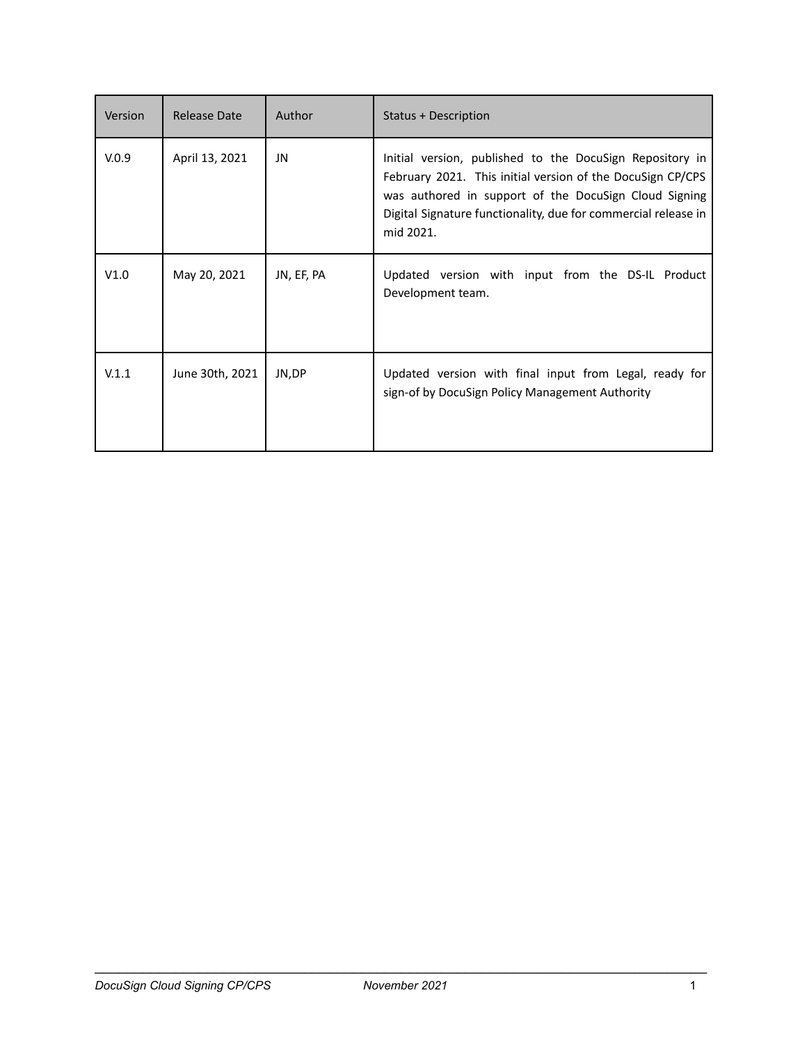| Version | Release Date | Author | Status + Description |
| --- | --- | --- | --- |
| V.0.9 | April 13, 2021 | JN | Initial version, published to the DocuSign Repository in February 2021. This initial version of the DocuSign CP/CPS was authored in support of the DocuSign Cloud Signing Digital Signature functionality, due for commercial release in mid 2021. |
| V1.0 | May 20, 2021 | JN, EF, PA | Updated version with input from the DS-IL Product Development team. |
| V.1.1 | June 30th, 2021 | JN,DP | Updated version with final input from Legal, ready for sign-of by DocuSign Policy Management Authority |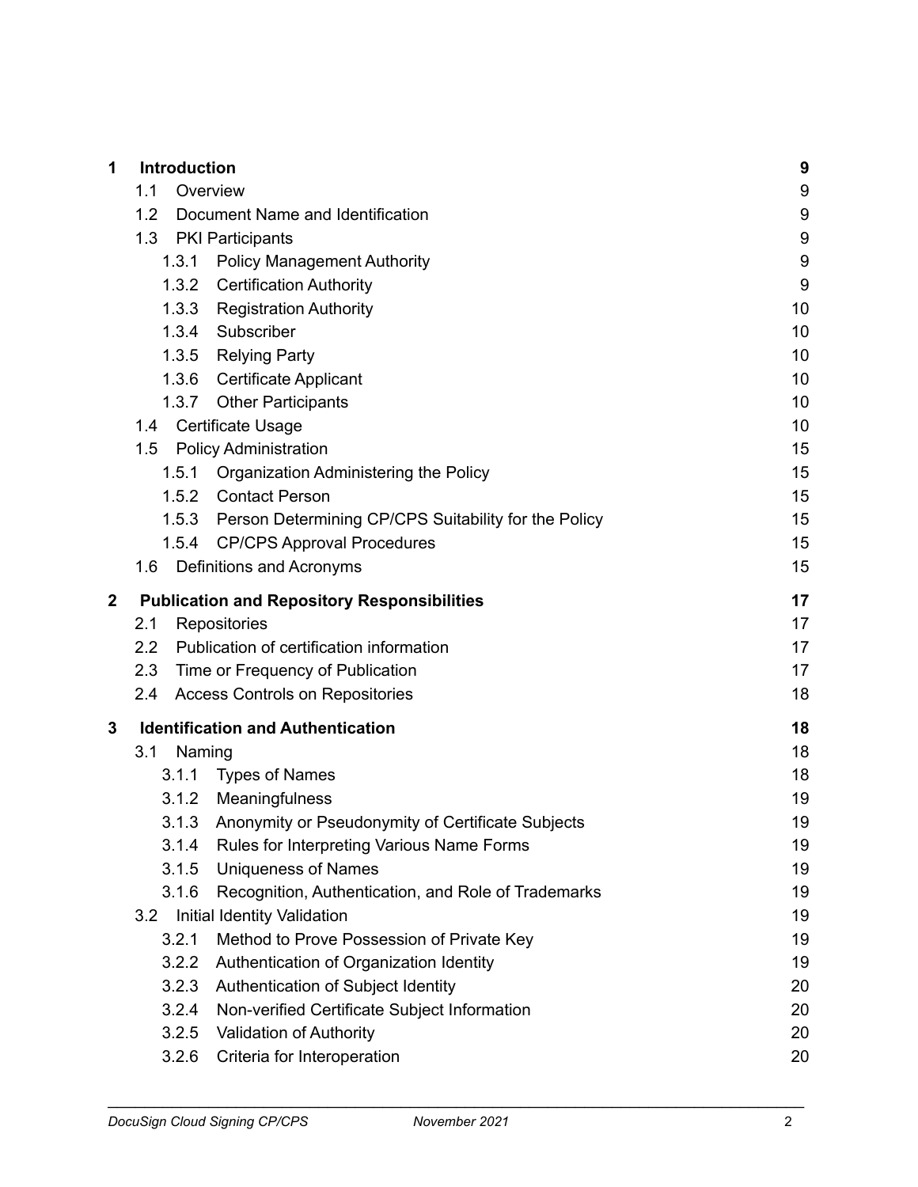| | | |
|---|---|---|
| **1** | **Introduction** | **9** |
| 1.1 | Overview | 9 |
| 1.2 | Document Name and Identification | 9 |
| 1.3 | PKI Participants | 9 |
| 1.3.1 | Policy Management Authority | 9 |
| 1.3.2 | Certification Authority | 9 |
| 1.3.3 | Registration Authority | 10 |
| 1.3.4 | Subscriber | 10 |
| 1.3.5 | Relying Party | 10 |
| 1.3.6 | Certificate Applicant | 10 |
| 1.3.7 | Other Participants | 10 |
| 1.4 | Certificate Usage | 10 |
| 1.5 | Policy Administration | 15 |
| 1.5.1 | Organization Administering the Policy | 15 |
| 1.5.2 | Contact Person | 15 |
| 1.5.3 | Person Determining CP/CPS Suitability for the Policy | 15 |
| 1.5.4 | CP/CPS Approval Procedures | 15 |
| 1.6 | Definitions and Acronyms | 15 |
| **2** | **Publication and Repository Responsibilities** | **17** |
| 2.1 | Repositories | 17 |
| 2.2 | Publication of certification information | 17 |
| 2.3 | Time or Frequency of Publication | 17 |
| 2.4 | Access Controls on Repositories | 18 |
| **3** | **Identification and Authentication** | **18** |
| 3.1 | Naming | 18 |
| 3.1.1 | Types of Names | 18 |
| 3.1.2 | Meaningfulness | 19 |
| 3.1.3 | Anonymity or Pseudonymity of Certificate Subjects | 19 |
| 3.1.4 | Rules for Interpreting Various Name Forms | 19 |
| 3.1.5 | Uniqueness of Names | 19 |
| 3.1.6 | Recognition, Authentication, and Role of Trademarks | 19 |
| 3.2 | Initial Identity Validation | 19 |
| 3.2.1 | Method to Prove Possession of Private Key | 19 |
| 3.2.2 | Authentication of Organization Identity | 19 |
| 3.2.3 | Authentication of Subject Identity | 20 |
| 3.2.4 | Non-verified Certificate Subject Information | 20 |
| 3.2.5 | Validation of Authority | 20 |
| 3.2.6 | Criteria for Interoperation | 20 |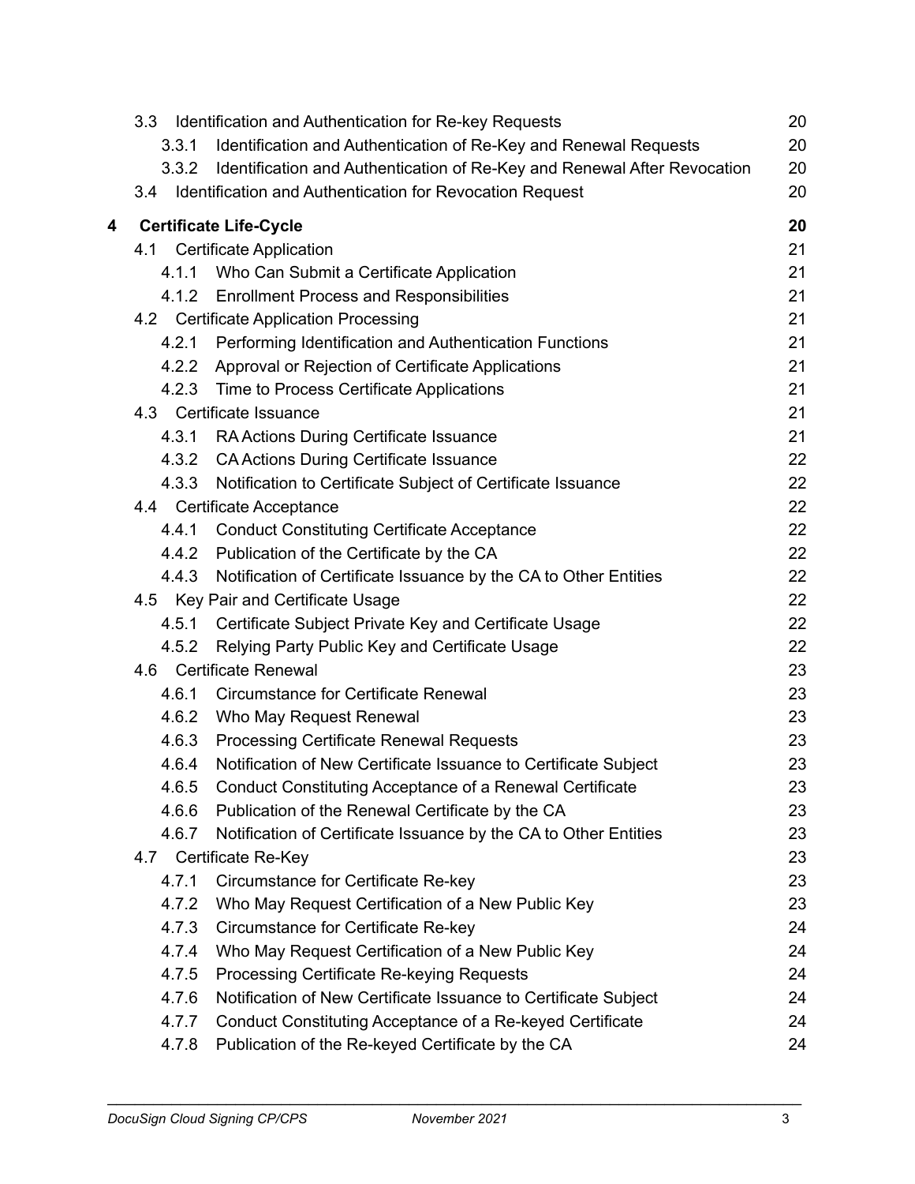3.3 Identification and Authentication for Re-key Requests 20

3.3.1 Identification and Authentication of Re-Key and Renewal Requests 20

3.3.2 Identification and Authentication of Re-Key and Renewal After Revocation 20

3.4 Identification and Authentication for Revocation Request 20

**4 Certificate Life-Cycle 20**

4.1 Certificate Application 21

4.1.1 Who Can Submit a Certificate Application 21

4.1.2 Enrollment Process and Responsibilities 21

4.2 Certificate Application Processing 21

4.2.1 Performing Identification and Authentication Functions 21

4.2.2 Approval or Rejection of Certificate Applications 21

4.2.3 Time to Process Certificate Applications 21

4.3 Certificate Issuance 21

4.3.1 RA Actions During Certificate Issuance 21

4.3.2 CA Actions During Certificate Issuance 22

4.3.3 Notification to Certificate Subject of Certificate Issuance 22

4.4 Certificate Acceptance 22

4.4.1 Conduct Constituting Certificate Acceptance 22

4.4.2 Publication of the Certificate by the CA 22

4.4.3 Notification of Certificate Issuance by the CA to Other Entities 22

4.5 Key Pair and Certificate Usage 22

4.5.1 Certificate Subject Private Key and Certificate Usage 22

4.5.2 Relying Party Public Key and Certificate Usage 22

4.6 Certificate Renewal 23

4.6.1 Circumstance for Certificate Renewal 23

4.6.2 Who May Request Renewal 23

4.6.3 Processing Certificate Renewal Requests 23

4.6.4 Notification of New Certificate Issuance to Certificate Subject 23

4.6.5 Conduct Constituting Acceptance of a Renewal Certificate 23

4.6.6 Publication of the Renewal Certificate by the CA 23

4.6.7 Notification of Certificate Issuance by the CA to Other Entities 23

4.7 Certificate Re-Key 23

4.7.1 Circumstance for Certificate Re-key 23

4.7.2 Who May Request Certification of a New Public Key 23

4.7.3 Circumstance for Certificate Re-key 24

4.7.4 Who May Request Certification of a New Public Key 24

4.7.5 Processing Certificate Re-keying Requests 24

4.7.6 Notification of New Certificate Issuance to Certificate Subject 24

4.7.7 Conduct Constituting Acceptance of a Re-keyed Certificate 24

4.7.8 Publication of the Re-keyed Certificate by the CA 24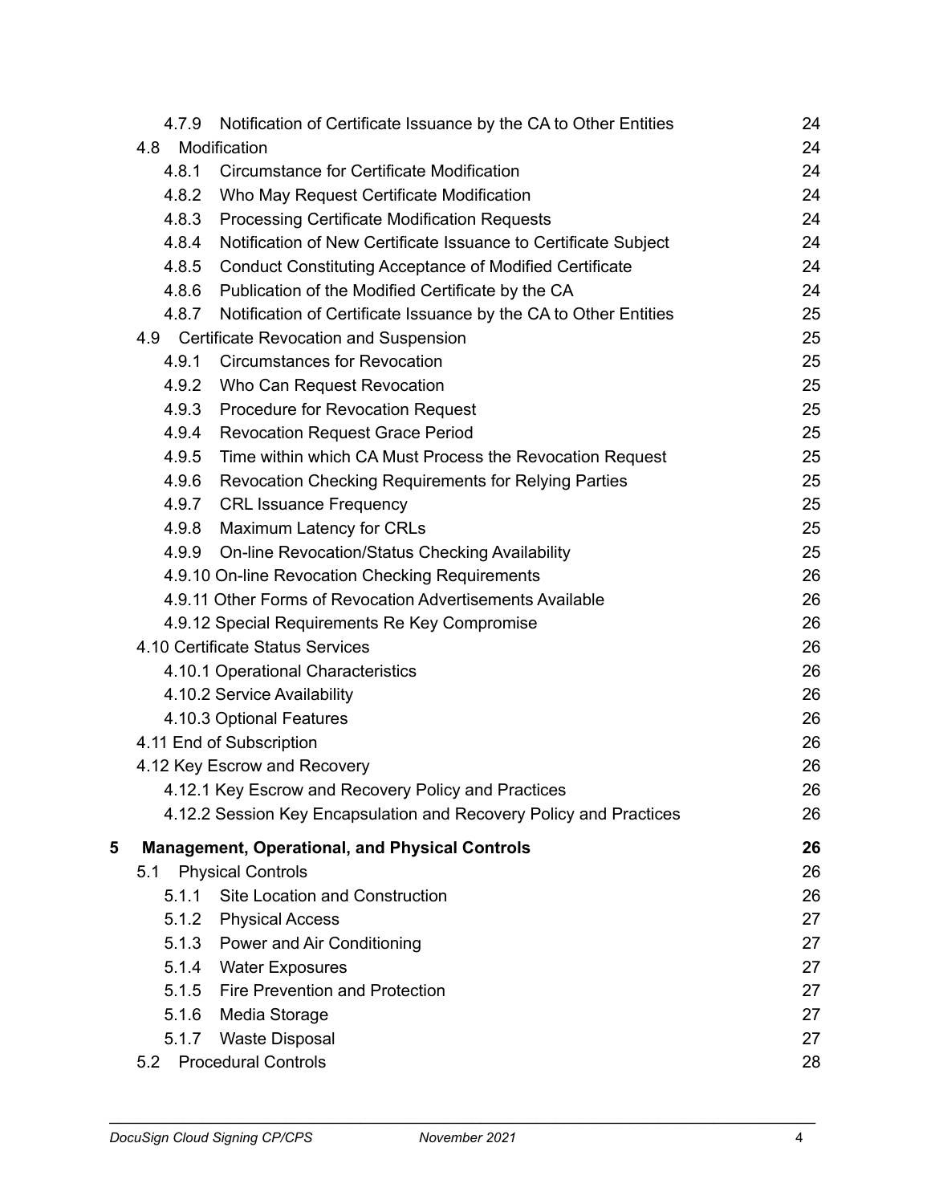- 4.7.9 Notification of Certificate Issuance by the CA to Other Entities 24
- 4.8 Modification 24
  - 4.8.1 Circumstance for Certificate Modification 24
  - 4.8.2 Who May Request Certificate Modification 24
  - 4.8.3 Processing Certificate Modification Requests 24
  - 4.8.4 Notification of New Certificate Issuance to Certificate Subject 24
  - 4.8.5 Conduct Constituting Acceptance of Modified Certificate 24
  - 4.8.6 Publication of the Modified Certificate by the CA 24
  - 4.8.7 Notification of Certificate Issuance by the CA to Other Entities 25
- 4.9 Certificate Revocation and Suspension 25
  - 4.9.1 Circumstances for Revocation 25
  - 4.9.2 Who Can Request Revocation 25
  - 4.9.3 Procedure for Revocation Request 25
  - 4.9.4 Revocation Request Grace Period 25
  - 4.9.5 Time within which CA Must Process the Revocation Request 25
  - 4.9.6 Revocation Checking Requirements for Relying Parties 25
  - 4.9.7 CRL Issuance Frequency 25
  - 4.9.8 Maximum Latency for CRLs 25
  - 4.9.9 On-line Revocation/Status Checking Availability 25
  - 4.9.10 On-line Revocation Checking Requirements 26
  - 4.9.11 Other Forms of Revocation Advertisements Available 26
  - 4.9.12 Special Requirements Re Key Compromise 26
- 4.10 Certificate Status Services 26
  - 4.10.1 Operational Characteristics 26
  - 4.10.2 Service Availability 26
  - 4.10.3 Optional Features 26
- 4.11 End of Subscription 26
- 4.12 Key Escrow and Recovery 26
  - 4.12.1 Key Escrow and Recovery Policy and Practices 26
  - 4.12.2 Session Key Encapsulation and Recovery Policy and Practices 26

**5 Management, Operational, and Physical Controls 26**

- 5.1 Physical Controls 26
  - 5.1.1 Site Location and Construction 26
  - 5.1.2 Physical Access 27
  - 5.1.3 Power and Air Conditioning 27
  - 5.1.4 Water Exposures 27
  - 5.1.5 Fire Prevention and Protection 27
  - 5.1.6 Media Storage 27
  - 5.1.7 Waste Disposal 27
- 5.2 Procedural Controls 28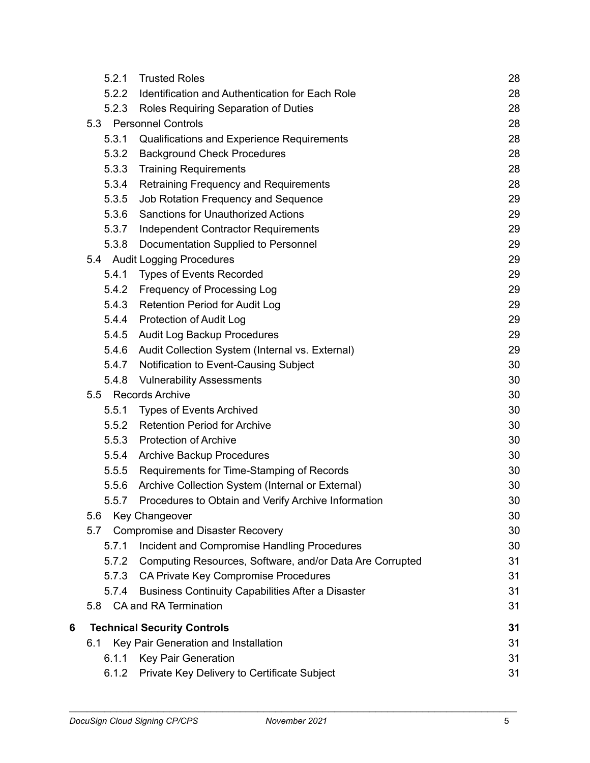5.2.1 Trusted Roles 28
5.2.2 Identification and Authentication for Each Role 28
5.2.3 Roles Requiring Separation of Duties 28
5.3 Personnel Controls 28
5.3.1 Qualifications and Experience Requirements 28
5.3.2 Background Check Procedures 28
5.3.3 Training Requirements 28
5.3.4 Retraining Frequency and Requirements 28
5.3.5 Job Rotation Frequency and Sequence 29
5.3.6 Sanctions for Unauthorized Actions 29
5.3.7 Independent Contractor Requirements 29
5.3.8 Documentation Supplied to Personnel 29
5.4 Audit Logging Procedures 29
5.4.1 Types of Events Recorded 29
5.4.2 Frequency of Processing Log 29
5.4.3 Retention Period for Audit Log 29
5.4.4 Protection of Audit Log 29
5.4.5 Audit Log Backup Procedures 29
5.4.6 Audit Collection System (Internal vs. External) 29
5.4.7 Notification to Event-Causing Subject 30
5.4.8 Vulnerability Assessments 30
5.5 Records Archive 30
5.5.1 Types of Events Archived 30
5.5.2 Retention Period for Archive 30
5.5.3 Protection of Archive 30
5.5.4 Archive Backup Procedures 30
5.5.5 Requirements for Time-Stamping of Records 30
5.5.6 Archive Collection System (Internal or External) 30
5.5.7 Procedures to Obtain and Verify Archive Information 30
5.6 Key Changeover 30
5.7 Compromise and Disaster Recovery 30
5.7.1 Incident and Compromise Handling Procedures 30
5.7.2 Computing Resources, Software, and/or Data Are Corrupted 31
5.7.3 CA Private Key Compromise Procedures 31
5.7.4 Business Continuity Capabilities After a Disaster 31
5.8 CA and RA Termination 31

**6 Technical Security Controls 31**

6.1 Key Pair Generation and Installation 31
6.1.1 Key Pair Generation 31
6.1.2 Private Key Delivery to Certificate Subject 31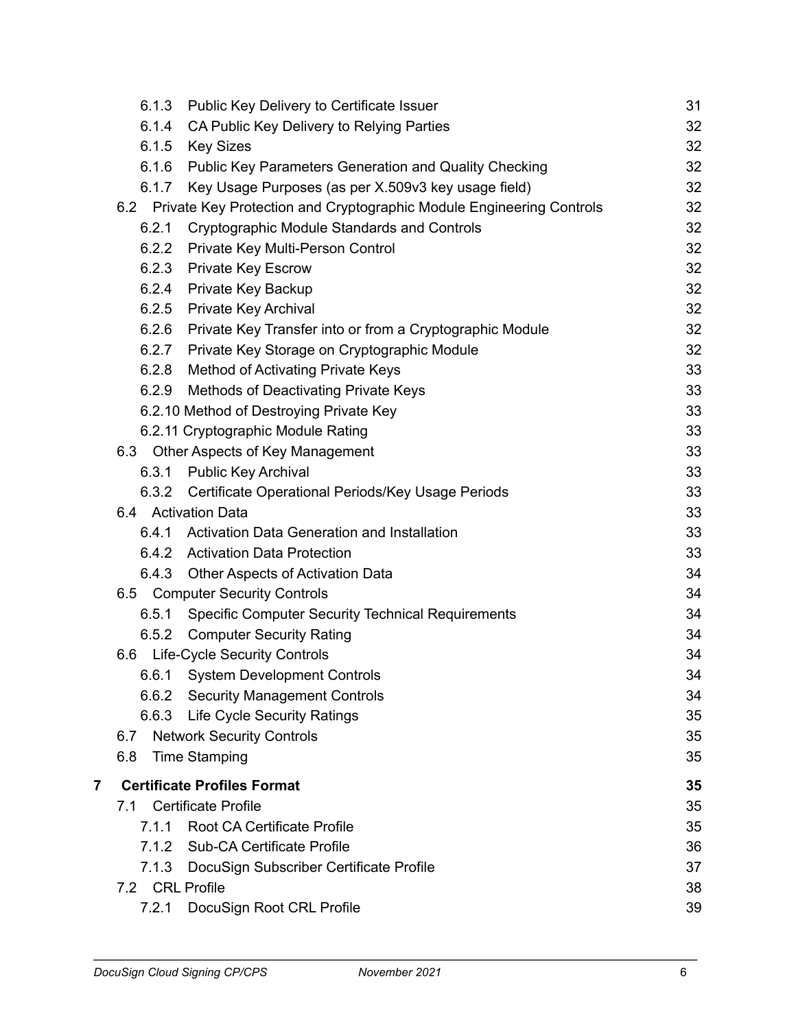- 6.1.3 Public Key Delivery to Certificate Issuer 31
- 6.1.4 CA Public Key Delivery to Relying Parties 32
- 6.1.5 Key Sizes 32
- 6.1.6 Public Key Parameters Generation and Quality Checking 32
- 6.1.7 Key Usage Purposes (as per X.509v3 key usage field) 32
- 6.2 Private Key Protection and Cryptographic Module Engineering Controls 32
  - 6.2.1 Cryptographic Module Standards and Controls 32
  - 6.2.2 Private Key Multi-Person Control 32
  - 6.2.3 Private Key Escrow 32
  - 6.2.4 Private Key Backup 32
  - 6.2.5 Private Key Archival 32
  - 6.2.6 Private Key Transfer into or from a Cryptographic Module 32
  - 6.2.7 Private Key Storage on Cryptographic Module 32
  - 6.2.8 Method of Activating Private Keys 33
  - 6.2.9 Methods of Deactivating Private Keys 33
  - 6.2.10 Method of Destroying Private Key 33
  - 6.2.11 Cryptographic Module Rating 33
- 6.3 Other Aspects of Key Management 33
  - 6.3.1 Public Key Archival 33
  - 6.3.2 Certificate Operational Periods/Key Usage Periods 33
- 6.4 Activation Data 33
  - 6.4.1 Activation Data Generation and Installation 33
  - 6.4.2 Activation Data Protection 33
  - 6.4.3 Other Aspects of Activation Data 34
- 6.5 Computer Security Controls 34
  - 6.5.1 Specific Computer Security Technical Requirements 34
  - 6.5.2 Computer Security Rating 34
- 6.6 Life-Cycle Security Controls 34
  - 6.6.1 System Development Controls 34
  - 6.6.2 Security Management Controls 34
  - 6.6.3 Life Cycle Security Ratings 35
- 6.7 Network Security Controls 35
- 6.8 Time Stamping 35

**7 Certificate Profiles Format 35**

- 7.1 Certificate Profile 35
  - 7.1.1 Root CA Certificate Profile 35
  - 7.1.2 Sub-CA Certificate Profile 36
  - 7.1.3 DocuSign Subscriber Certificate Profile 37
- 7.2 CRL Profile 38
  - 7.2.1 DocuSign Root CRL Profile 39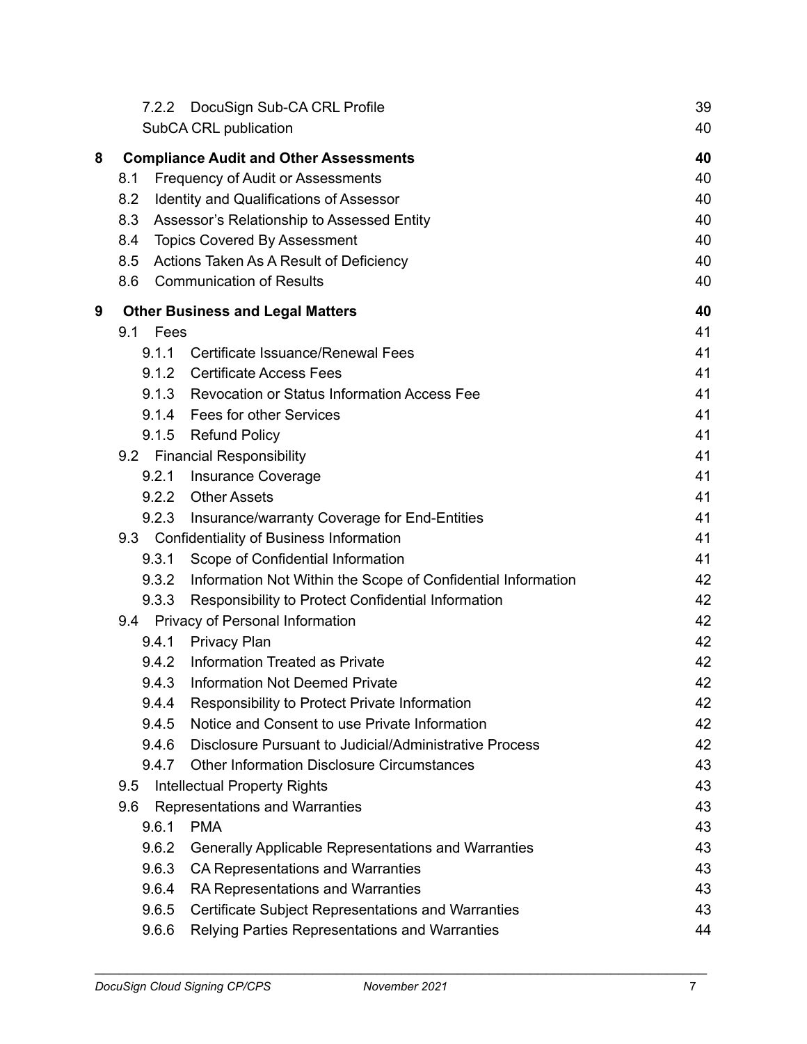7.2.2 DocuSign Sub-CA CRL Profile 39
SubCA CRL publication 40

**8 Compliance Audit and Other Assessments 40**
8.1 Frequency of Audit or Assessments 40
8.2 Identity and Qualifications of Assessor 40
8.3 Assessor's Relationship to Assessed Entity 40
8.4 Topics Covered By Assessment 40
8.5 Actions Taken As A Result of Deficiency 40
8.6 Communication of Results 40

**9 Other Business and Legal Matters 40**
9.1 Fees 41
9.1.1 Certificate Issuance/Renewal Fees 41
9.1.2 Certificate Access Fees 41
9.1.3 Revocation or Status Information Access Fee 41
9.1.4 Fees for other Services 41
9.1.5 Refund Policy 41
9.2 Financial Responsibility 41
9.2.1 Insurance Coverage 41
9.2.2 Other Assets 41
9.2.3 Insurance/warranty Coverage for End-Entities 41
9.3 Confidentiality of Business Information 41
9.3.1 Scope of Confidential Information 41
9.3.2 Information Not Within the Scope of Confidential Information 42
9.3.3 Responsibility to Protect Confidential Information 42
9.4 Privacy of Personal Information 42
9.4.1 Privacy Plan 42
9.4.2 Information Treated as Private 42
9.4.3 Information Not Deemed Private 42
9.4.4 Responsibility to Protect Private Information 42
9.4.5 Notice and Consent to use Private Information 42
9.4.6 Disclosure Pursuant to Judicial/Administrative Process 42
9.4.7 Other Information Disclosure Circumstances 43
9.5 Intellectual Property Rights 43
9.6 Representations and Warranties 43
9.6.1 PMA 43
9.6.2 Generally Applicable Representations and Warranties 43
9.6.3 CA Representations and Warranties 43
9.6.4 RA Representations and Warranties 43
9.6.5 Certificate Subject Representations and Warranties 43
9.6.6 Relying Parties Representations and Warranties 44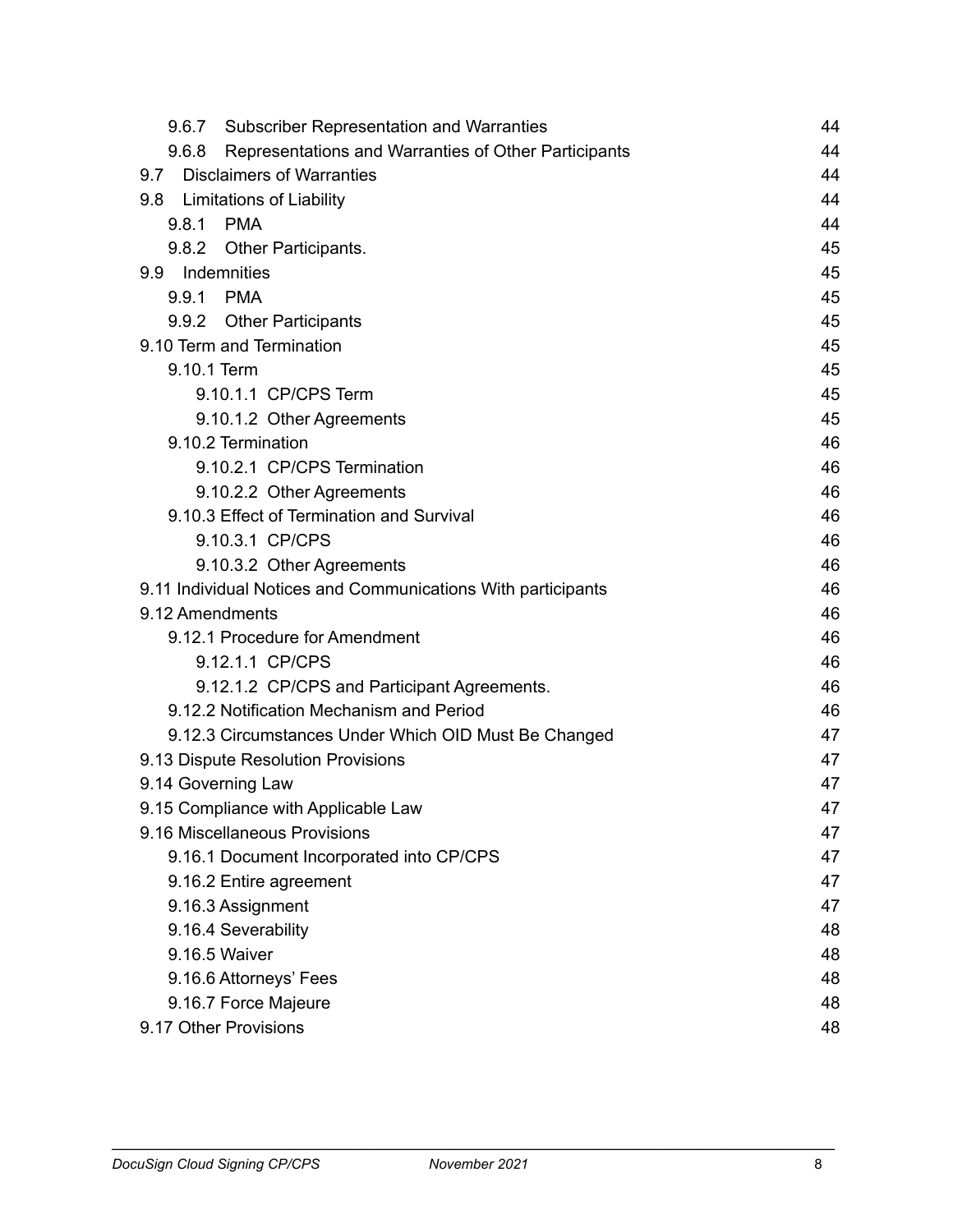| | |
|---|---|
| 9.6.7 Subscriber Representation and Warranties | 44 |
| 9.6.8 Representations and Warranties of Other Participants | 44 |
| 9.7 Disclaimers of Warranties | 44 |
| 9.8 Limitations of Liability | 44 |
| 9.8.1 PMA | 44 |
| 9.8.2 Other Participants. | 45 |
| 9.9 Indemnities | 45 |
| 9.9.1 PMA | 45 |
| 9.9.2 Other Participants | 45 |
| 9.10 Term and Termination | 45 |
| 9.10.1 Term | 45 |
| 9.10.1.1 CP/CPS Term | 45 |
| 9.10.1.2 Other Agreements | 45 |
| 9.10.2 Termination | 46 |
| 9.10.2.1 CP/CPS Termination | 46 |
| 9.10.2.2 Other Agreements | 46 |
| 9.10.3 Effect of Termination and Survival | 46 |
| 9.10.3.1 CP/CPS | 46 |
| 9.10.3.2 Other Agreements | 46 |
| 9.11 Individual Notices and Communications With participants | 46 |
| 9.12 Amendments | 46 |
| 9.12.1 Procedure for Amendment | 46 |
| 9.12.1.1 CP/CPS | 46 |
| 9.12.1.2 CP/CPS and Participant Agreements. | 46 |
| 9.12.2 Notification Mechanism and Period | 46 |
| 9.12.3 Circumstances Under Which OID Must Be Changed | 47 |
| 9.13 Dispute Resolution Provisions | 47 |
| 9.14 Governing Law | 47 |
| 9.15 Compliance with Applicable Law | 47 |
| 9.16 Miscellaneous Provisions | 47 |
| 9.16.1 Document Incorporated into CP/CPS | 47 |
| 9.16.2 Entire agreement | 47 |
| 9.16.3 Assignment | 47 |
| 9.16.4 Severability | 48 |
| 9.16.5 Waiver | 48 |
| 9.16.6 Attorneys' Fees | 48 |
| 9.16.7 Force Majeure | 48 |
| 9.17 Other Provisions | 48 |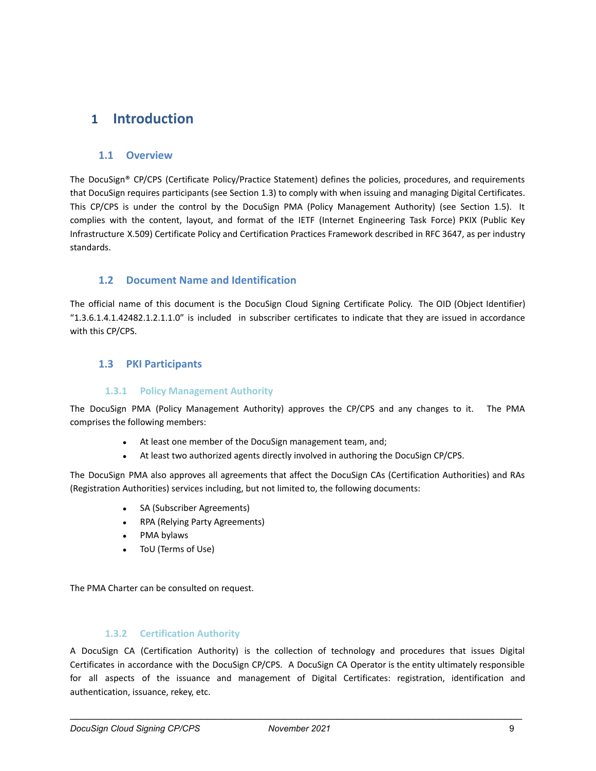# 1 Introduction

## 1.1 Overview

The DocuSign® CP/CPS (Certificate Policy/Practice Statement) defines the policies, procedures, and requirements that DocuSign requires participants (see Section 1.3) to comply with when issuing and managing Digital Certificates. This CP/CPS is under the control by the DocuSign PMA (Policy Management Authority) (see Section 1.5). It complies with the content, layout, and format of the IETF (Internet Engineering Task Force) PKIX (Public Key Infrastructure X.509) Certificate Policy and Certification Practices Framework described in RFC 3647, as per industry standards.

## 1.2 Document Name and Identification

The official name of this document is the DocuSign Cloud Signing Certificate Policy. The OID (Object Identifier) "1.3.6.1.4.1.42482.1.2.1.1.0" is included in subscriber certificates to indicate that they are issued in accordance with this CP/CPS.

## 1.3 PKI Participants

### 1.3.1 Policy Management Authority

The DocuSign PMA (Policy Management Authority) approves the CP/CPS and any changes to it. The PMA comprises the following members:

- At least one member of the DocuSign management team, and;
- At least two authorized agents directly involved in authoring the DocuSign CP/CPS.

The DocuSign PMA also approves all agreements that affect the DocuSign CAs (Certification Authorities) and RAs (Registration Authorities) services including, but not limited to, the following documents:

- SA (Subscriber Agreements)
- RPA (Relying Party Agreements)
- PMA bylaws
- ToU (Terms of Use)

The PMA Charter can be consulted on request.

### 1.3.2 Certification Authority

A DocuSign CA (Certification Authority) is the collection of technology and procedures that issues Digital Certificates in accordance with the DocuSign CP/CPS. A DocuSign CA Operator is the entity ultimately responsible for all aspects of the issuance and management of Digital Certificates: registration, identification and authentication, issuance, rekey, etc.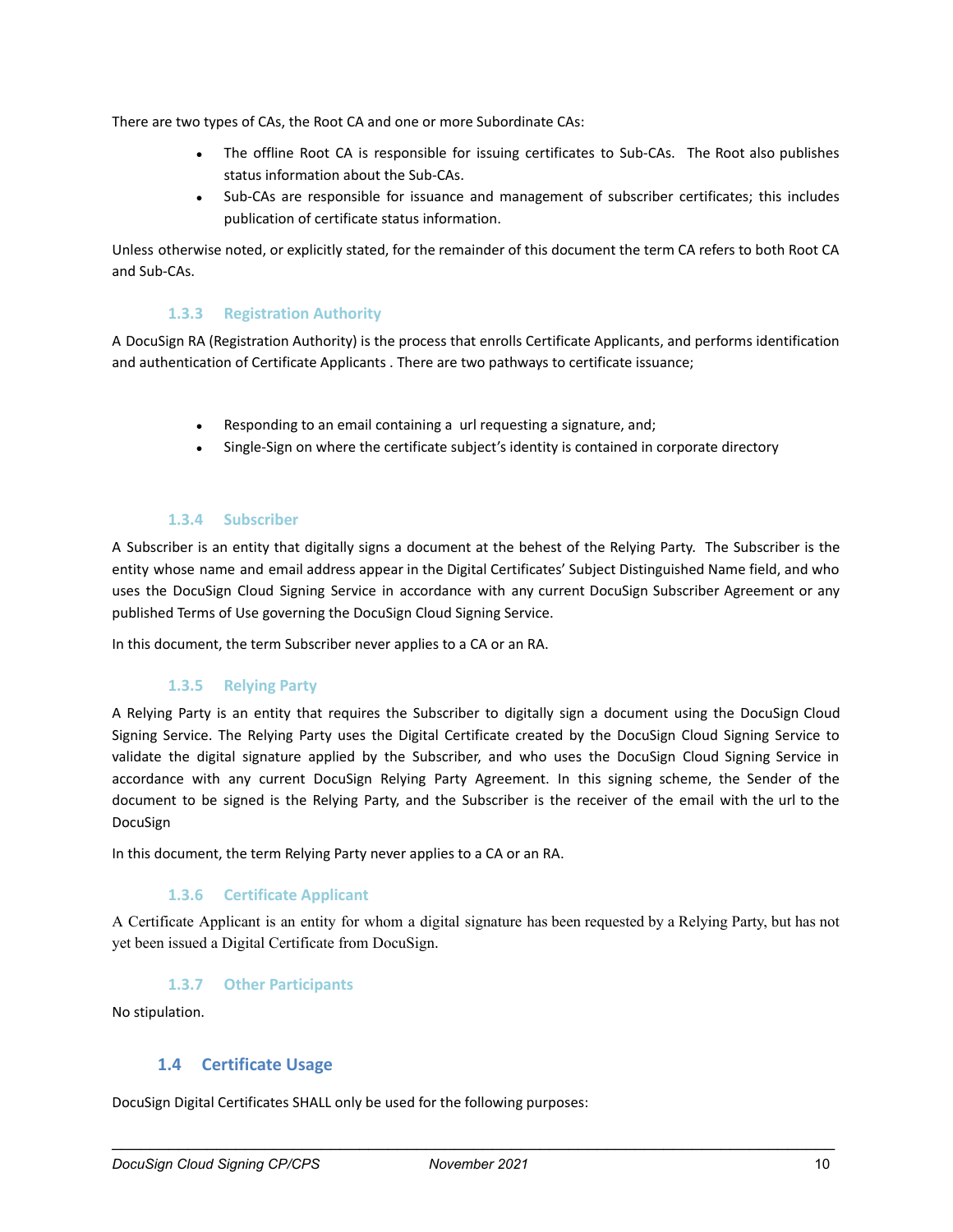There are two types of CAs, the Root CA and one or more Subordinate CAs:

- The offline Root CA is responsible for issuing certificates to Sub-CAs. The Root also publishes status information about the Sub-CAs.
- Sub-CAs are responsible for issuance and management of subscriber certificates; this includes publication of certificate status information.

Unless otherwise noted, or explicitly stated, for the remainder of this document the term CA refers to both Root CA and Sub-CAs.

### 1.3.3 Registration Authority

A DocuSign RA (Registration Authority) is the process that enrolls Certificate Applicants, and performs identification and authentication of Certificate Applicants . There are two pathways to certificate issuance;

- Responding to an email containing a url requesting a signature, and;
- Single-Sign on where the certificate subject's identity is contained in corporate directory

### 1.3.4 Subscriber

A Subscriber is an entity that digitally signs a document at the behest of the Relying Party. The Subscriber is the entity whose name and email address appear in the Digital Certificates' Subject Distinguished Name field, and who uses the DocuSign Cloud Signing Service in accordance with any current DocuSign Subscriber Agreement or any published Terms of Use governing the DocuSign Cloud Signing Service.

In this document, the term Subscriber never applies to a CA or an RA.

### 1.3.5 Relying Party

A Relying Party is an entity that requires the Subscriber to digitally sign a document using the DocuSign Cloud Signing Service. The Relying Party uses the Digital Certificate created by the DocuSign Cloud Signing Service to validate the digital signature applied by the Subscriber, and who uses the DocuSign Cloud Signing Service in accordance with any current DocuSign Relying Party Agreement. In this signing scheme, the Sender of the document to be signed is the Relying Party, and the Subscriber is the receiver of the email with the url to the DocuSign

In this document, the term Relying Party never applies to a CA or an RA.

### 1.3.6 Certificate Applicant

A Certificate Applicant is an entity for whom a digital signature has been requested by a Relying Party, but has not yet been issued a Digital Certificate from DocuSign.

### 1.3.7 Other Participants

No stipulation.

## 1.4 Certificate Usage

DocuSign Digital Certificates SHALL only be used for the following purposes: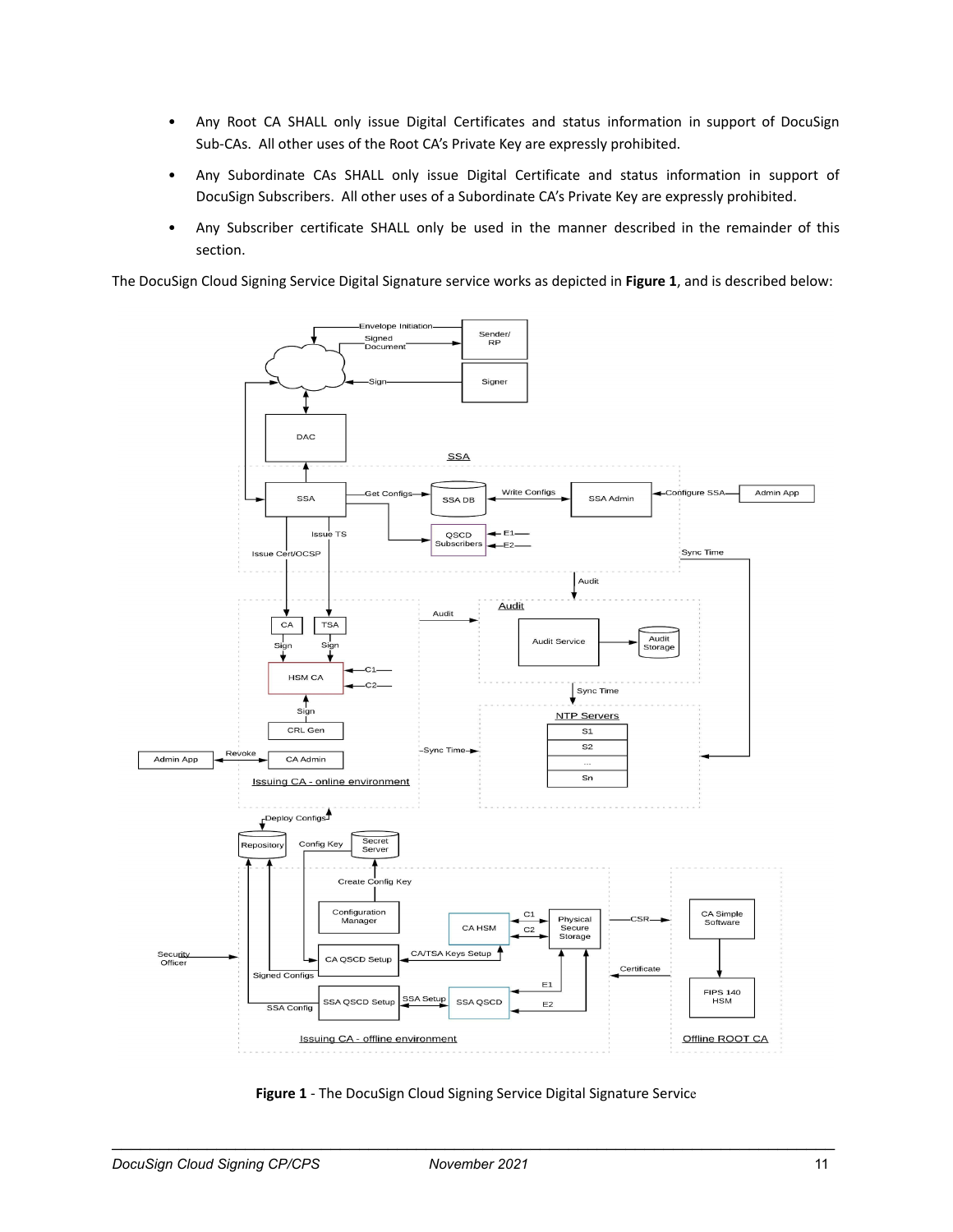- Any Root CA SHALL only issue Digital Certificates and status information in support of DocuSign Sub-CAs. All other uses of the Root CA's Private Key are expressly prohibited.
- Any Subordinate CAs SHALL only issue Digital Certificate and status information in support of DocuSign Subscribers. All other uses of a Subordinate CA's Private Key are expressly prohibited.
- Any Subscriber certificate SHALL only be used in the manner described in the remainder of this section.

The DocuSign Cloud Signing Service Digital Signature service works as depicted in **Figure 1**, and is described below:

**Figure 1** - The DocuSign Cloud Signing Service Digital Signature Service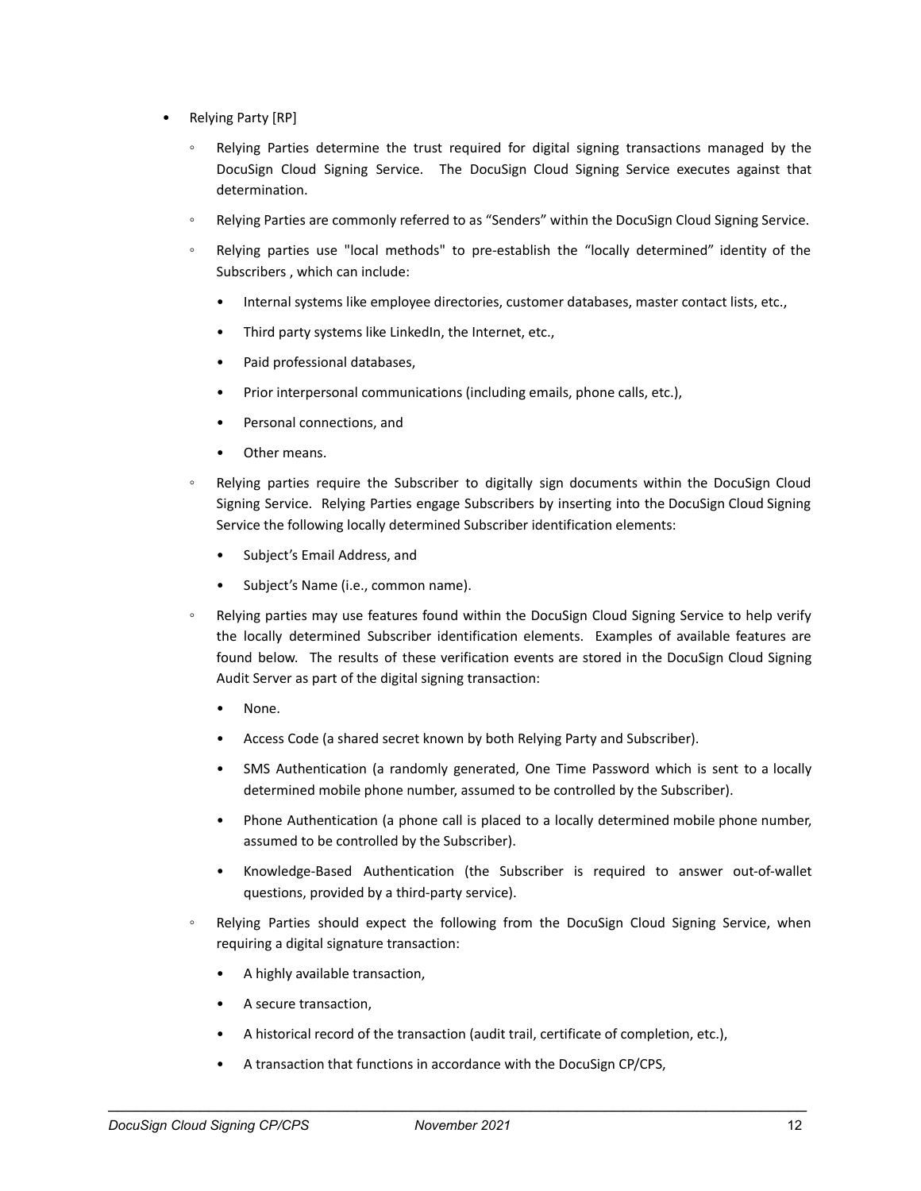- Relying Party [RP]
  - Relying Parties determine the trust required for digital signing transactions managed by the DocuSign Cloud Signing Service. The DocuSign Cloud Signing Service executes against that determination.
  - Relying Parties are commonly referred to as “Senders” within the DocuSign Cloud Signing Service.
  - Relying parties use "local methods" to pre-establish the “locally determined” identity of the Subscribers , which can include:
    - Internal systems like employee directories, customer databases, master contact lists, etc.,
    - Third party systems like LinkedIn, the Internet, etc.,
    - Paid professional databases,
    - Prior interpersonal communications (including emails, phone calls, etc.),
    - Personal connections, and
    - Other means.
  - Relying parties require the Subscriber to digitally sign documents within the DocuSign Cloud Signing Service. Relying Parties engage Subscribers by inserting into the DocuSign Cloud Signing Service the following locally determined Subscriber identification elements:
    - Subject’s Email Address, and
    - Subject’s Name (i.e., common name).
  - Relying parties may use features found within the DocuSign Cloud Signing Service to help verify the locally determined Subscriber identification elements. Examples of available features are found below. The results of these verification events are stored in the DocuSign Cloud Signing Audit Server as part of the digital signing transaction:
    - None.
    - Access Code (a shared secret known by both Relying Party and Subscriber).
    - SMS Authentication (a randomly generated, One Time Password which is sent to a locally determined mobile phone number, assumed to be controlled by the Subscriber).
    - Phone Authentication (a phone call is placed to a locally determined mobile phone number, assumed to be controlled by the Subscriber).
    - Knowledge-Based Authentication (the Subscriber is required to answer out-of-wallet questions, provided by a third-party service).
  - Relying Parties should expect the following from the DocuSign Cloud Signing Service, when requiring a digital signature transaction:
    - A highly available transaction,
    - A secure transaction,
    - A historical record of the transaction (audit trail, certificate of completion, etc.),
    - A transaction that functions in accordance with the DocuSign CP/CPS,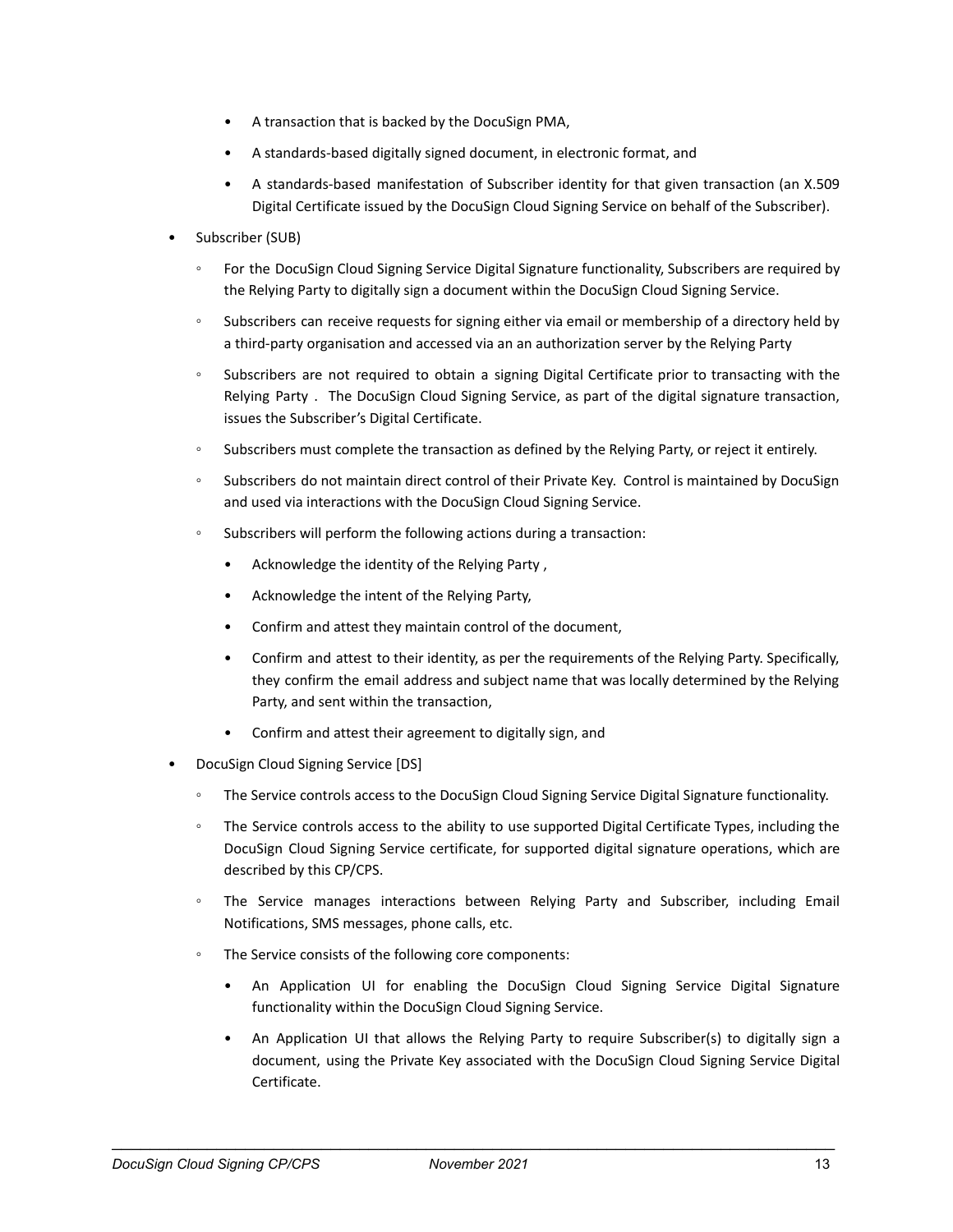- A transaction that is backed by the DocuSign PMA,
    - A standards-based digitally signed document, in electronic format, and
    - A standards-based manifestation of Subscriber identity for that given transaction (an X.509 Digital Certificate issued by the DocuSign Cloud Signing Service on behalf of the Subscriber).

- Subscriber (SUB)
  - For the DocuSign Cloud Signing Service Digital Signature functionality, Subscribers are required by the Relying Party to digitally sign a document within the DocuSign Cloud Signing Service.
  - Subscribers can receive requests for signing either via email or membership of a directory held by a third-party organisation and accessed via an an authorization server by the Relying Party
  - Subscribers are not required to obtain a signing Digital Certificate prior to transacting with the Relying Party . The DocuSign Cloud Signing Service, as part of the digital signature transaction, issues the Subscriber's Digital Certificate.
  - Subscribers must complete the transaction as defined by the Relying Party, or reject it entirely.
  - Subscribers do not maintain direct control of their Private Key. Control is maintained by DocuSign and used via interactions with the DocuSign Cloud Signing Service.
  - Subscribers will perform the following actions during a transaction:
    - Acknowledge the identity of the Relying Party ,
    - Acknowledge the intent of the Relying Party,
    - Confirm and attest they maintain control of the document,
    - Confirm and attest to their identity, as per the requirements of the Relying Party. Specifically, they confirm the email address and subject name that was locally determined by the Relying Party, and sent within the transaction,
    - Confirm and attest their agreement to digitally sign, and
- DocuSign Cloud Signing Service [DS]
  - The Service controls access to the DocuSign Cloud Signing Service Digital Signature functionality.
  - The Service controls access to the ability to use supported Digital Certificate Types, including the DocuSign Cloud Signing Service certificate, for supported digital signature operations, which are described by this CP/CPS.
  - The Service manages interactions between Relying Party and Subscriber, including Email Notifications, SMS messages, phone calls, etc.
  - The Service consists of the following core components:
    - An Application UI for enabling the DocuSign Cloud Signing Service Digital Signature functionality within the DocuSign Cloud Signing Service.
    - An Application UI that allows the Relying Party to require Subscriber(s) to digitally sign a document, using the Private Key associated with the DocuSign Cloud Signing Service Digital Certificate.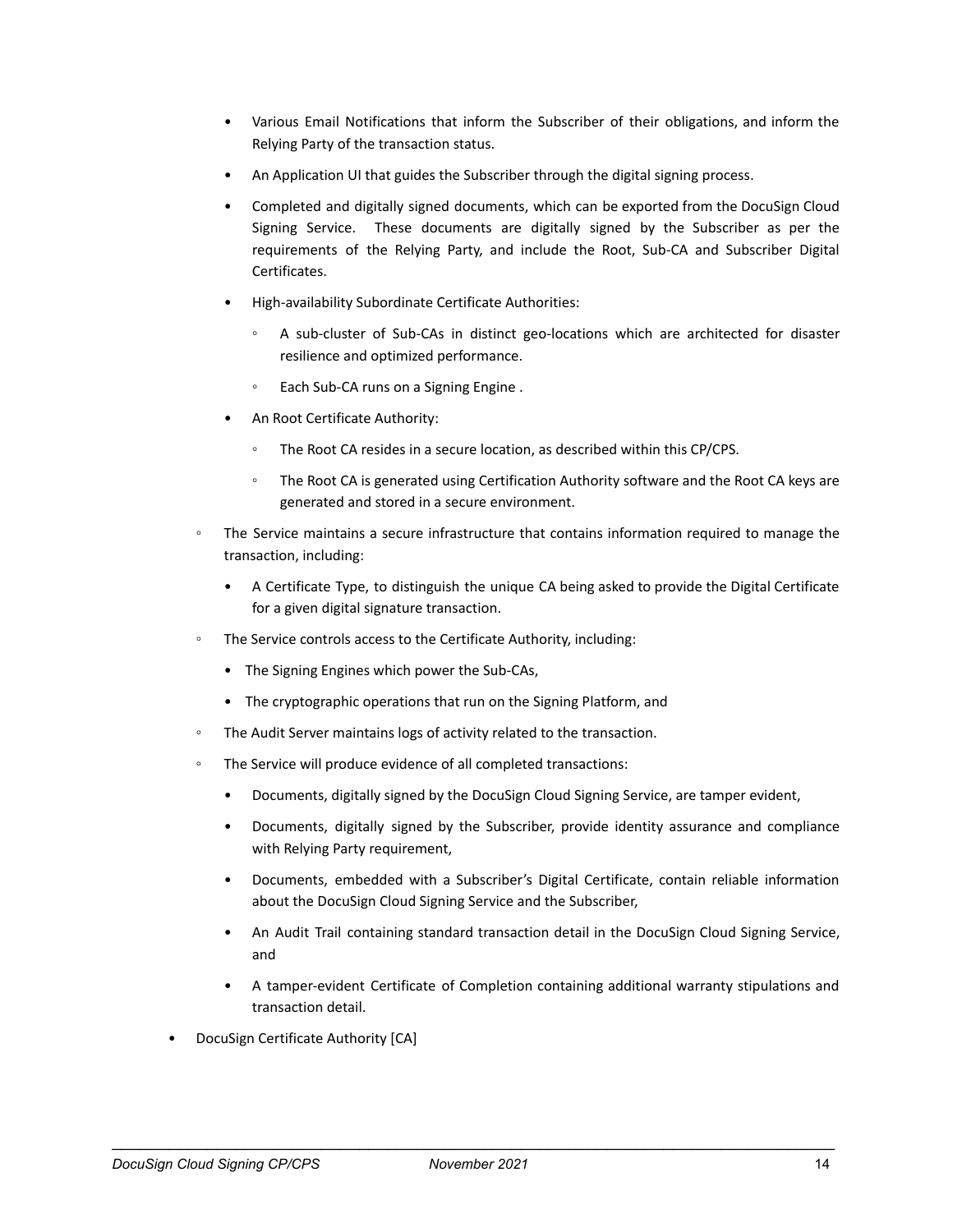- Various Email Notifications that inform the Subscriber of their obligations, and inform the Relying Party of the transaction status.
        - An Application UI that guides the Subscriber through the digital signing process.
        - Completed and digitally signed documents, which can be exported from the DocuSign Cloud Signing Service. These documents are digitally signed by the Subscriber as per the requirements of the Relying Party, and include the Root, Sub-CA and Subscriber Digital Certificates.
        - High-availability Subordinate Certificate Authorities:
            - A sub-cluster of Sub-CAs in distinct geo-locations which are architected for disaster resilience and optimized performance.
            - Each Sub-CA runs on a Signing Engine .
        - An Root Certificate Authority:
            - The Root CA resides in a secure location, as described within this CP/CPS.
            - The Root CA is generated using Certification Authority software and the Root CA keys are generated and stored in a secure environment.
    - The Service maintains a secure infrastructure that contains information required to manage the transaction, including:
        - A Certificate Type, to distinguish the unique CA being asked to provide the Digital Certificate for a given digital signature transaction.
    - The Service controls access to the Certificate Authority, including:
        - The Signing Engines which power the Sub-CAs,
        - The cryptographic operations that run on the Signing Platform, and
    - The Audit Server maintains logs of activity related to the transaction.
    - The Service will produce evidence of all completed transactions:
        - Documents, digitally signed by the DocuSign Cloud Signing Service, are tamper evident,
        - Documents, digitally signed by the Subscriber, provide identity assurance and compliance with Relying Party requirement,
        - Documents, embedded with a Subscriber's Digital Certificate, contain reliable information about the DocuSign Cloud Signing Service and the Subscriber,
        - An Audit Trail containing standard transaction detail in the DocuSign Cloud Signing Service, and
        - A tamper-evident Certificate of Completion containing additional warranty stipulations and transaction detail.
- DocuSign Certificate Authority [CA]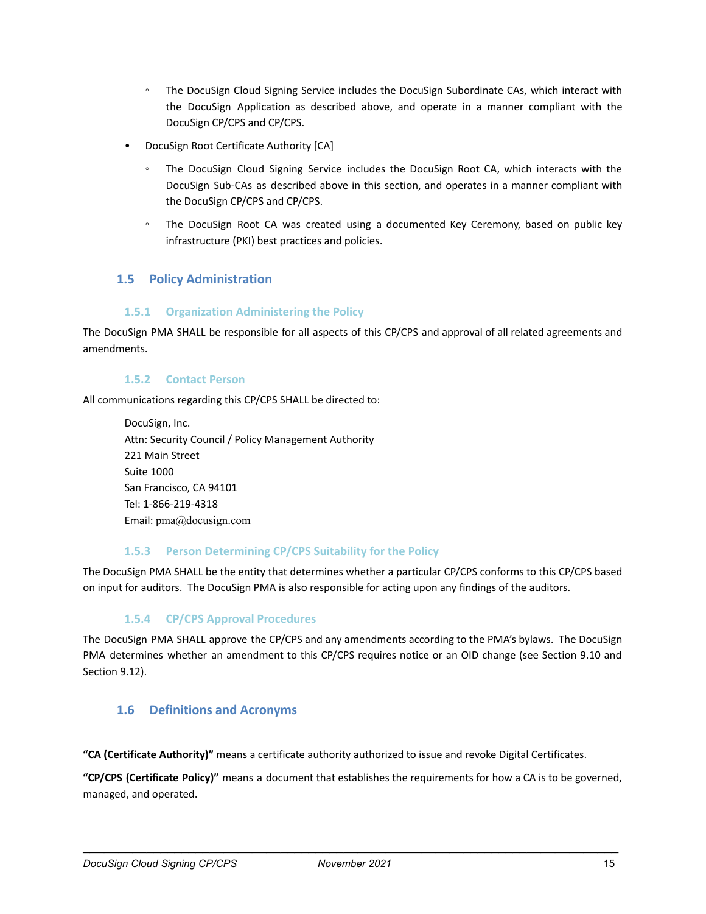- The DocuSign Cloud Signing Service includes the DocuSign Subordinate CAs, which interact with the DocuSign Application as described above, and operate in a manner compliant with the DocuSign CP/CPS and CP/CPS.
- DocuSign Root Certificate Authority [CA]
    - The DocuSign Cloud Signing Service includes the DocuSign Root CA, which interacts with the DocuSign Sub-CAs as described above in this section, and operates in a manner compliant with the DocuSign CP/CPS and CP/CPS.
    - The DocuSign Root CA was created using a documented Key Ceremony, based on public key infrastructure (PKI) best practices and policies.

## 1.5 Policy Administration

### 1.5.1 Organization Administering the Policy

The DocuSign PMA SHALL be responsible for all aspects of this CP/CPS and approval of all related agreements and amendments.

### 1.5.2 Contact Person

All communications regarding this CP/CPS SHALL be directed to:

DocuSign, Inc.
Attn: Security Council / Policy Management Authority
221 Main Street
Suite 1000
San Francisco, CA 94101
Tel: 1-866-219-4318
Email: pma@docusign.com

### 1.5.3 Person Determining CP/CPS Suitability for the Policy

The DocuSign PMA SHALL be the entity that determines whether a particular CP/CPS conforms to this CP/CPS based on input for auditors. The DocuSign PMA is also responsible for acting upon any findings of the auditors.

### 1.5.4 CP/CPS Approval Procedures

The DocuSign PMA SHALL approve the CP/CPS and any amendments according to the PMA's bylaws. The DocuSign PMA determines whether an amendment to this CP/CPS requires notice or an OID change (see Section 9.10 and Section 9.12).

## 1.6 Definitions and Acronyms

**"CA (Certificate Authority)"** means a certificate authority authorized to issue and revoke Digital Certificates.

**"CP/CPS (Certificate Policy)"** means a document that establishes the requirements for how a CA is to be governed, managed, and operated.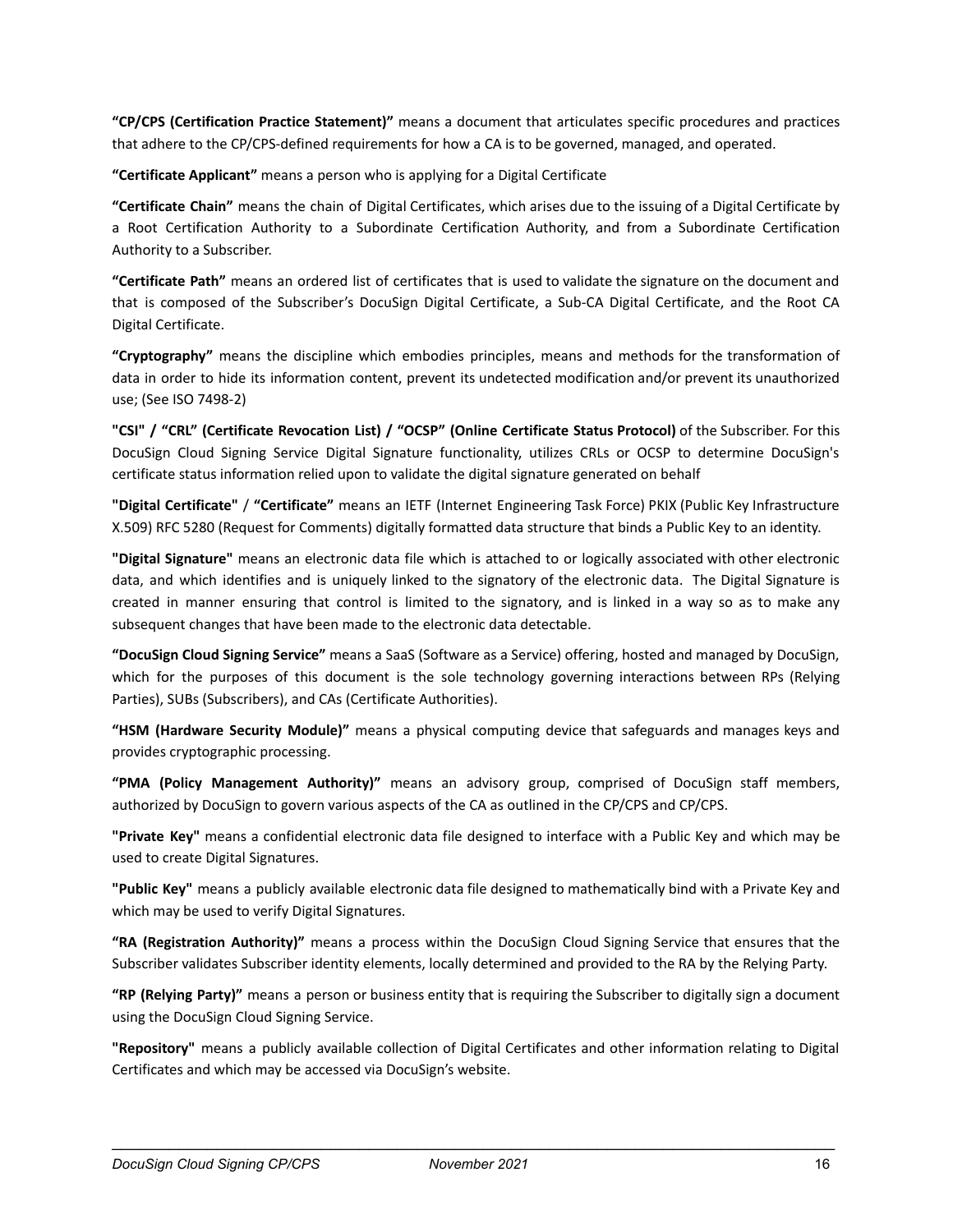**"CP/CPS (Certification Practice Statement)"** means a document that articulates specific procedures and practices that adhere to the CP/CPS-defined requirements for how a CA is to be governed, managed, and operated.

**"Certificate Applicant"** means a person who is applying for a Digital Certificate

**"Certificate Chain"** means the chain of Digital Certificates, which arises due to the issuing of a Digital Certificate by a Root Certification Authority to a Subordinate Certification Authority, and from a Subordinate Certification Authority to a Subscriber.

**"Certificate Path"** means an ordered list of certificates that is used to validate the signature on the document and that is composed of the Subscriber's DocuSign Digital Certificate, a Sub-CA Digital Certificate, and the Root CA Digital Certificate.

**"Cryptography"** means the discipline which embodies principles, means and methods for the transformation of data in order to hide its information content, prevent its undetected modification and/or prevent its unauthorized use; (See ISO 7498-2)

**"CSI" / "CRL" (Certificate Revocation List) / "OCSP" (Online Certificate Status Protocol)** of the Subscriber. For this DocuSign Cloud Signing Service Digital Signature functionality, utilizes CRLs or OCSP to determine DocuSign's certificate status information relied upon to validate the digital signature generated on behalf

**"Digital Certificate"** / **"Certificate"** means an IETF (Internet Engineering Task Force) PKIX (Public Key Infrastructure X.509) RFC 5280 (Request for Comments) digitally formatted data structure that binds a Public Key to an identity.

**"Digital Signature"** means an electronic data file which is attached to or logically associated with other electronic data, and which identifies and is uniquely linked to the signatory of the electronic data. The Digital Signature is created in manner ensuring that control is limited to the signatory, and is linked in a way so as to make any subsequent changes that have been made to the electronic data detectable.

**"DocuSign Cloud Signing Service"** means a SaaS (Software as a Service) offering, hosted and managed by DocuSign, which for the purposes of this document is the sole technology governing interactions between RPs (Relying Parties), SUBs (Subscribers), and CAs (Certificate Authorities).

**"HSM (Hardware Security Module)"** means a physical computing device that safeguards and manages keys and provides cryptographic processing.

**"PMA (Policy Management Authority)"** means an advisory group, comprised of DocuSign staff members, authorized by DocuSign to govern various aspects of the CA as outlined in the CP/CPS and CP/CPS.

**"Private Key"** means a confidential electronic data file designed to interface with a Public Key and which may be used to create Digital Signatures.

**"Public Key"** means a publicly available electronic data file designed to mathematically bind with a Private Key and which may be used to verify Digital Signatures.

**"RA (Registration Authority)"** means a process within the DocuSign Cloud Signing Service that ensures that the Subscriber validates Subscriber identity elements, locally determined and provided to the RA by the Relying Party.

**"RP (Relying Party)"** means a person or business entity that is requiring the Subscriber to digitally sign a document using the DocuSign Cloud Signing Service.

**"Repository"** means a publicly available collection of Digital Certificates and other information relating to Digital Certificates and which may be accessed via DocuSign's website.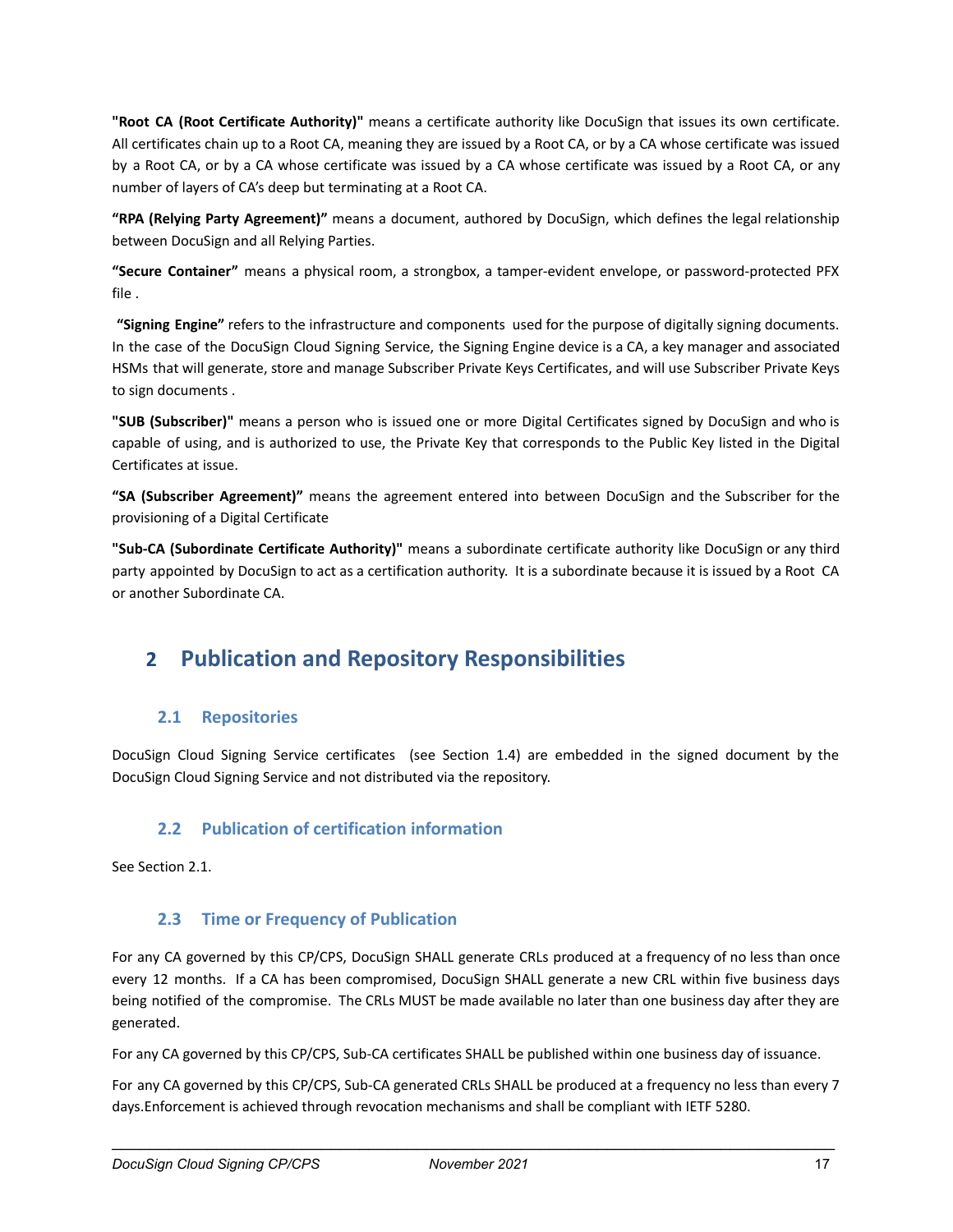**"Root CA (Root Certificate Authority)"** means a certificate authority like DocuSign that issues its own certificate. All certificates chain up to a Root CA, meaning they are issued by a Root CA, or by a CA whose certificate was issued by a Root CA, or by a CA whose certificate was issued by a CA whose certificate was issued by a Root CA, or any number of layers of CA's deep but terminating at a Root CA.

**"RPA (Relying Party Agreement)"** means a document, authored by DocuSign, which defines the legal relationship between DocuSign and all Relying Parties.

**"Secure Container"** means a physical room, a strongbox, a tamper-evident envelope, or password-protected PFX file .

**"Signing Engine"** refers to the infrastructure and components used for the purpose of digitally signing documents. In the case of the DocuSign Cloud Signing Service, the Signing Engine device is a CA, a key manager and associated HSMs that will generate, store and manage Subscriber Private Keys Certificates, and will use Subscriber Private Keys to sign documents .

**"SUB (Subscriber)"** means a person who is issued one or more Digital Certificates signed by DocuSign and who is capable of using, and is authorized to use, the Private Key that corresponds to the Public Key listed in the Digital Certificates at issue.

**"SA (Subscriber Agreement)"** means the agreement entered into between DocuSign and the Subscriber for the provisioning of a Digital Certificate

**"Sub-CA (Subordinate Certificate Authority)"** means a subordinate certificate authority like DocuSign or any third party appointed by DocuSign to act as a certification authority. It is a subordinate because it is issued by a Root CA or another Subordinate CA.

# 2 Publication and Repository Responsibilities

## 2.1 Repositories

DocuSign Cloud Signing Service certificates (see Section 1.4) are embedded in the signed document by the DocuSign Cloud Signing Service and not distributed via the repository.

## 2.2 Publication of certification information

See Section 2.1.

## 2.3 Time or Frequency of Publication

For any CA governed by this CP/CPS, DocuSign SHALL generate CRLs produced at a frequency of no less than once every 12 months. If a CA has been compromised, DocuSign SHALL generate a new CRL within five business days being notified of the compromise. The CRLs MUST be made available no later than one business day after they are generated.

For any CA governed by this CP/CPS, Sub-CA certificates SHALL be published within one business day of issuance.

For any CA governed by this CP/CPS, Sub-CA generated CRLs SHALL be produced at a frequency no less than every 7 days.Enforcement is achieved through revocation mechanisms and shall be compliant with IETF 5280.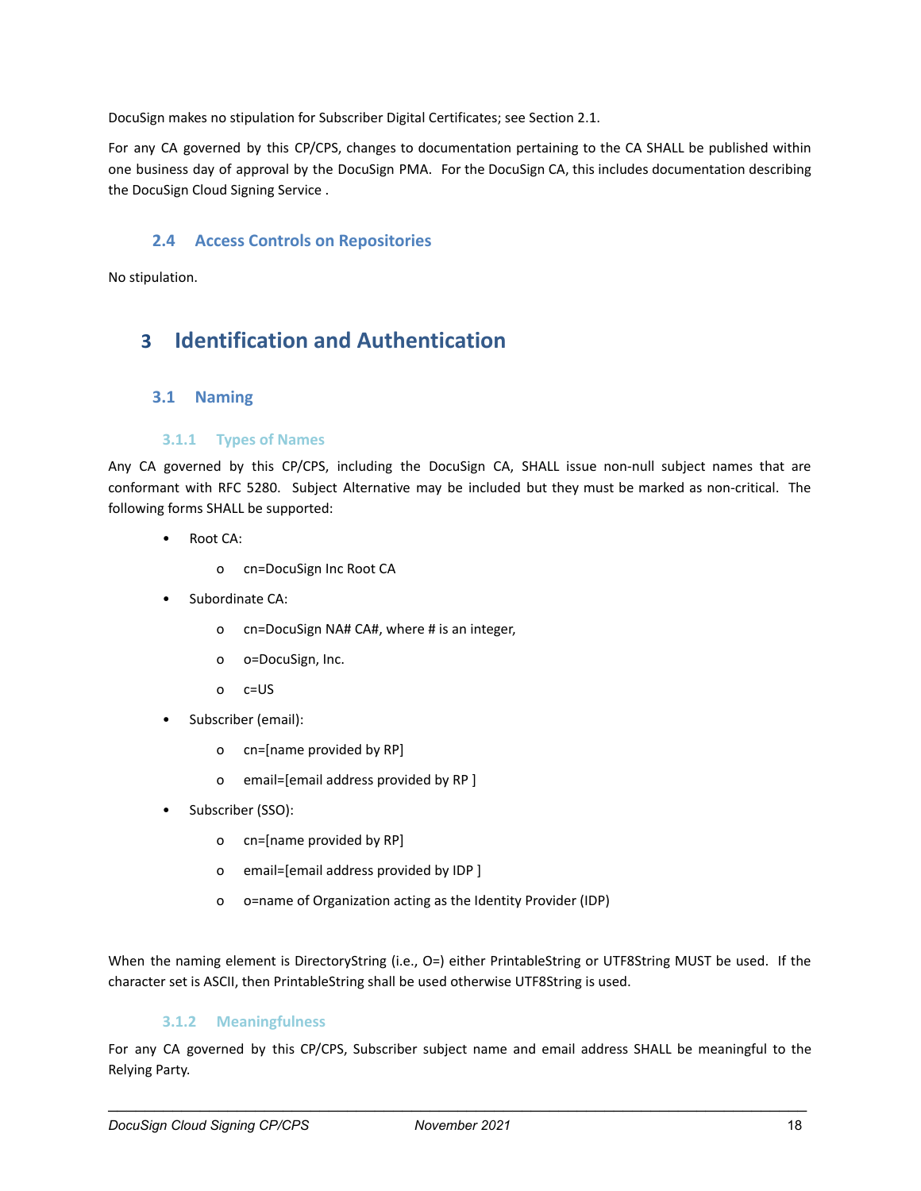DocuSign makes no stipulation for Subscriber Digital Certificates; see Section 2.1.

For any CA governed by this CP/CPS, changes to documentation pertaining to the CA SHALL be published within one business day of approval by the DocuSign PMA. For the DocuSign CA, this includes documentation describing the DocuSign Cloud Signing Service .

## 2.4 Access Controls on Repositories

No stipulation.

# 3 Identification and Authentication

## 3.1 Naming

### 3.1.1 Types of Names

Any CA governed by this CP/CPS, including the DocuSign CA, SHALL issue non-null subject names that are conformant with RFC 5280. Subject Alternative may be included but they must be marked as non-critical. The following forms SHALL be supported:

- Root CA:
  - cn=DocuSign Inc Root CA
- Subordinate CA:
  - cn=DocuSign NA# CA#, where # is an integer,
  - o=DocuSign, Inc.
  - c=US
- Subscriber (email):
  - cn=[name provided by RP]
  - email=[email address provided by RP ]
- Subscriber (SSO):
  - cn=[name provided by RP]
  - email=[email address provided by IDP ]
  - o=name of Organization acting as the Identity Provider (IDP)

When the naming element is DirectoryString (i.e., O=) either PrintableString or UTF8String MUST be used. If the character set is ASCII, then PrintableString shall be used otherwise UTF8String is used.

### 3.1.2 Meaningfulness

For any CA governed by this CP/CPS, Subscriber subject name and email address SHALL be meaningful to the Relying Party.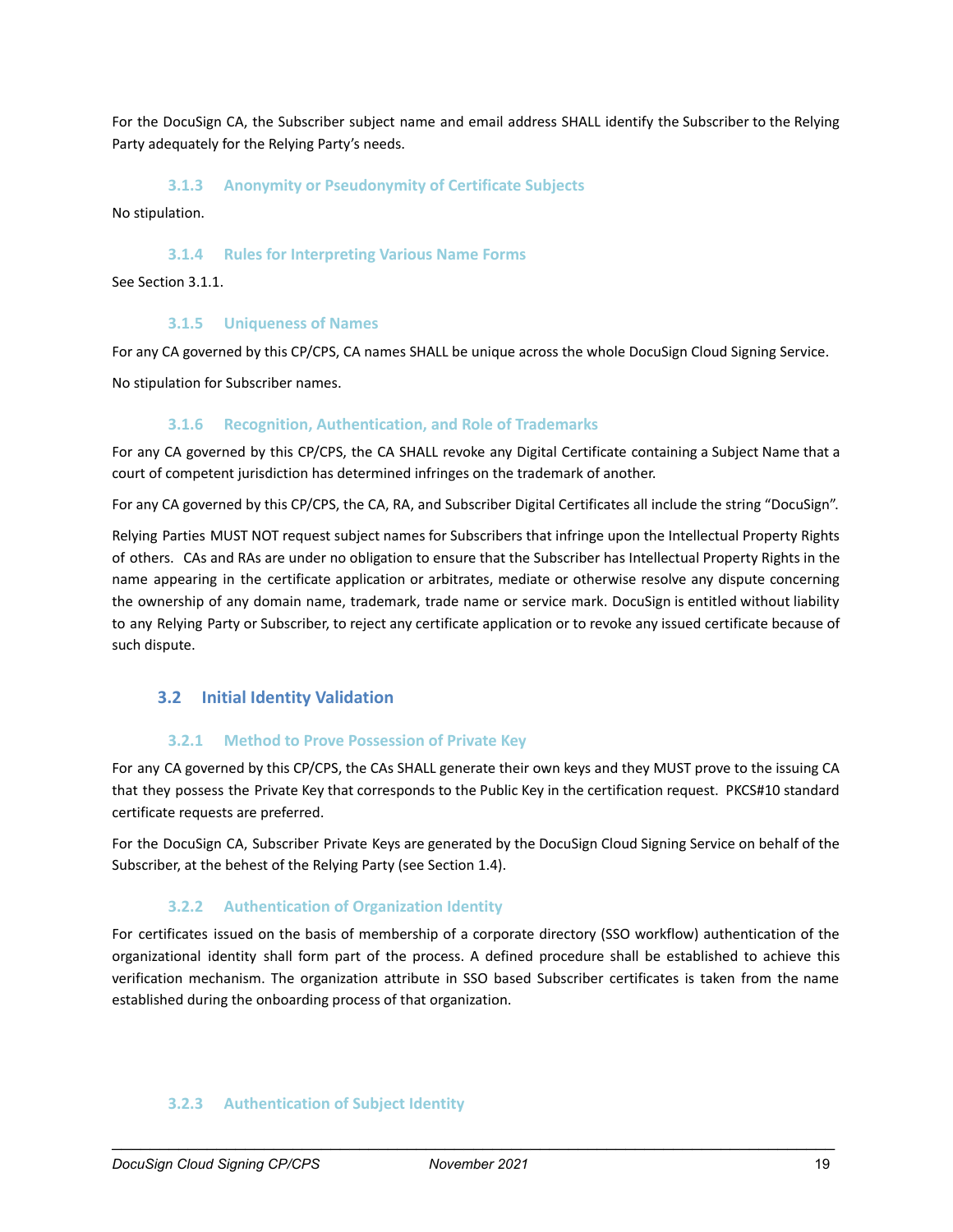For the DocuSign CA, the Subscriber subject name and email address SHALL identify the Subscriber to the Relying Party adequately for the Relying Party's needs.

### 3.1.3 Anonymity or Pseudonymity of Certificate Subjects

No stipulation.

### 3.1.4 Rules for Interpreting Various Name Forms

See Section 3.1.1.

### 3.1.5 Uniqueness of Names

For any CA governed by this CP/CPS, CA names SHALL be unique across the whole DocuSign Cloud Signing Service.

No stipulation for Subscriber names.

### 3.1.6 Recognition, Authentication, and Role of Trademarks

For any CA governed by this CP/CPS, the CA SHALL revoke any Digital Certificate containing a Subject Name that a court of competent jurisdiction has determined infringes on the trademark of another.

For any CA governed by this CP/CPS, the CA, RA, and Subscriber Digital Certificates all include the string "DocuSign".

Relying Parties MUST NOT request subject names for Subscribers that infringe upon the Intellectual Property Rights of others. CAs and RAs are under no obligation to ensure that the Subscriber has Intellectual Property Rights in the name appearing in the certificate application or arbitrates, mediate or otherwise resolve any dispute concerning the ownership of any domain name, trademark, trade name or service mark. DocuSign is entitled without liability to any Relying Party or Subscriber, to reject any certificate application or to revoke any issued certificate because of such dispute.

## 3.2 Initial Identity Validation

### 3.2.1 Method to Prove Possession of Private Key

For any CA governed by this CP/CPS, the CAs SHALL generate their own keys and they MUST prove to the issuing CA that they possess the Private Key that corresponds to the Public Key in the certification request. PKCS#10 standard certificate requests are preferred.

For the DocuSign CA, Subscriber Private Keys are generated by the DocuSign Cloud Signing Service on behalf of the Subscriber, at the behest of the Relying Party (see Section 1.4).

### 3.2.2 Authentication of Organization Identity

For certificates issued on the basis of membership of a corporate directory (SSO workflow) authentication of the organizational identity shall form part of the process. A defined procedure shall be established to achieve this verification mechanism. The organization attribute in SSO based Subscriber certificates is taken from the name established during the onboarding process of that organization.

### 3.2.3 Authentication of Subject Identity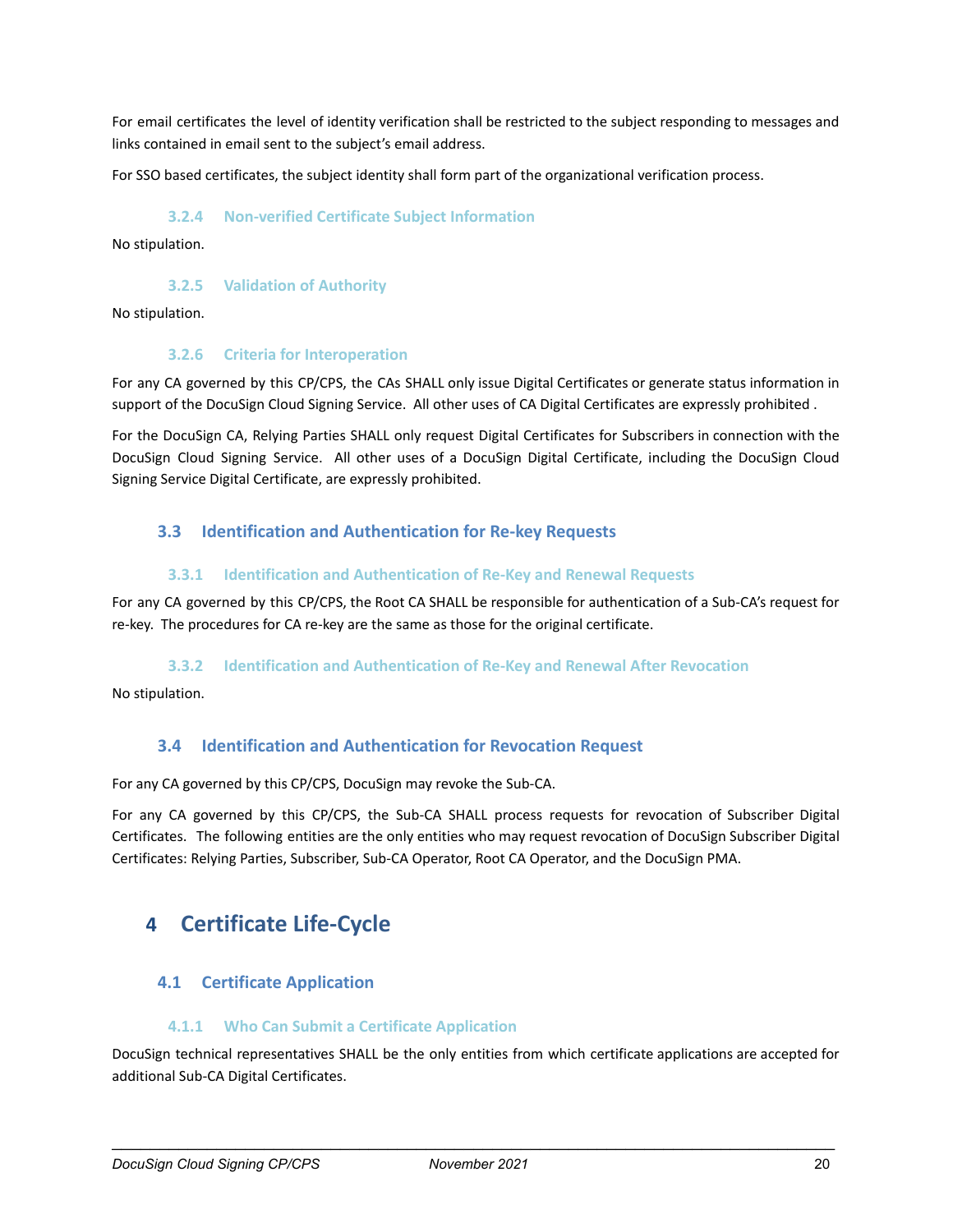For email certificates the level of identity verification shall be restricted to the subject responding to messages and links contained in email sent to the subject's email address.

For SSO based certificates, the subject identity shall form part of the organizational verification process.

#### 3.2.4 Non-verified Certificate Subject Information

No stipulation.

#### 3.2.5 Validation of Authority

No stipulation.

#### 3.2.6 Criteria for Interoperation

For any CA governed by this CP/CPS, the CAs SHALL only issue Digital Certificates or generate status information in support of the DocuSign Cloud Signing Service. All other uses of CA Digital Certificates are expressly prohibited .

For the DocuSign CA, Relying Parties SHALL only request Digital Certificates for Subscribers in connection with the DocuSign Cloud Signing Service. All other uses of a DocuSign Digital Certificate, including the DocuSign Cloud Signing Service Digital Certificate, are expressly prohibited.

### 3.3 Identification and Authentication for Re-key Requests

#### 3.3.1 Identification and Authentication of Re-Key and Renewal Requests

For any CA governed by this CP/CPS, the Root CA SHALL be responsible for authentication of a Sub-CA's request for re-key. The procedures for CA re-key are the same as those for the original certificate.

#### 3.3.2 Identification and Authentication of Re-Key and Renewal After Revocation

No stipulation.

### 3.4 Identification and Authentication for Revocation Request

For any CA governed by this CP/CPS, DocuSign may revoke the Sub-CA.

For any CA governed by this CP/CPS, the Sub-CA SHALL process requests for revocation of Subscriber Digital Certificates. The following entities are the only entities who may request revocation of DocuSign Subscriber Digital Certificates: Relying Parties, Subscriber, Sub-CA Operator, Root CA Operator, and the DocuSign PMA.

## 4 Certificate Life-Cycle

### 4.1 Certificate Application

#### 4.1.1 Who Can Submit a Certificate Application

DocuSign technical representatives SHALL be the only entities from which certificate applications are accepted for additional Sub-CA Digital Certificates.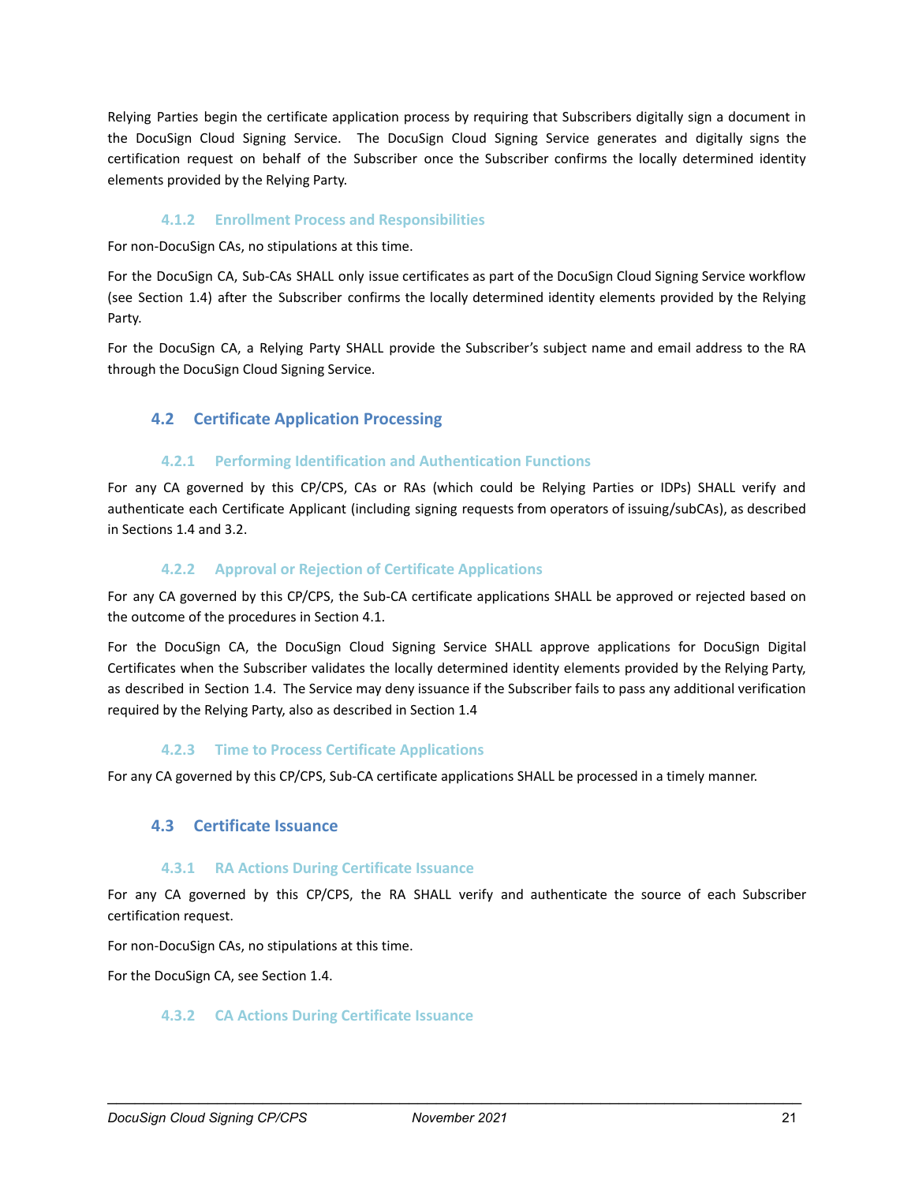Relying Parties begin the certificate application process by requiring that Subscribers digitally sign a document in the DocuSign Cloud Signing Service. The DocuSign Cloud Signing Service generates and digitally signs the certification request on behalf of the Subscriber once the Subscriber confirms the locally determined identity elements provided by the Relying Party.

### 4.1.2 Enrollment Process and Responsibilities

For non-DocuSign CAs, no stipulations at this time.

For the DocuSign CA, Sub-CAs SHALL only issue certificates as part of the DocuSign Cloud Signing Service workflow (see Section 1.4) after the Subscriber confirms the locally determined identity elements provided by the Relying Party.

For the DocuSign CA, a Relying Party SHALL provide the Subscriber's subject name and email address to the RA through the DocuSign Cloud Signing Service.

## 4.2 Certificate Application Processing

### 4.2.1 Performing Identification and Authentication Functions

For any CA governed by this CP/CPS, CAs or RAs (which could be Relying Parties or IDPs) SHALL verify and authenticate each Certificate Applicant (including signing requests from operators of issuing/subCAs), as described in Sections 1.4 and 3.2.

### 4.2.2 Approval or Rejection of Certificate Applications

For any CA governed by this CP/CPS, the Sub-CA certificate applications SHALL be approved or rejected based on the outcome of the procedures in Section 4.1.

For the DocuSign CA, the DocuSign Cloud Signing Service SHALL approve applications for DocuSign Digital Certificates when the Subscriber validates the locally determined identity elements provided by the Relying Party, as described in Section 1.4. The Service may deny issuance if the Subscriber fails to pass any additional verification required by the Relying Party, also as described in Section 1.4

### 4.2.3 Time to Process Certificate Applications

For any CA governed by this CP/CPS, Sub-CA certificate applications SHALL be processed in a timely manner.

## 4.3 Certificate Issuance

### 4.3.1 RA Actions During Certificate Issuance

For any CA governed by this CP/CPS, the RA SHALL verify and authenticate the source of each Subscriber certification request.

For non-DocuSign CAs, no stipulations at this time.

For the DocuSign CA, see Section 1.4.

### 4.3.2 CA Actions During Certificate Issuance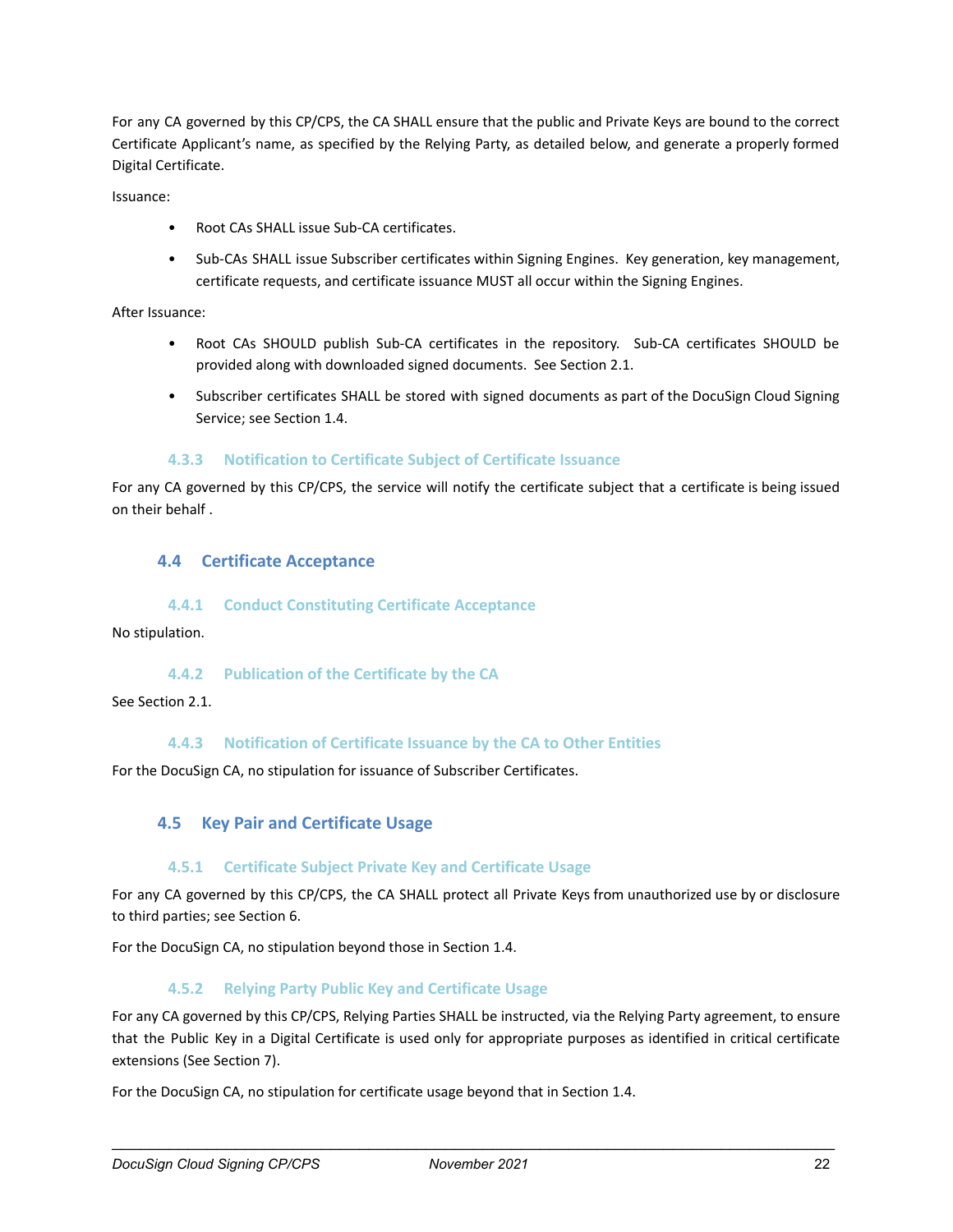For any CA governed by this CP/CPS, the CA SHALL ensure that the public and Private Keys are bound to the correct Certificate Applicant's name, as specified by the Relying Party, as detailed below, and generate a properly formed Digital Certificate.

Issuance:

- Root CAs SHALL issue Sub-CA certificates.
- Sub-CAs SHALL issue Subscriber certificates within Signing Engines. Key generation, key management, certificate requests, and certificate issuance MUST all occur within the Signing Engines.

After Issuance:

- Root CAs SHOULD publish Sub-CA certificates in the repository. Sub-CA certificates SHOULD be provided along with downloaded signed documents. See Section 2.1.
- Subscriber certificates SHALL be stored with signed documents as part of the DocuSign Cloud Signing Service; see Section 1.4.

#### 4.3.3 Notification to Certificate Subject of Certificate Issuance

For any CA governed by this CP/CPS, the service will notify the certificate subject that a certificate is being issued on their behalf .

### 4.4 Certificate Acceptance

#### 4.4.1 Conduct Constituting Certificate Acceptance

No stipulation.

#### 4.4.2 Publication of the Certificate by the CA

See Section 2.1.

#### 4.4.3 Notification of Certificate Issuance by the CA to Other Entities

For the DocuSign CA, no stipulation for issuance of Subscriber Certificates.

### 4.5 Key Pair and Certificate Usage

#### 4.5.1 Certificate Subject Private Key and Certificate Usage

For any CA governed by this CP/CPS, the CA SHALL protect all Private Keys from unauthorized use by or disclosure to third parties; see Section 6.

For the DocuSign CA, no stipulation beyond those in Section 1.4.

#### 4.5.2 Relying Party Public Key and Certificate Usage

For any CA governed by this CP/CPS, Relying Parties SHALL be instructed, via the Relying Party agreement, to ensure that the Public Key in a Digital Certificate is used only for appropriate purposes as identified in critical certificate extensions (See Section 7).

For the DocuSign CA, no stipulation for certificate usage beyond that in Section 1.4.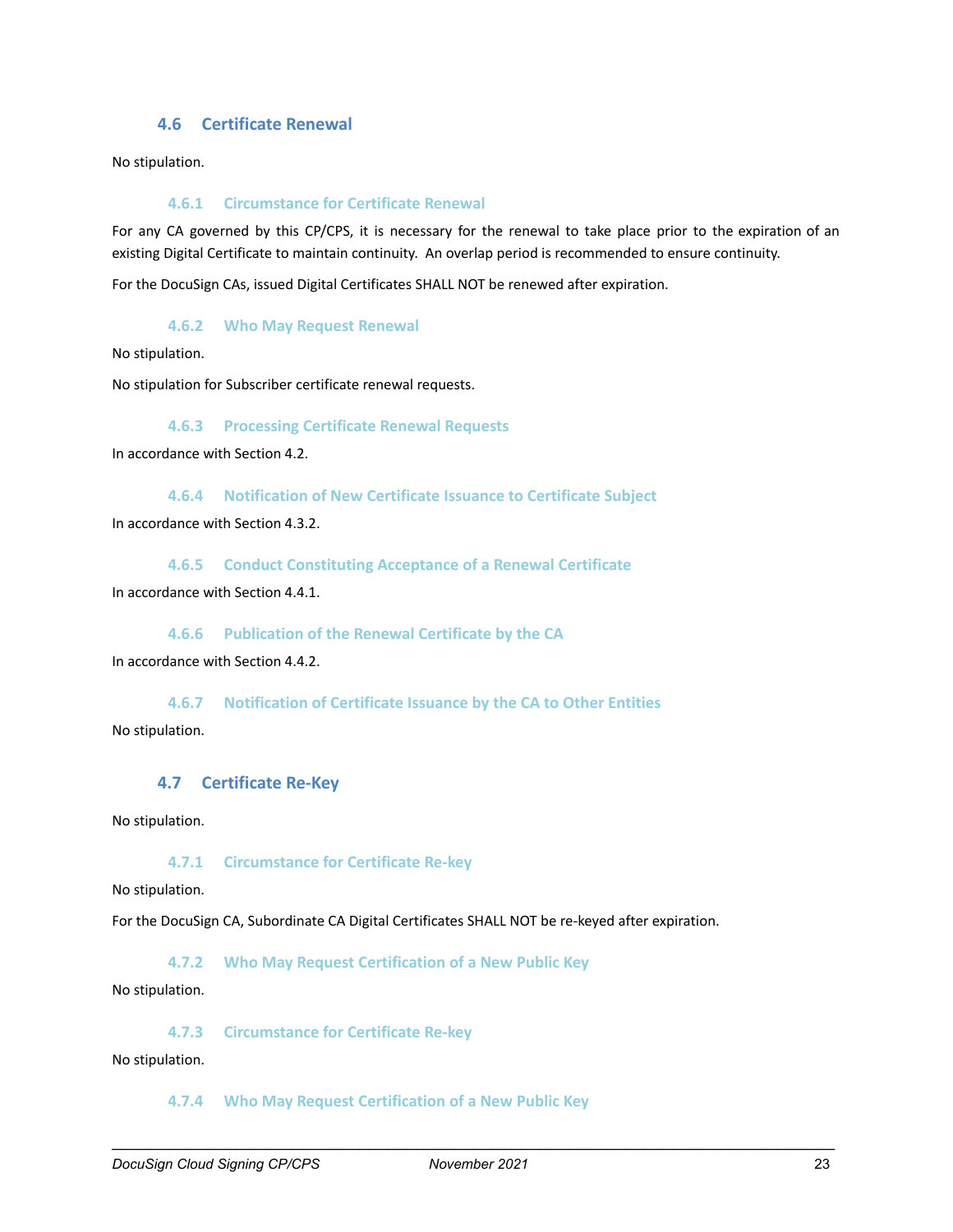## 4.6 Certificate Renewal

No stipulation.

### 4.6.1 Circumstance for Certificate Renewal

For any CA governed by this CP/CPS, it is necessary for the renewal to take place prior to the expiration of an existing Digital Certificate to maintain continuity. An overlap period is recommended to ensure continuity.

For the DocuSign CAs, issued Digital Certificates SHALL NOT be renewed after expiration.

### 4.6.2 Who May Request Renewal

No stipulation.

No stipulation for Subscriber certificate renewal requests.

### 4.6.3 Processing Certificate Renewal Requests

In accordance with Section 4.2.

### 4.6.4 Notification of New Certificate Issuance to Certificate Subject

In accordance with Section 4.3.2.

### 4.6.5 Conduct Constituting Acceptance of a Renewal Certificate

In accordance with Section 4.4.1.

### 4.6.6 Publication of the Renewal Certificate by the CA

In accordance with Section 4.4.2.

### 4.6.7 Notification of Certificate Issuance by the CA to Other Entities

No stipulation.

## 4.7 Certificate Re-Key

No stipulation.

### 4.7.1 Circumstance for Certificate Re-key

No stipulation.

For the DocuSign CA, Subordinate CA Digital Certificates SHALL NOT be re-keyed after expiration.

### 4.7.2 Who May Request Certification of a New Public Key

No stipulation.

### 4.7.3 Circumstance for Certificate Re-key

No stipulation.

### 4.7.4 Who May Request Certification of a New Public Key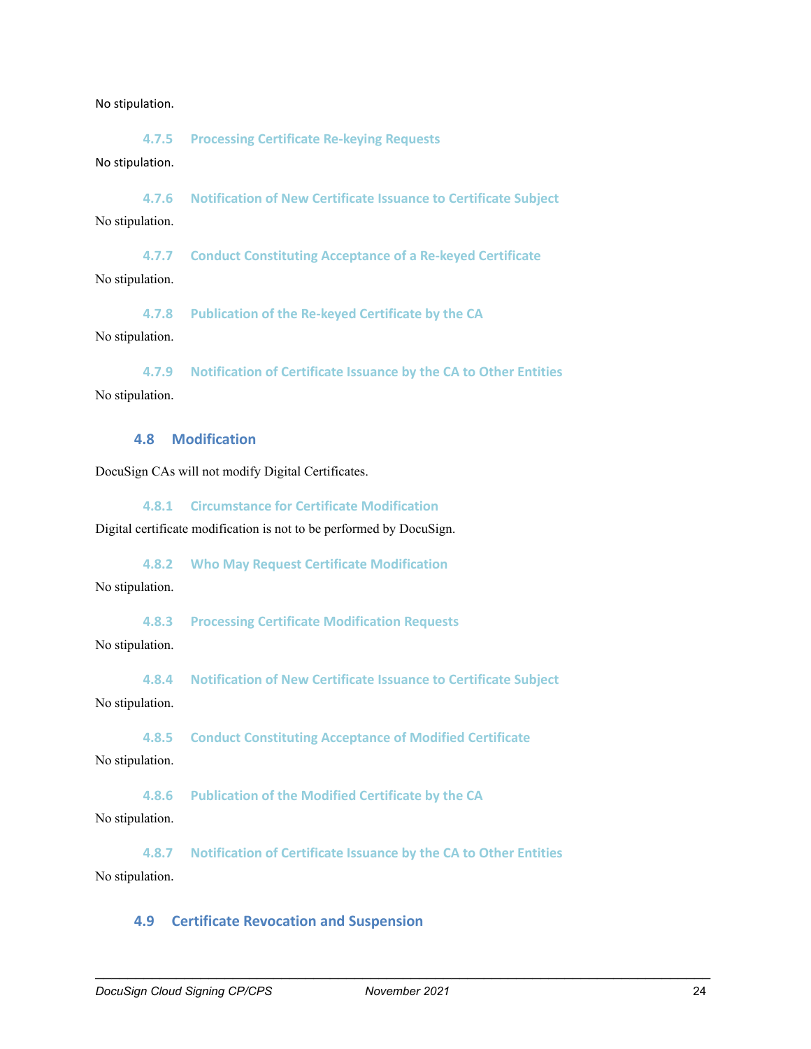No stipulation.

#### 4.7.5 Processing Certificate Re-keying Requests

No stipulation.

#### 4.7.6 Notification of New Certificate Issuance to Certificate Subject

No stipulation.

#### 4.7.7 Conduct Constituting Acceptance of a Re-keyed Certificate

No stipulation.

#### 4.7.8 Publication of the Re-keyed Certificate by the CA

No stipulation.

#### 4.7.9 Notification of Certificate Issuance by the CA to Other Entities

No stipulation.

### 4.8 Modification

DocuSign CAs will not modify Digital Certificates.

#### 4.8.1 Circumstance for Certificate Modification

Digital certificate modification is not to be performed by DocuSign.

#### 4.8.2 Who May Request Certificate Modification

No stipulation.

#### 4.8.3 Processing Certificate Modification Requests

No stipulation.

#### 4.8.4 Notification of New Certificate Issuance to Certificate Subject

No stipulation.

#### 4.8.5 Conduct Constituting Acceptance of Modified Certificate

No stipulation.

#### 4.8.6 Publication of the Modified Certificate by the CA

No stipulation.

#### 4.8.7 Notification of Certificate Issuance by the CA to Other Entities

No stipulation.

### 4.9 Certificate Revocation and Suspension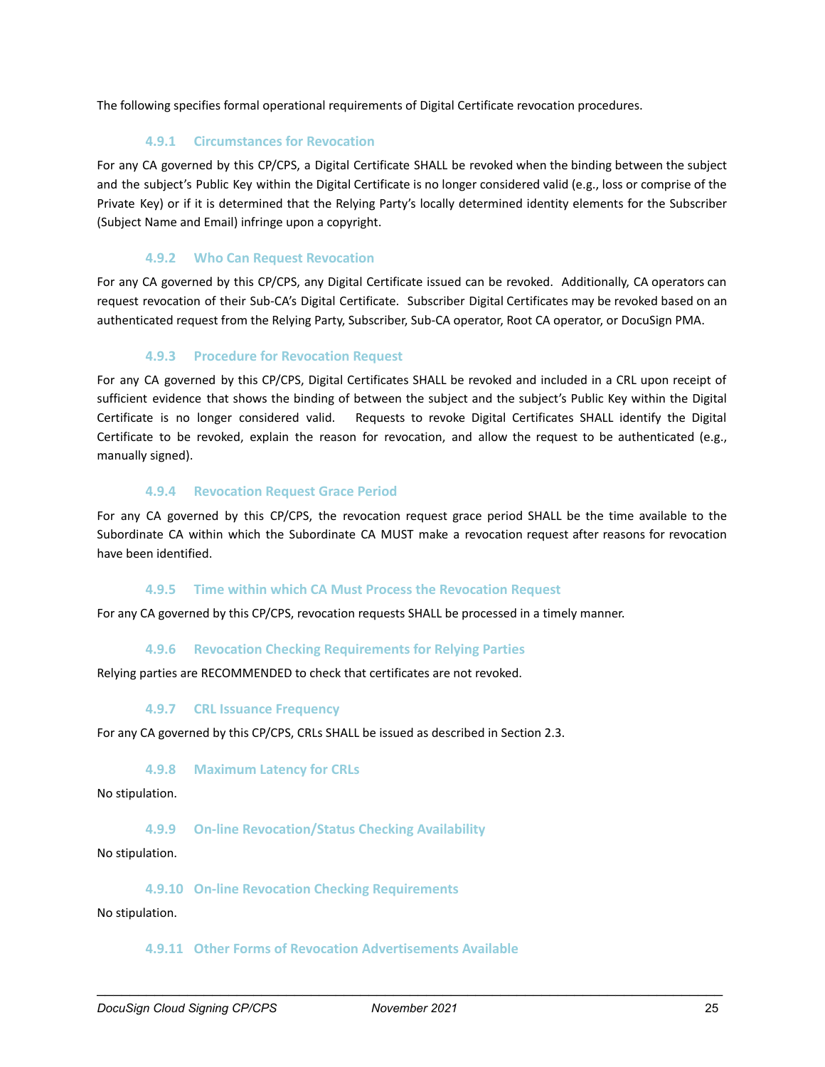The following specifies formal operational requirements of Digital Certificate revocation procedures.

### 4.9.1 Circumstances for Revocation

For any CA governed by this CP/CPS, a Digital Certificate SHALL be revoked when the binding between the subject and the subject's Public Key within the Digital Certificate is no longer considered valid (e.g., loss or comprise of the Private Key) or if it is determined that the Relying Party's locally determined identity elements for the Subscriber (Subject Name and Email) infringe upon a copyright.

### 4.9.2 Who Can Request Revocation

For any CA governed by this CP/CPS, any Digital Certificate issued can be revoked. Additionally, CA operators can request revocation of their Sub-CA's Digital Certificate. Subscriber Digital Certificates may be revoked based on an authenticated request from the Relying Party, Subscriber, Sub-CA operator, Root CA operator, or DocuSign PMA.

### 4.9.3 Procedure for Revocation Request

For any CA governed by this CP/CPS, Digital Certificates SHALL be revoked and included in a CRL upon receipt of sufficient evidence that shows the binding of between the subject and the subject's Public Key within the Digital Certificate is no longer considered valid. Requests to revoke Digital Certificates SHALL identify the Digital Certificate to be revoked, explain the reason for revocation, and allow the request to be authenticated (e.g., manually signed).

### 4.9.4 Revocation Request Grace Period

For any CA governed by this CP/CPS, the revocation request grace period SHALL be the time available to the Subordinate CA within which the Subordinate CA MUST make a revocation request after reasons for revocation have been identified.

### 4.9.5 Time within which CA Must Process the Revocation Request

For any CA governed by this CP/CPS, revocation requests SHALL be processed in a timely manner.

### 4.9.6 Revocation Checking Requirements for Relying Parties

Relying parties are RECOMMENDED to check that certificates are not revoked.

### 4.9.7 CRL Issuance Frequency

For any CA governed by this CP/CPS, CRLs SHALL be issued as described in Section 2.3.

### 4.9.8 Maximum Latency for CRLs

No stipulation.

### 4.9.9 On-line Revocation/Status Checking Availability

No stipulation.

### 4.9.10 On-line Revocation Checking Requirements

No stipulation.

### 4.9.11 Other Forms of Revocation Advertisements Available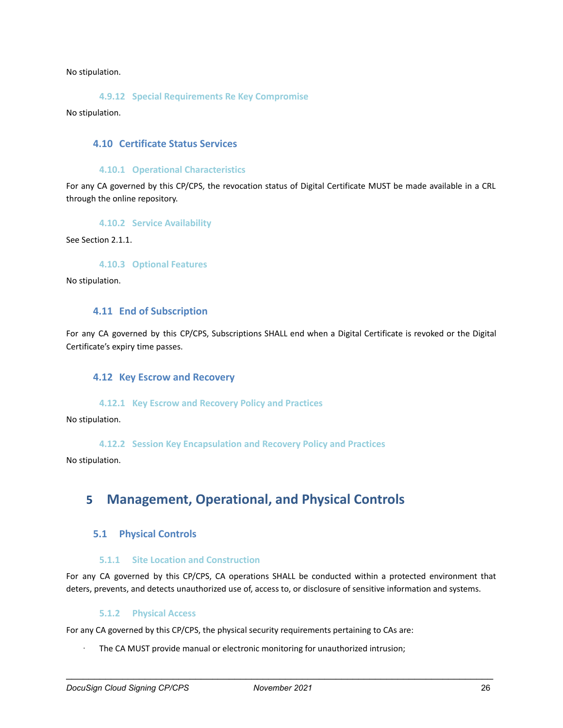No stipulation.

#### 4.9.12 Special Requirements Re Key Compromise

No stipulation.

### 4.10 Certificate Status Services

#### 4.10.1 Operational Characteristics

For any CA governed by this CP/CPS, the revocation status of Digital Certificate MUST be made available in a CRL through the online repository.

#### 4.10.2 Service Availability

See Section 2.1.1.

#### 4.10.3 Optional Features

No stipulation.

### 4.11 End of Subscription

For any CA governed by this CP/CPS, Subscriptions SHALL end when a Digital Certificate is revoked or the Digital Certificate's expiry time passes.

### 4.12 Key Escrow and Recovery

#### 4.12.1 Key Escrow and Recovery Policy and Practices

No stipulation.

#### 4.12.2 Session Key Encapsulation and Recovery Policy and Practices

No stipulation.

## 5 Management, Operational, and Physical Controls

### 5.1 Physical Controls

#### 5.1.1 Site Location and Construction

For any CA governed by this CP/CPS, CA operations SHALL be conducted within a protected environment that deters, prevents, and detects unauthorized use of, access to, or disclosure of sensitive information and systems.

#### 5.1.2 Physical Access

For any CA governed by this CP/CPS, the physical security requirements pertaining to CAs are:

- The CA MUST provide manual or electronic monitoring for unauthorized intrusion;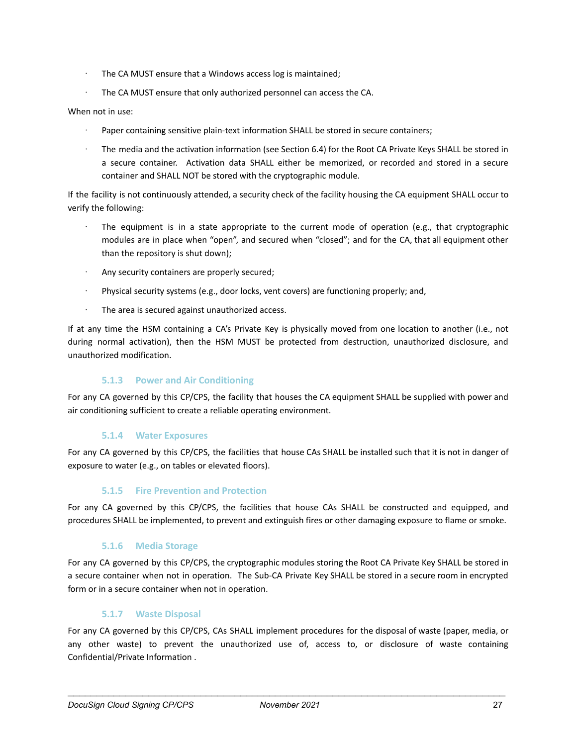- The CA MUST ensure that a Windows access log is maintained;
- The CA MUST ensure that only authorized personnel can access the CA.

When not in use:

- Paper containing sensitive plain-text information SHALL be stored in secure containers;
- The media and the activation information (see Section 6.4) for the Root CA Private Keys SHALL be stored in a secure container. Activation data SHALL either be memorized, or recorded and stored in a secure container and SHALL NOT be stored with the cryptographic module.

If the facility is not continuously attended, a security check of the facility housing the CA equipment SHALL occur to verify the following:

- The equipment is in a state appropriate to the current mode of operation (e.g., that cryptographic modules are in place when "open", and secured when "closed"; and for the CA, that all equipment other than the repository is shut down);
- Any security containers are properly secured;
- Physical security systems (e.g., door locks, vent covers) are functioning properly; and,
- The area is secured against unauthorized access.

If at any time the HSM containing a CA's Private Key is physically moved from one location to another (i.e., not during normal activation), then the HSM MUST be protected from destruction, unauthorized disclosure, and unauthorized modification.

### 5.1.3 Power and Air Conditioning

For any CA governed by this CP/CPS, the facility that houses the CA equipment SHALL be supplied with power and air conditioning sufficient to create a reliable operating environment.

### 5.1.4 Water Exposures

For any CA governed by this CP/CPS, the facilities that house CAs SHALL be installed such that it is not in danger of exposure to water (e.g., on tables or elevated floors).

### 5.1.5 Fire Prevention and Protection

For any CA governed by this CP/CPS, the facilities that house CAs SHALL be constructed and equipped, and procedures SHALL be implemented, to prevent and extinguish fires or other damaging exposure to flame or smoke.

### 5.1.6 Media Storage

For any CA governed by this CP/CPS, the cryptographic modules storing the Root CA Private Key SHALL be stored in a secure container when not in operation. The Sub-CA Private Key SHALL be stored in a secure room in encrypted form or in a secure container when not in operation.

### 5.1.7 Waste Disposal

For any CA governed by this CP/CPS, CAs SHALL implement procedures for the disposal of waste (paper, media, or any other waste) to prevent the unauthorized use of, access to, or disclosure of waste containing Confidential/Private Information .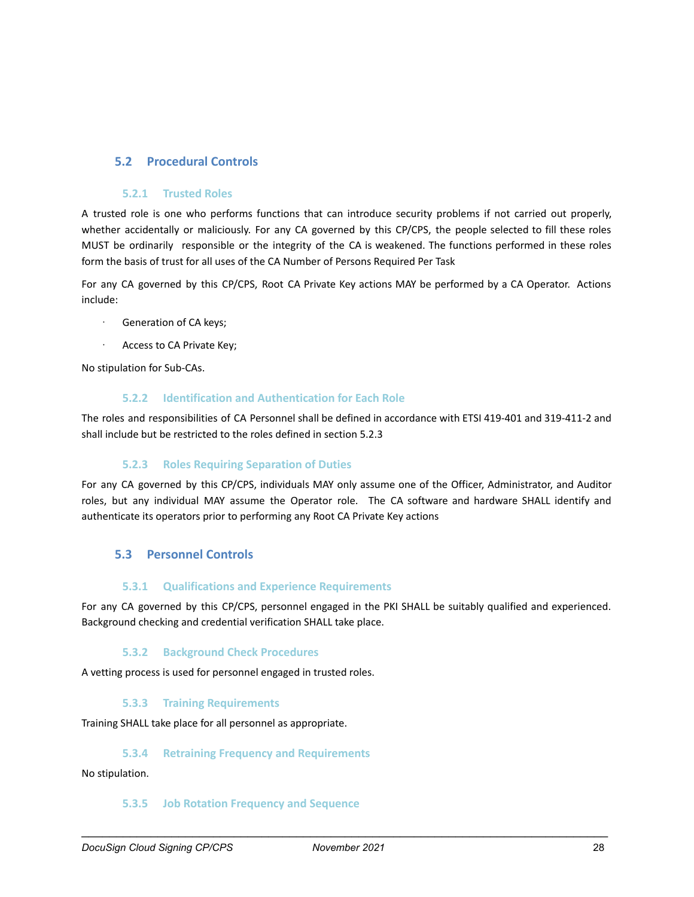## 5.2 Procedural Controls

### 5.2.1 Trusted Roles

A trusted role is one who performs functions that can introduce security problems if not carried out properly, whether accidentally or maliciously. For any CA governed by this CP/CPS, the people selected to fill these roles MUST be ordinarily responsible or the integrity of the CA is weakened. The functions performed in these roles form the basis of trust for all uses of the CA Number of Persons Required Per Task

For any CA governed by this CP/CPS, Root CA Private Key actions MAY be performed by a CA Operator. Actions include:

- Generation of CA keys;
- Access to CA Private Key;

No stipulation for Sub-CAs.

### 5.2.2 Identification and Authentication for Each Role

The roles and responsibilities of CA Personnel shall be defined in accordance with ETSI 419-401 and 319-411-2 and shall include but be restricted to the roles defined in section 5.2.3

### 5.2.3 Roles Requiring Separation of Duties

For any CA governed by this CP/CPS, individuals MAY only assume one of the Officer, Administrator, and Auditor roles, but any individual MAY assume the Operator role. The CA software and hardware SHALL identify and authenticate its operators prior to performing any Root CA Private Key actions

## 5.3 Personnel Controls

### 5.3.1 Qualifications and Experience Requirements

For any CA governed by this CP/CPS, personnel engaged in the PKI SHALL be suitably qualified and experienced. Background checking and credential verification SHALL take place.

### 5.3.2 Background Check Procedures

A vetting process is used for personnel engaged in trusted roles.

### 5.3.3 Training Requirements

Training SHALL take place for all personnel as appropriate.

### 5.3.4 Retraining Frequency and Requirements

No stipulation.

### 5.3.5 Job Rotation Frequency and Sequence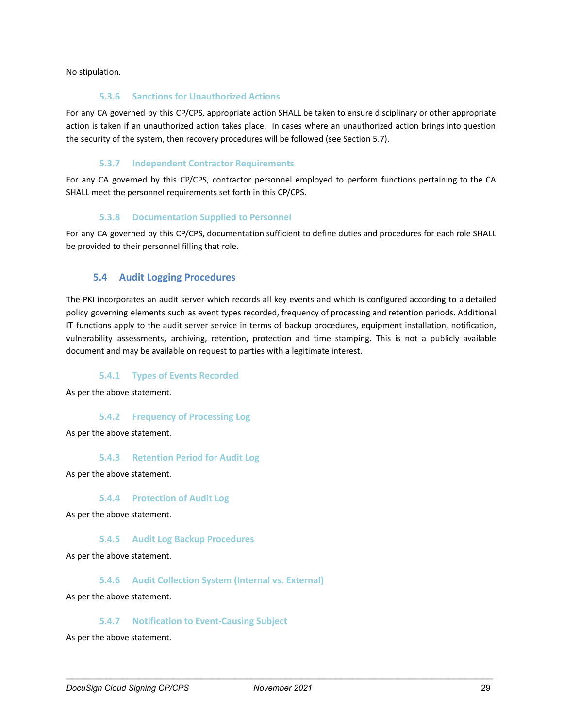No stipulation.

#### 5.3.6 Sanctions for Unauthorized Actions

For any CA governed by this CP/CPS, appropriate action SHALL be taken to ensure disciplinary or other appropriate action is taken if an unauthorized action takes place. In cases where an unauthorized action brings into question the security of the system, then recovery procedures will be followed (see Section 5.7).

#### 5.3.7 Independent Contractor Requirements

For any CA governed by this CP/CPS, contractor personnel employed to perform functions pertaining to the CA SHALL meet the personnel requirements set forth in this CP/CPS.

#### 5.3.8 Documentation Supplied to Personnel

For any CA governed by this CP/CPS, documentation sufficient to define duties and procedures for each role SHALL be provided to their personnel filling that role.

### 5.4 Audit Logging Procedures

The PKI incorporates an audit server which records all key events and which is configured according to a detailed policy governing elements such as event types recorded, frequency of processing and retention periods. Additional IT functions apply to the audit server service in terms of backup procedures, equipment installation, notification, vulnerability assessments, archiving, retention, protection and time stamping. This is not a publicly available document and may be available on request to parties with a legitimate interest.

#### 5.4.1 Types of Events Recorded

As per the above statement.

#### 5.4.2 Frequency of Processing Log

As per the above statement.

#### 5.4.3 Retention Period for Audit Log

As per the above statement.

#### 5.4.4 Protection of Audit Log

As per the above statement.

#### 5.4.5 Audit Log Backup Procedures

As per the above statement.

#### 5.4.6 Audit Collection System (Internal vs. External)

As per the above statement.

#### 5.4.7 Notification to Event-Causing Subject

As per the above statement.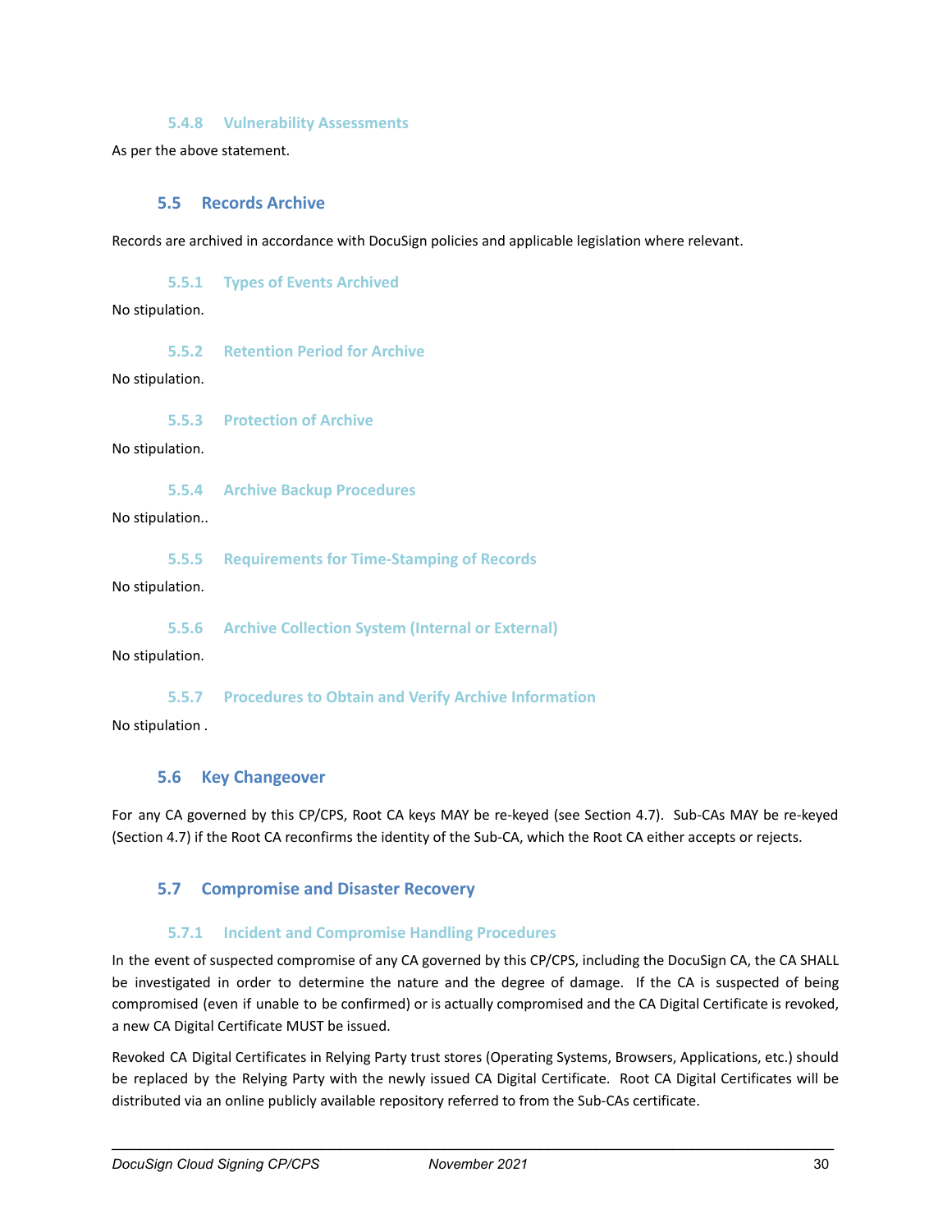#### 5.4.8 Vulnerability Assessments

As per the above statement.

### 5.5 Records Archive

Records are archived in accordance with DocuSign policies and applicable legislation where relevant.

#### 5.5.1 Types of Events Archived

No stipulation.

#### 5.5.2 Retention Period for Archive

No stipulation.

#### 5.5.3 Protection of Archive

No stipulation.

#### 5.5.4 Archive Backup Procedures

No stipulation..

#### 5.5.5 Requirements for Time-Stamping of Records

No stipulation.

#### 5.5.6 Archive Collection System (Internal or External)

No stipulation.

#### 5.5.7 Procedures to Obtain and Verify Archive Information

No stipulation .

### 5.6 Key Changeover

For any CA governed by this CP/CPS, Root CA keys MAY be re-keyed (see Section 4.7). Sub-CAs MAY be re-keyed (Section 4.7) if the Root CA reconfirms the identity of the Sub-CA, which the Root CA either accepts or rejects.

### 5.7 Compromise and Disaster Recovery

#### 5.7.1 Incident and Compromise Handling Procedures

In the event of suspected compromise of any CA governed by this CP/CPS, including the DocuSign CA, the CA SHALL be investigated in order to determine the nature and the degree of damage. If the CA is suspected of being compromised (even if unable to be confirmed) or is actually compromised and the CA Digital Certificate is revoked, a new CA Digital Certificate MUST be issued.

Revoked CA Digital Certificates in Relying Party trust stores (Operating Systems, Browsers, Applications, etc.) should be replaced by the Relying Party with the newly issued CA Digital Certificate. Root CA Digital Certificates will be distributed via an online publicly available repository referred to from the Sub-CAs certificate.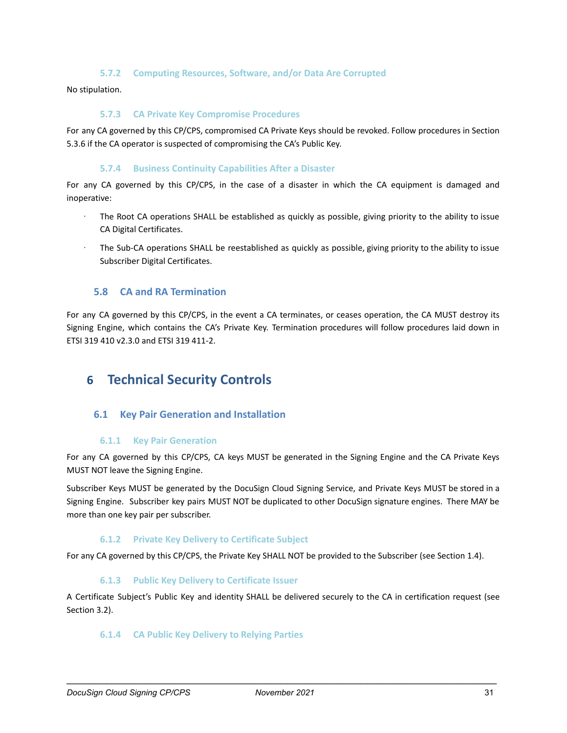#### 5.7.2 Computing Resources, Software, and/or Data Are Corrupted

No stipulation.

#### 5.7.3 CA Private Key Compromise Procedures

For any CA governed by this CP/CPS, compromised CA Private Keys should be revoked. Follow procedures in Section 5.3.6 if the CA operator is suspected of compromising the CA's Public Key.

#### 5.7.4 Business Continuity Capabilities After a Disaster

For any CA governed by this CP/CPS, in the case of a disaster in which the CA equipment is damaged and inoperative:

- The Root CA operations SHALL be established as quickly as possible, giving priority to the ability to issue CA Digital Certificates.
- The Sub-CA operations SHALL be reestablished as quickly as possible, giving priority to the ability to issue Subscriber Digital Certificates.

### 5.8 CA and RA Termination

For any CA governed by this CP/CPS, in the event a CA terminates, or ceases operation, the CA MUST destroy its Signing Engine, which contains the CA's Private Key. Termination procedures will follow procedures laid down in ETSI 319 410 v2.3.0 and ETSI 319 411-2.

## 6 Technical Security Controls

### 6.1 Key Pair Generation and Installation

#### 6.1.1 Key Pair Generation

For any CA governed by this CP/CPS, CA keys MUST be generated in the Signing Engine and the CA Private Keys MUST NOT leave the Signing Engine.

Subscriber Keys MUST be generated by the DocuSign Cloud Signing Service, and Private Keys MUST be stored in a Signing Engine. Subscriber key pairs MUST NOT be duplicated to other DocuSign signature engines. There MAY be more than one key pair per subscriber.

#### 6.1.2 Private Key Delivery to Certificate Subject

For any CA governed by this CP/CPS, the Private Key SHALL NOT be provided to the Subscriber (see Section 1.4).

#### 6.1.3 Public Key Delivery to Certificate Issuer

A Certificate Subject's Public Key and identity SHALL be delivered securely to the CA in certification request (see Section 3.2).

#### 6.1.4 CA Public Key Delivery to Relying Parties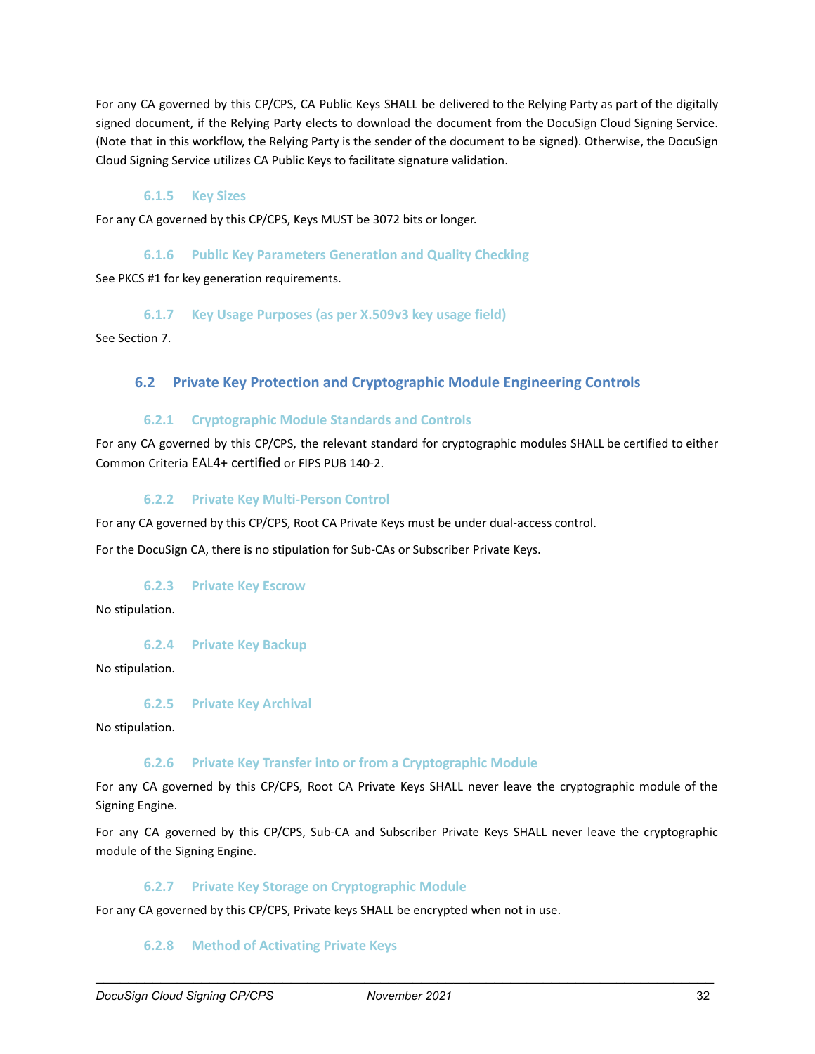For any CA governed by this CP/CPS, CA Public Keys SHALL be delivered to the Relying Party as part of the digitally signed document, if the Relying Party elects to download the document from the DocuSign Cloud Signing Service. (Note that in this workflow, the Relying Party is the sender of the document to be signed). Otherwise, the DocuSign Cloud Signing Service utilizes CA Public Keys to facilitate signature validation.

### 6.1.5 Key Sizes

For any CA governed by this CP/CPS, Keys MUST be 3072 bits or longer.

### 6.1.6 Public Key Parameters Generation and Quality Checking

See PKCS #1 for key generation requirements.

### 6.1.7 Key Usage Purposes (as per X.509v3 key usage field)

See Section 7.

## 6.2 Private Key Protection and Cryptographic Module Engineering Controls

### 6.2.1 Cryptographic Module Standards and Controls

For any CA governed by this CP/CPS, the relevant standard for cryptographic modules SHALL be certified to either Common Criteria EAL4+ certified or FIPS PUB 140-2.

### 6.2.2 Private Key Multi-Person Control

For any CA governed by this CP/CPS, Root CA Private Keys must be under dual-access control.

For the DocuSign CA, there is no stipulation for Sub-CAs or Subscriber Private Keys.

### 6.2.3 Private Key Escrow

No stipulation.

### 6.2.4 Private Key Backup

No stipulation.

### 6.2.5 Private Key Archival

No stipulation.

### 6.2.6 Private Key Transfer into or from a Cryptographic Module

For any CA governed by this CP/CPS, Root CA Private Keys SHALL never leave the cryptographic module of the Signing Engine.

For any CA governed by this CP/CPS, Sub-CA and Subscriber Private Keys SHALL never leave the cryptographic module of the Signing Engine.

### 6.2.7 Private Key Storage on Cryptographic Module

For any CA governed by this CP/CPS, Private keys SHALL be encrypted when not in use.

### 6.2.8 Method of Activating Private Keys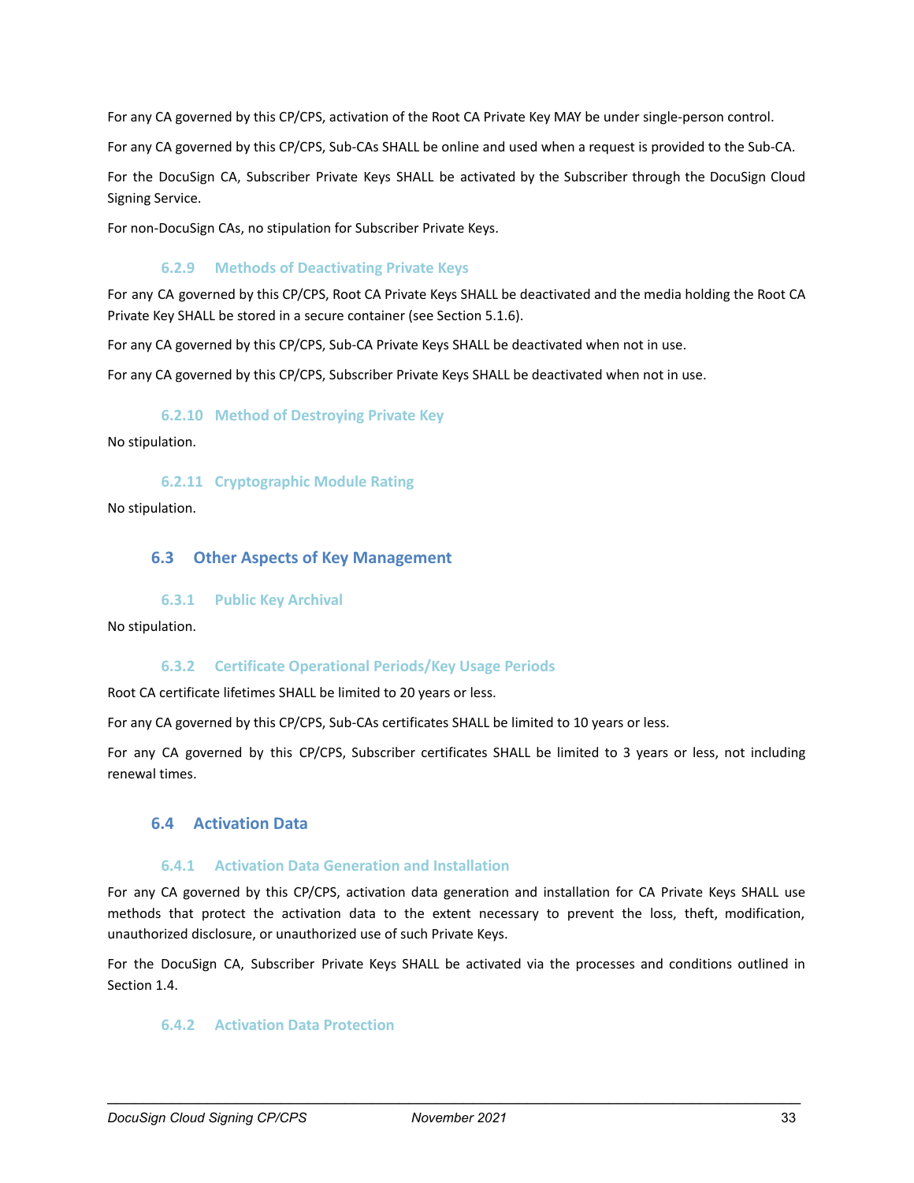For any CA governed by this CP/CPS, activation of the Root CA Private Key MAY be under single-person control.

For any CA governed by this CP/CPS, Sub-CAs SHALL be online and used when a request is provided to the Sub-CA.

For the DocuSign CA, Subscriber Private Keys SHALL be activated by the Subscriber through the DocuSign Cloud Signing Service.

For non-DocuSign CAs, no stipulation for Subscriber Private Keys.

### 6.2.9 Methods of Deactivating Private Keys

For any CA governed by this CP/CPS, Root CA Private Keys SHALL be deactivated and the media holding the Root CA Private Key SHALL be stored in a secure container (see Section 5.1.6).

For any CA governed by this CP/CPS, Sub-CA Private Keys SHALL be deactivated when not in use.

For any CA governed by this CP/CPS, Subscriber Private Keys SHALL be deactivated when not in use.

### 6.2.10 Method of Destroying Private Key

No stipulation.

### 6.2.11 Cryptographic Module Rating

No stipulation.

## 6.3 Other Aspects of Key Management

### 6.3.1 Public Key Archival

No stipulation.

### 6.3.2 Certificate Operational Periods/Key Usage Periods

Root CA certificate lifetimes SHALL be limited to 20 years or less.

For any CA governed by this CP/CPS, Sub-CAs certificates SHALL be limited to 10 years or less.

For any CA governed by this CP/CPS, Subscriber certificates SHALL be limited to 3 years or less, not including renewal times.

## 6.4 Activation Data

### 6.4.1 Activation Data Generation and Installation

For any CA governed by this CP/CPS, activation data generation and installation for CA Private Keys SHALL use methods that protect the activation data to the extent necessary to prevent the loss, theft, modification, unauthorized disclosure, or unauthorized use of such Private Keys.

For the DocuSign CA, Subscriber Private Keys SHALL be activated via the processes and conditions outlined in Section 1.4.

### 6.4.2 Activation Data Protection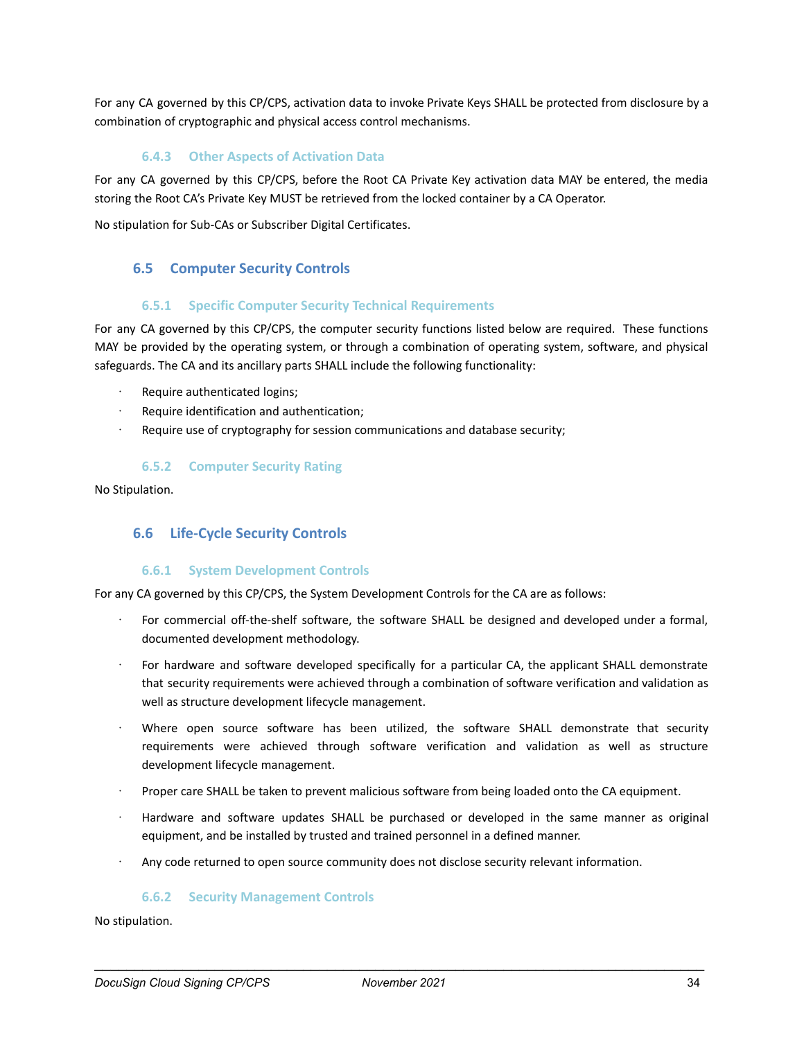For any CA governed by this CP/CPS, activation data to invoke Private Keys SHALL be protected from disclosure by a combination of cryptographic and physical access control mechanisms.

### 6.4.3 Other Aspects of Activation Data

For any CA governed by this CP/CPS, before the Root CA Private Key activation data MAY be entered, the media storing the Root CA's Private Key MUST be retrieved from the locked container by a CA Operator.

No stipulation for Sub-CAs or Subscriber Digital Certificates.

## 6.5 Computer Security Controls

### 6.5.1 Specific Computer Security Technical Requirements

For any CA governed by this CP/CPS, the computer security functions listed below are required. These functions MAY be provided by the operating system, or through a combination of operating system, software, and physical safeguards. The CA and its ancillary parts SHALL include the following functionality:

- Require authenticated logins;
- Require identification and authentication;
- Require use of cryptography for session communications and database security;

### 6.5.2 Computer Security Rating

No Stipulation.

## 6.6 Life-Cycle Security Controls

### 6.6.1 System Development Controls

For any CA governed by this CP/CPS, the System Development Controls for the CA are as follows:

- For commercial off-the-shelf software, the software SHALL be designed and developed under a formal, documented development methodology.
- For hardware and software developed specifically for a particular CA, the applicant SHALL demonstrate that security requirements were achieved through a combination of software verification and validation as well as structure development lifecycle management.
- Where open source software has been utilized, the software SHALL demonstrate that security requirements were achieved through software verification and validation as well as structure development lifecycle management.
- Proper care SHALL be taken to prevent malicious software from being loaded onto the CA equipment.
- Hardware and software updates SHALL be purchased or developed in the same manner as original equipment, and be installed by trusted and trained personnel in a defined manner.
- Any code returned to open source community does not disclose security relevant information.

### 6.6.2 Security Management Controls

No stipulation.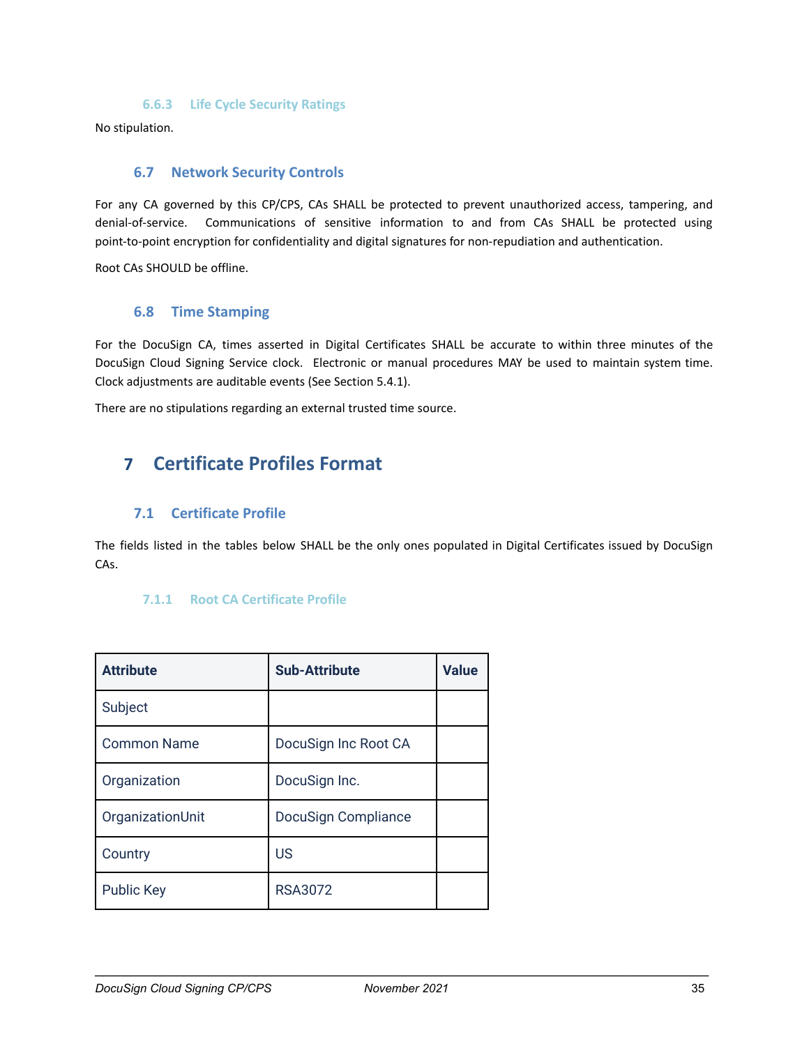#### 6.6.3 Life Cycle Security Ratings

No stipulation.

### 6.7 Network Security Controls

For any CA governed by this CP/CPS, CAs SHALL be protected to prevent unauthorized access, tampering, and denial-of-service. Communications of sensitive information to and from CAs SHALL be protected using point-to-point encryption for confidentiality and digital signatures for non-repudiation and authentication.

Root CAs SHOULD be offline.

### 6.8 Time Stamping

For the DocuSign CA, times asserted in Digital Certificates SHALL be accurate to within three minutes of the DocuSign Cloud Signing Service clock. Electronic or manual procedures MAY be used to maintain system time. Clock adjustments are auditable events (See Section 5.4.1).

There are no stipulations regarding an external trusted time source.

## 7 Certificate Profiles Format

### 7.1 Certificate Profile

The fields listed in the tables below SHALL be the only ones populated in Digital Certificates issued by DocuSign CAs.

#### 7.1.1 Root CA Certificate Profile

| Attribute | Sub-Attribute | Value |
|---|---|---|
| Subject | | |
| Common Name | DocuSign Inc Root CA | |
| Organization | DocuSign Inc. | |
| OrganizationUnit | DocuSign Compliance | |
| Country | US | |
| Public Key | RSA3072 | |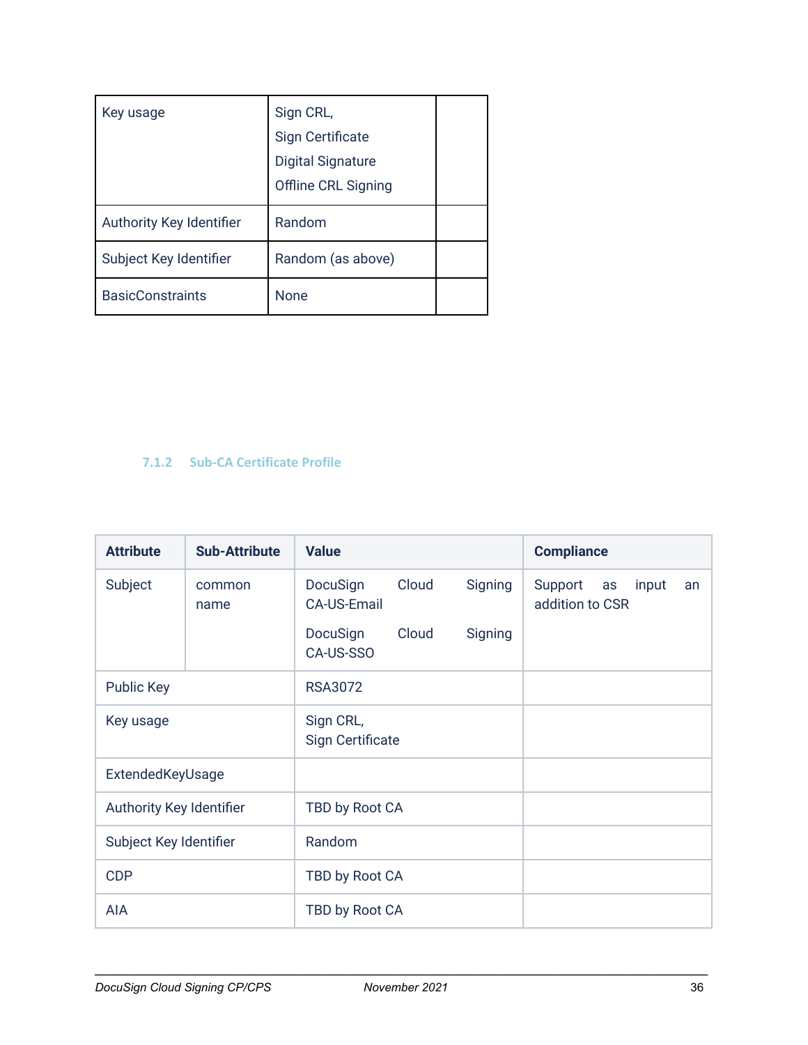| Key usage | Sign CRL,<br>Sign Certificate<br>Digital Signature<br>Offline CRL Signing | |
|---|---|---|
| Authority Key Identifier | Random | |
| Subject Key Identifier | Random (as above) | |
| BasicConstraints | None | |

### 7.1.2 Sub-CA Certificate Profile

| Attribute | Sub-Attribute | Value | Compliance |
|---|---|---|---|
| Subject | common name | DocuSign Cloud Signing CA-US-Email<br>DocuSign Cloud Signing CA-US-SSO | Support as input an addition to CSR |
| Public Key | | RSA3072 | |
| Key usage | | Sign CRL,<br>Sign Certificate | |
| ExtendedKeyUsage | | | |
| Authority Key Identifier | | TBD by Root CA | |
| Subject Key Identifier | | Random | |
| CDP | | TBD by Root CA | |
| AIA | | TBD by Root CA | |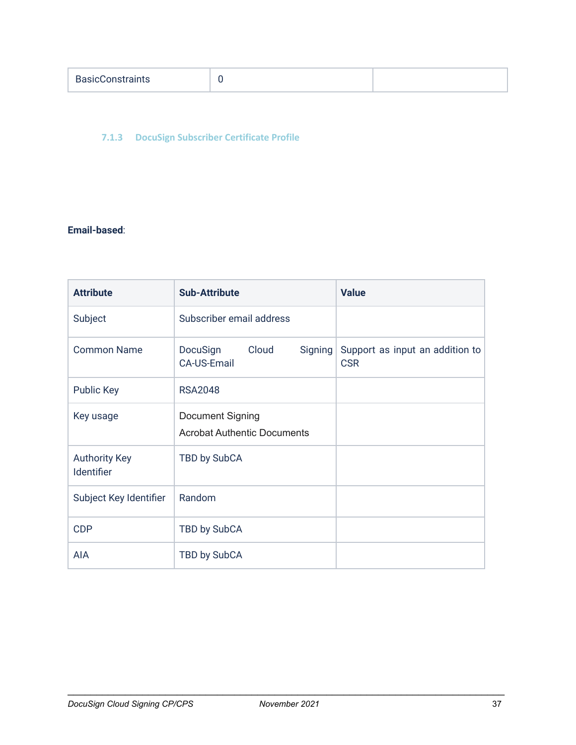| BasicConstraints | 0 | |
|---|---|---|

### 7.1.3 DocuSign Subscriber Certificate Profile

**Email-based**:

| Attribute | Sub-Attribute | Value |
|---|---|---|
| Subject | Subscriber email address | |
| Common Name | DocuSign Cloud Signing CA-US-Email | Support as input an addition to CSR |
| Public Key | RSA2048 | |
| Key usage | Document Signing<br>Acrobat Authentic Documents | |
| Authority Key Identifier | TBD by SubCA | |
| Subject Key Identifier | Random | |
| CDP | TBD by SubCA | |
| AIA | TBD by SubCA | |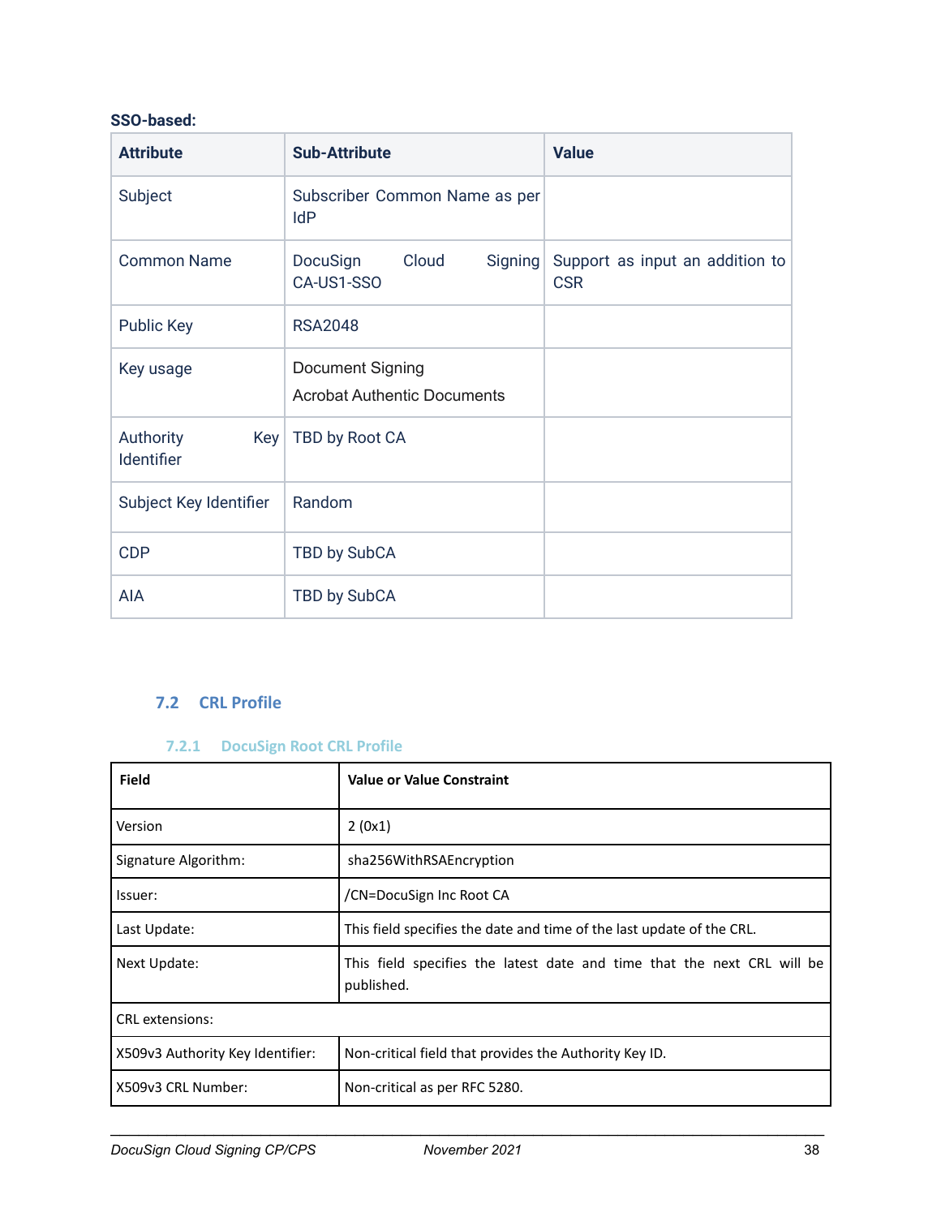**SSO-based:**

| Attribute | Sub-Attribute | Value |
|---|---|---|
| Subject | Subscriber Common Name as per IdP | |
| Common Name | DocuSign Cloud Signing CA-US1-SSO | Support as input an addition to CSR |
| Public Key | RSA2048 | |
| Key usage | Document Signing<br>Acrobat Authentic Documents | |
| Authority Key Identifier | TBD by Root CA | |
| Subject Key Identifier | Random | |
| CDP | TBD by SubCA | |
| AIA | TBD by SubCA | |

## 7.2 CRL Profile

### 7.2.1 DocuSign Root CRL Profile

| Field | Value or Value Constraint |
|---|---|
| Version | 2 (0x1) |
| Signature Algorithm: | sha256WithRSAEncryption |
| Issuer: | /CN=DocuSign Inc Root CA |
| Last Update: | This field specifies the date and time of the last update of the CRL. |
| Next Update: | This field specifies the latest date and time that the next CRL will be published. |
| CRL extensions: | |
| X509v3 Authority Key Identifier: | Non-critical field that provides the Authority Key ID. |
| X509v3 CRL Number: | Non-critical as per RFC 5280. |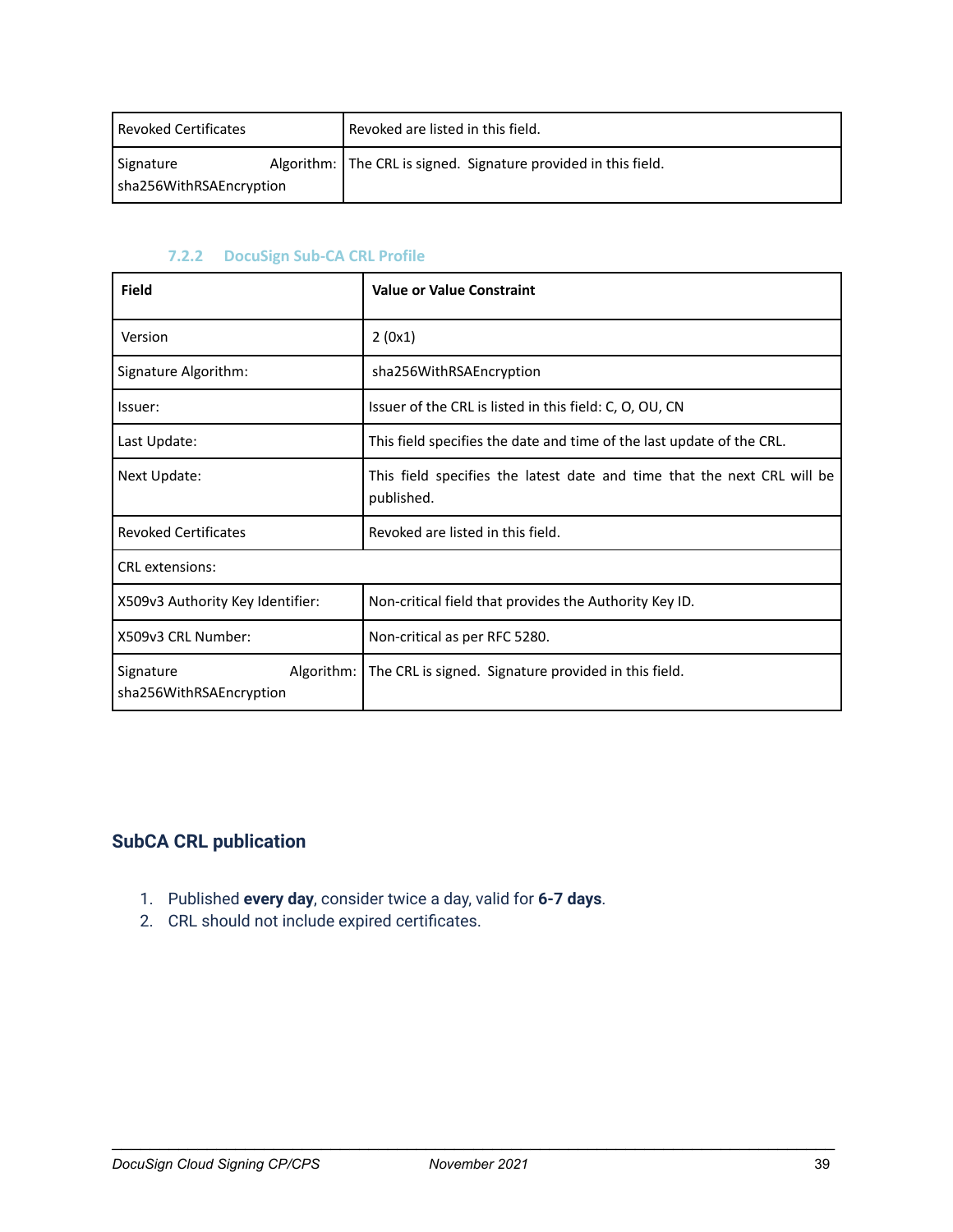| Revoked Certificates | Revoked are listed in this field. |
|---|---|
| Signature Algorithm: sha256WithRSAEncryption | The CRL is signed. Signature provided in this field. |

### 7.2.2 DocuSign Sub-CA CRL Profile

| Field | Value or Value Constraint |
|---|---|
| Version | 2 (0x1) |
| Signature Algorithm: | sha256WithRSAEncryption |
| Issuer: | Issuer of the CRL is listed in this field: C, O, OU, CN |
| Last Update: | This field specifies the date and time of the last update of the CRL. |
| Next Update: | This field specifies the latest date and time that the next CRL will be published. |
| Revoked Certificates | Revoked are listed in this field. |
| CRL extensions: | |
| X509v3 Authority Key Identifier: | Non-critical field that provides the Authority Key ID. |
| X509v3 CRL Number: | Non-critical as per RFC 5280. |
| Signature Algorithm: sha256WithRSAEncryption | The CRL is signed. Signature provided in this field. |

## SubCA CRL publication

1. Published **every day**, consider twice a day, valid for **6-7 days**.
2. CRL should not include expired certificates.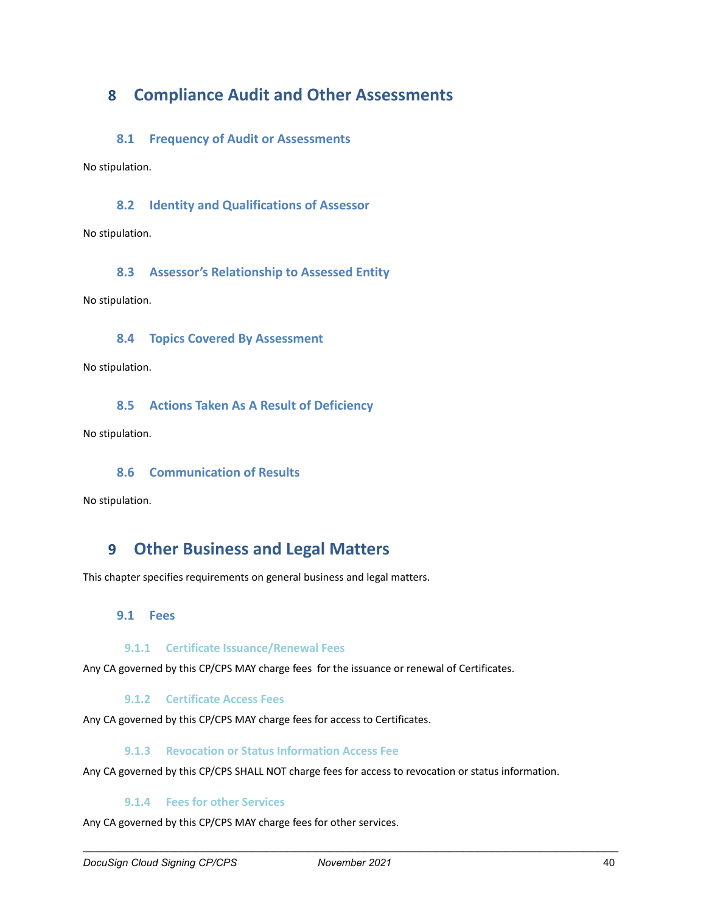# 8 Compliance Audit and Other Assessments

## 8.1 Frequency of Audit or Assessments

No stipulation.

## 8.2 Identity and Qualifications of Assessor

No stipulation.

## 8.3 Assessor's Relationship to Assessed Entity

No stipulation.

## 8.4 Topics Covered By Assessment

No stipulation.

## 8.5 Actions Taken As A Result of Deficiency

No stipulation.

## 8.6 Communication of Results

No stipulation.

# 9 Other Business and Legal Matters

This chapter specifies requirements on general business and legal matters.

## 9.1 Fees

### 9.1.1 Certificate Issuance/Renewal Fees

Any CA governed by this CP/CPS MAY charge fees for the issuance or renewal of Certificates.

### 9.1.2 Certificate Access Fees

Any CA governed by this CP/CPS MAY charge fees for access to Certificates.

### 9.1.3 Revocation or Status Information Access Fee

Any CA governed by this CP/CPS SHALL NOT charge fees for access to revocation or status information.

### 9.1.4 Fees for other Services

Any CA governed by this CP/CPS MAY charge fees for other services.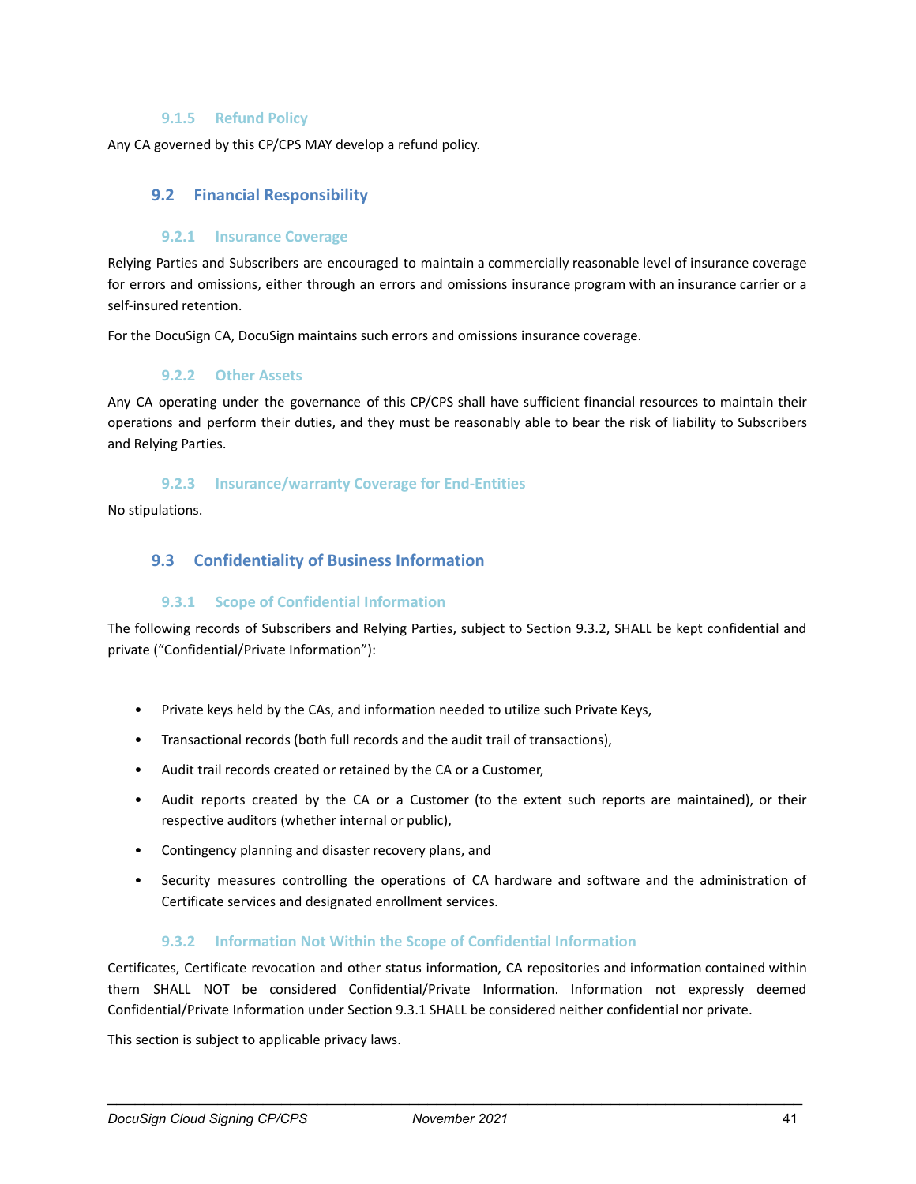#### 9.1.5 Refund Policy

Any CA governed by this CP/CPS MAY develop a refund policy.

### 9.2 Financial Responsibility

#### 9.2.1 Insurance Coverage

Relying Parties and Subscribers are encouraged to maintain a commercially reasonable level of insurance coverage for errors and omissions, either through an errors and omissions insurance program with an insurance carrier or a self-insured retention.

For the DocuSign CA, DocuSign maintains such errors and omissions insurance coverage.

#### 9.2.2 Other Assets

Any CA operating under the governance of this CP/CPS shall have sufficient financial resources to maintain their operations and perform their duties, and they must be reasonably able to bear the risk of liability to Subscribers and Relying Parties.

#### 9.2.3 Insurance/warranty Coverage for End-Entities

No stipulations.

### 9.3 Confidentiality of Business Information

#### 9.3.1 Scope of Confidential Information

The following records of Subscribers and Relying Parties, subject to Section 9.3.2, SHALL be kept confidential and private ("Confidential/Private Information"):

- Private keys held by the CAs, and information needed to utilize such Private Keys,
- Transactional records (both full records and the audit trail of transactions),
- Audit trail records created or retained by the CA or a Customer,
- Audit reports created by the CA or a Customer (to the extent such reports are maintained), or their respective auditors (whether internal or public),
- Contingency planning and disaster recovery plans, and
- Security measures controlling the operations of CA hardware and software and the administration of Certificate services and designated enrollment services.

#### 9.3.2 Information Not Within the Scope of Confidential Information

Certificates, Certificate revocation and other status information, CA repositories and information contained within them SHALL NOT be considered Confidential/Private Information. Information not expressly deemed Confidential/Private Information under Section 9.3.1 SHALL be considered neither confidential nor private.

This section is subject to applicable privacy laws.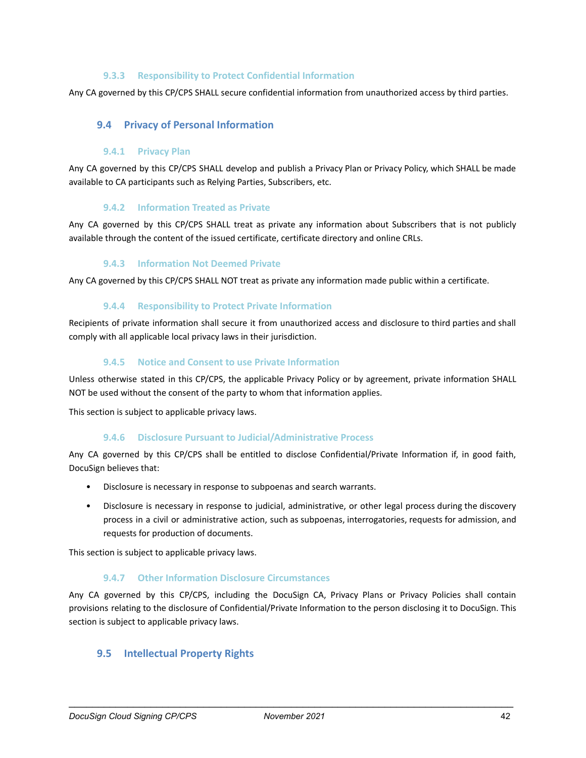#### 9.3.3 Responsibility to Protect Confidential Information

Any CA governed by this CP/CPS SHALL secure confidential information from unauthorized access by third parties.

### 9.4 Privacy of Personal Information

#### 9.4.1 Privacy Plan

Any CA governed by this CP/CPS SHALL develop and publish a Privacy Plan or Privacy Policy, which SHALL be made available to CA participants such as Relying Parties, Subscribers, etc.

#### 9.4.2 Information Treated as Private

Any CA governed by this CP/CPS SHALL treat as private any information about Subscribers that is not publicly available through the content of the issued certificate, certificate directory and online CRLs.

#### 9.4.3 Information Not Deemed Private

Any CA governed by this CP/CPS SHALL NOT treat as private any information made public within a certificate.

#### 9.4.4 Responsibility to Protect Private Information

Recipients of private information shall secure it from unauthorized access and disclosure to third parties and shall comply with all applicable local privacy laws in their jurisdiction.

#### 9.4.5 Notice and Consent to use Private Information

Unless otherwise stated in this CP/CPS, the applicable Privacy Policy or by agreement, private information SHALL NOT be used without the consent of the party to whom that information applies.

This section is subject to applicable privacy laws.

#### 9.4.6 Disclosure Pursuant to Judicial/Administrative Process

Any CA governed by this CP/CPS shall be entitled to disclose Confidential/Private Information if, in good faith, DocuSign believes that:

- Disclosure is necessary in response to subpoenas and search warrants.
- Disclosure is necessary in response to judicial, administrative, or other legal process during the discovery process in a civil or administrative action, such as subpoenas, interrogatories, requests for admission, and requests for production of documents.

This section is subject to applicable privacy laws.

#### 9.4.7 Other Information Disclosure Circumstances

Any CA governed by this CP/CPS, including the DocuSign CA, Privacy Plans or Privacy Policies shall contain provisions relating to the disclosure of Confidential/Private Information to the person disclosing it to DocuSign. This section is subject to applicable privacy laws.

### 9.5 Intellectual Property Rights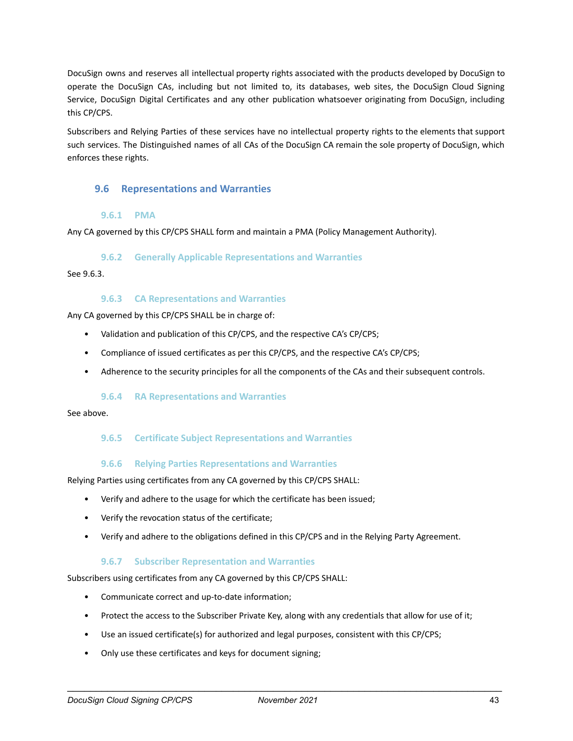DocuSign owns and reserves all intellectual property rights associated with the products developed by DocuSign to operate the DocuSign CAs, including but not limited to, its databases, web sites, the DocuSign Cloud Signing Service, DocuSign Digital Certificates and any other publication whatsoever originating from DocuSign, including this CP/CPS.

Subscribers and Relying Parties of these services have no intellectual property rights to the elements that support such services. The Distinguished names of all CAs of the DocuSign CA remain the sole property of DocuSign, which enforces these rights.

## 9.6 Representations and Warranties

### 9.6.1 PMA

Any CA governed by this CP/CPS SHALL form and maintain a PMA (Policy Management Authority).

### 9.6.2 Generally Applicable Representations and Warranties

See 9.6.3.

### 9.6.3 CA Representations and Warranties

Any CA governed by this CP/CPS SHALL be in charge of:

- Validation and publication of this CP/CPS, and the respective CA's CP/CPS;
- Compliance of issued certificates as per this CP/CPS, and the respective CA's CP/CPS;
- Adherence to the security principles for all the components of the CAs and their subsequent controls.

### 9.6.4 RA Representations and Warranties

See above.

### 9.6.5 Certificate Subject Representations and Warranties

### 9.6.6 Relying Parties Representations and Warranties

Relying Parties using certificates from any CA governed by this CP/CPS SHALL:

- Verify and adhere to the usage for which the certificate has been issued;
- Verify the revocation status of the certificate;
- Verify and adhere to the obligations defined in this CP/CPS and in the Relying Party Agreement.

### 9.6.7 Subscriber Representation and Warranties

Subscribers using certificates from any CA governed by this CP/CPS SHALL:

- Communicate correct and up-to-date information;
- Protect the access to the Subscriber Private Key, along with any credentials that allow for use of it;
- Use an issued certificate(s) for authorized and legal purposes, consistent with this CP/CPS;
- Only use these certificates and keys for document signing;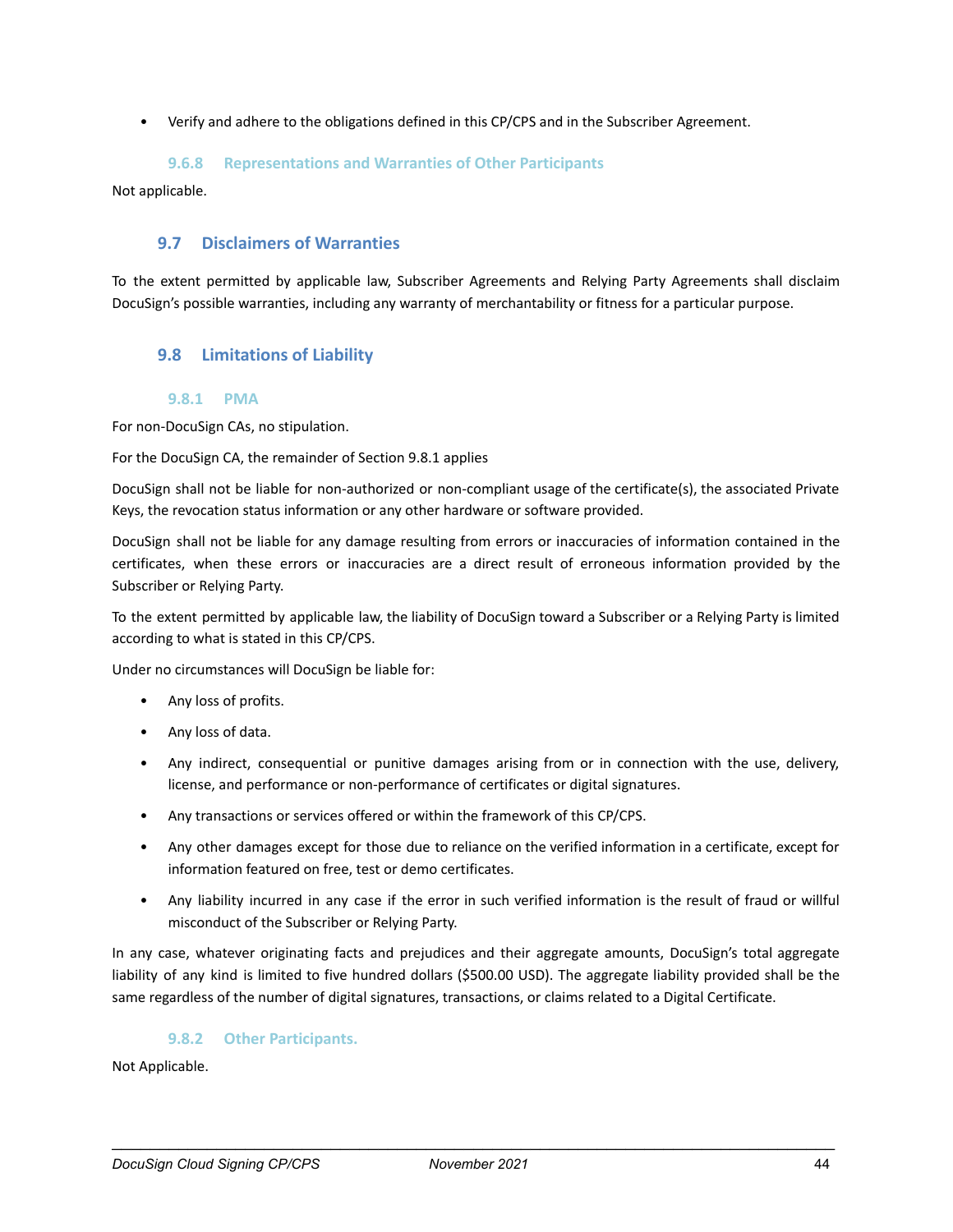- Verify and adhere to the obligations defined in this CP/CPS and in the Subscriber Agreement.

#### 9.6.8 Representations and Warranties of Other Participants

Not applicable.

### 9.7 Disclaimers of Warranties

To the extent permitted by applicable law, Subscriber Agreements and Relying Party Agreements shall disclaim DocuSign's possible warranties, including any warranty of merchantability or fitness for a particular purpose.

### 9.8 Limitations of Liability

#### 9.8.1 PMA

For non-DocuSign CAs, no stipulation.

For the DocuSign CA, the remainder of Section 9.8.1 applies

DocuSign shall not be liable for non-authorized or non-compliant usage of the certificate(s), the associated Private Keys, the revocation status information or any other hardware or software provided.

DocuSign shall not be liable for any damage resulting from errors or inaccuracies of information contained in the certificates, when these errors or inaccuracies are a direct result of erroneous information provided by the Subscriber or Relying Party.

To the extent permitted by applicable law, the liability of DocuSign toward a Subscriber or a Relying Party is limited according to what is stated in this CP/CPS.

Under no circumstances will DocuSign be liable for:

- Any loss of profits.
- Any loss of data.
- Any indirect, consequential or punitive damages arising from or in connection with the use, delivery, license, and performance or non-performance of certificates or digital signatures.
- Any transactions or services offered or within the framework of this CP/CPS.
- Any other damages except for those due to reliance on the verified information in a certificate, except for information featured on free, test or demo certificates.
- Any liability incurred in any case if the error in such verified information is the result of fraud or willful misconduct of the Subscriber or Relying Party.

In any case, whatever originating facts and prejudices and their aggregate amounts, DocuSign's total aggregate liability of any kind is limited to five hundred dollars ($500.00 USD). The aggregate liability provided shall be the same regardless of the number of digital signatures, transactions, or claims related to a Digital Certificate.

#### 9.8.2 Other Participants.

Not Applicable.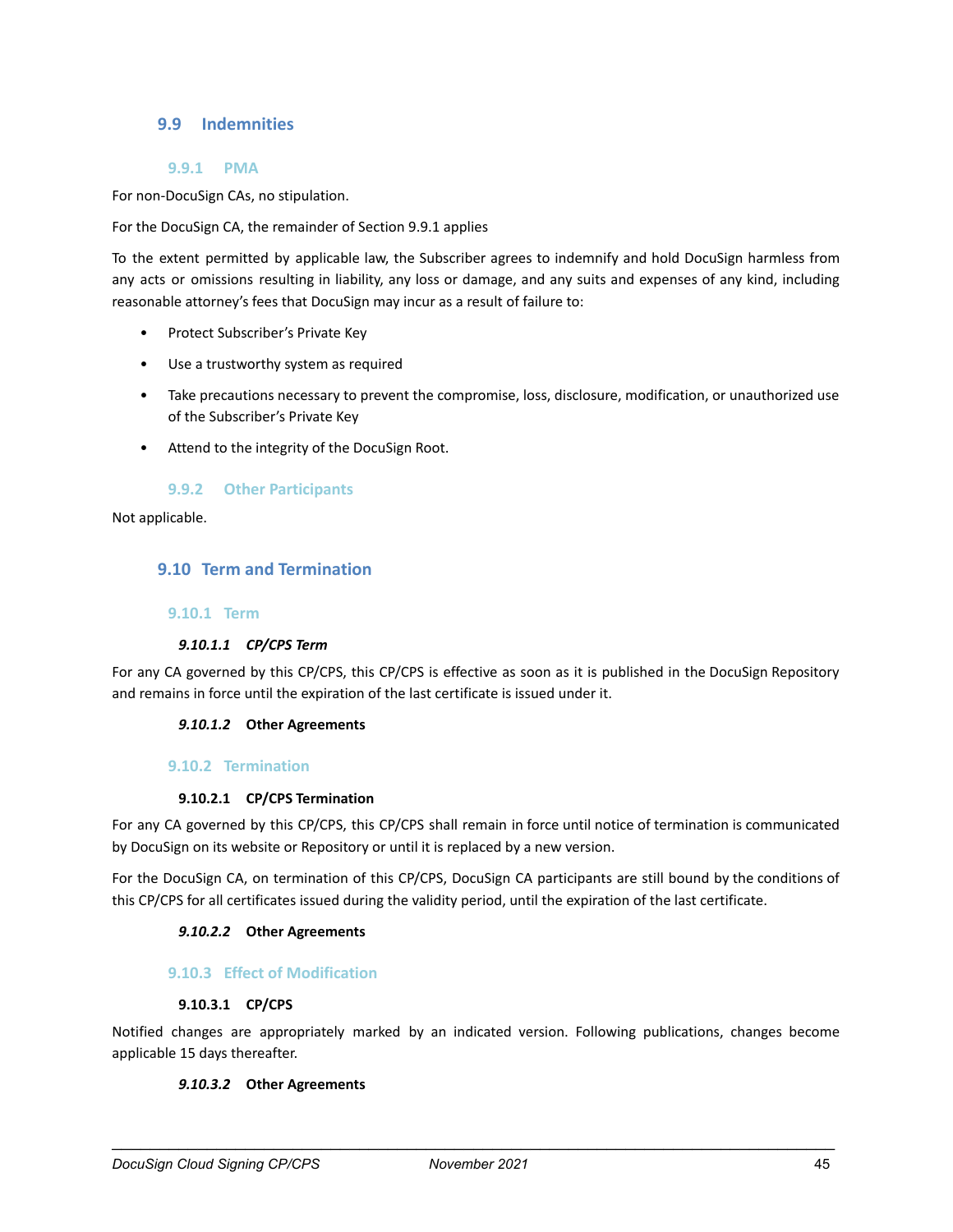## 9.9 Indemnities

### 9.9.1 PMA

For non-DocuSign CAs, no stipulation.

For the DocuSign CA, the remainder of Section 9.9.1 applies

To the extent permitted by applicable law, the Subscriber agrees to indemnify and hold DocuSign harmless from any acts or omissions resulting in liability, any loss or damage, and any suits and expenses of any kind, including reasonable attorney's fees that DocuSign may incur as a result of failure to:

- Protect Subscriber's Private Key
- Use a trustworthy system as required
- Take precautions necessary to prevent the compromise, loss, disclosure, modification, or unauthorized use of the Subscriber's Private Key
- Attend to the integrity of the DocuSign Root.

### 9.9.2 Other Participants

Not applicable.

## 9.10 Term and Termination

### 9.10.1 Term

#### *9.10.1.1 CP/CPS Term*

For any CA governed by this CP/CPS, this CP/CPS is effective as soon as it is published in the DocuSign Repository and remains in force until the expiration of the last certificate is issued under it.

#### *9.10.1.2* Other Agreements

### 9.10.2 Termination

#### 9.10.2.1 CP/CPS Termination

For any CA governed by this CP/CPS, this CP/CPS shall remain in force until notice of termination is communicated by DocuSign on its website or Repository or until it is replaced by a new version.

For the DocuSign CA, on termination of this CP/CPS, DocuSign CA participants are still bound by the conditions of this CP/CPS for all certificates issued during the validity period, until the expiration of the last certificate.

#### *9.10.2.2* Other Agreements

### 9.10.3 Effect of Modification

#### 9.10.3.1 CP/CPS

Notified changes are appropriately marked by an indicated version. Following publications, changes become applicable 15 days thereafter.

#### *9.10.3.2* Other Agreements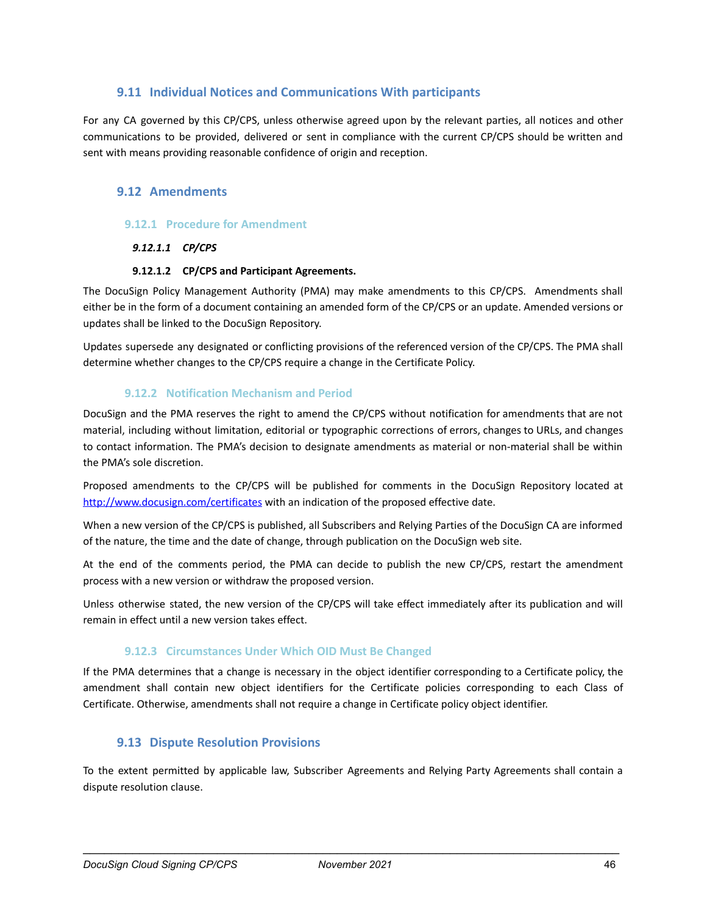## 9.11 Individual Notices and Communications With participants

For any CA governed by this CP/CPS, unless otherwise agreed upon by the relevant parties, all notices and other communications to be provided, delivered or sent in compliance with the current CP/CPS should be written and sent with means providing reasonable confidence of origin and reception.

## 9.12 Amendments

### 9.12.1 Procedure for Amendment

#### *9.12.1.1 CP/CPS*

#### **9.12.1.2 CP/CPS and Participant Agreements.**

The DocuSign Policy Management Authority (PMA) may make amendments to this CP/CPS. Amendments shall either be in the form of a document containing an amended form of the CP/CPS or an update. Amended versions or updates shall be linked to the DocuSign Repository.

Updates supersede any designated or conflicting provisions of the referenced version of the CP/CPS. The PMA shall determine whether changes to the CP/CPS require a change in the Certificate Policy.

### 9.12.2 Notification Mechanism and Period

DocuSign and the PMA reserves the right to amend the CP/CPS without notification for amendments that are not material, including without limitation, editorial or typographic corrections of errors, changes to URLs, and changes to contact information. The PMA's decision to designate amendments as material or non-material shall be within the PMA's sole discretion.

Proposed amendments to the CP/CPS will be published for comments in the DocuSign Repository located at [http://www.docusign.com/certificates](http://www.docusign.com/certificates) with an indication of the proposed effective date.

When a new version of the CP/CPS is published, all Subscribers and Relying Parties of the DocuSign CA are informed of the nature, the time and the date of change, through publication on the DocuSign web site.

At the end of the comments period, the PMA can decide to publish the new CP/CPS, restart the amendment process with a new version or withdraw the proposed version.

Unless otherwise stated, the new version of the CP/CPS will take effect immediately after its publication and will remain in effect until a new version takes effect.

### 9.12.3 Circumstances Under Which OID Must Be Changed

If the PMA determines that a change is necessary in the object identifier corresponding to a Certificate policy, the amendment shall contain new object identifiers for the Certificate policies corresponding to each Class of Certificate. Otherwise, amendments shall not require a change in Certificate policy object identifier.

## 9.13 Dispute Resolution Provisions

To the extent permitted by applicable law, Subscriber Agreements and Relying Party Agreements shall contain a dispute resolution clause.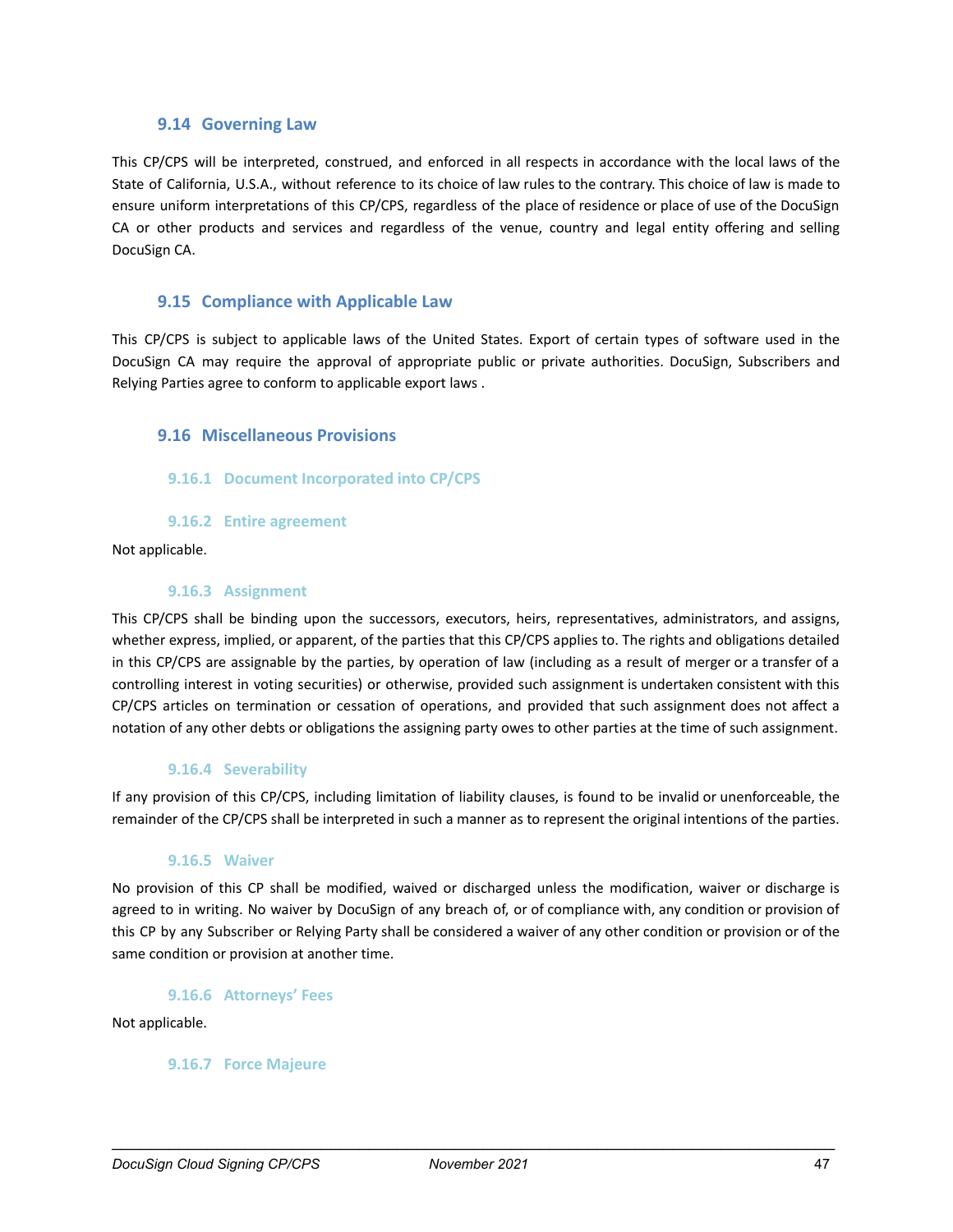## 9.14 Governing Law

This CP/CPS will be interpreted, construed, and enforced in all respects in accordance with the local laws of the State of California, U.S.A., without reference to its choice of law rules to the contrary. This choice of law is made to ensure uniform interpretations of this CP/CPS, regardless of the place of residence or place of use of the DocuSign CA or other products and services and regardless of the venue, country and legal entity offering and selling DocuSign CA.

## 9.15 Compliance with Applicable Law

This CP/CPS is subject to applicable laws of the United States. Export of certain types of software used in the DocuSign CA may require the approval of appropriate public or private authorities. DocuSign, Subscribers and Relying Parties agree to conform to applicable export laws .

## 9.16 Miscellaneous Provisions

### 9.16.1 Document Incorporated into CP/CPS

### 9.16.2 Entire agreement

Not applicable.

### 9.16.3 Assignment

This CP/CPS shall be binding upon the successors, executors, heirs, representatives, administrators, and assigns, whether express, implied, or apparent, of the parties that this CP/CPS applies to. The rights and obligations detailed in this CP/CPS are assignable by the parties, by operation of law (including as a result of merger or a transfer of a controlling interest in voting securities) or otherwise, provided such assignment is undertaken consistent with this CP/CPS articles on termination or cessation of operations, and provided that such assignment does not affect a notation of any other debts or obligations the assigning party owes to other parties at the time of such assignment.

### 9.16.4 Severability

If any provision of this CP/CPS, including limitation of liability clauses, is found to be invalid or unenforceable, the remainder of the CP/CPS shall be interpreted in such a manner as to represent the original intentions of the parties.

### 9.16.5 Waiver

No provision of this CP shall be modified, waived or discharged unless the modification, waiver or discharge is agreed to in writing. No waiver by DocuSign of any breach of, or of compliance with, any condition or provision of this CP by any Subscriber or Relying Party shall be considered a waiver of any other condition or provision or of the same condition or provision at another time.

### 9.16.6 Attorneys' Fees

Not applicable.

### 9.16.7 Force Majeure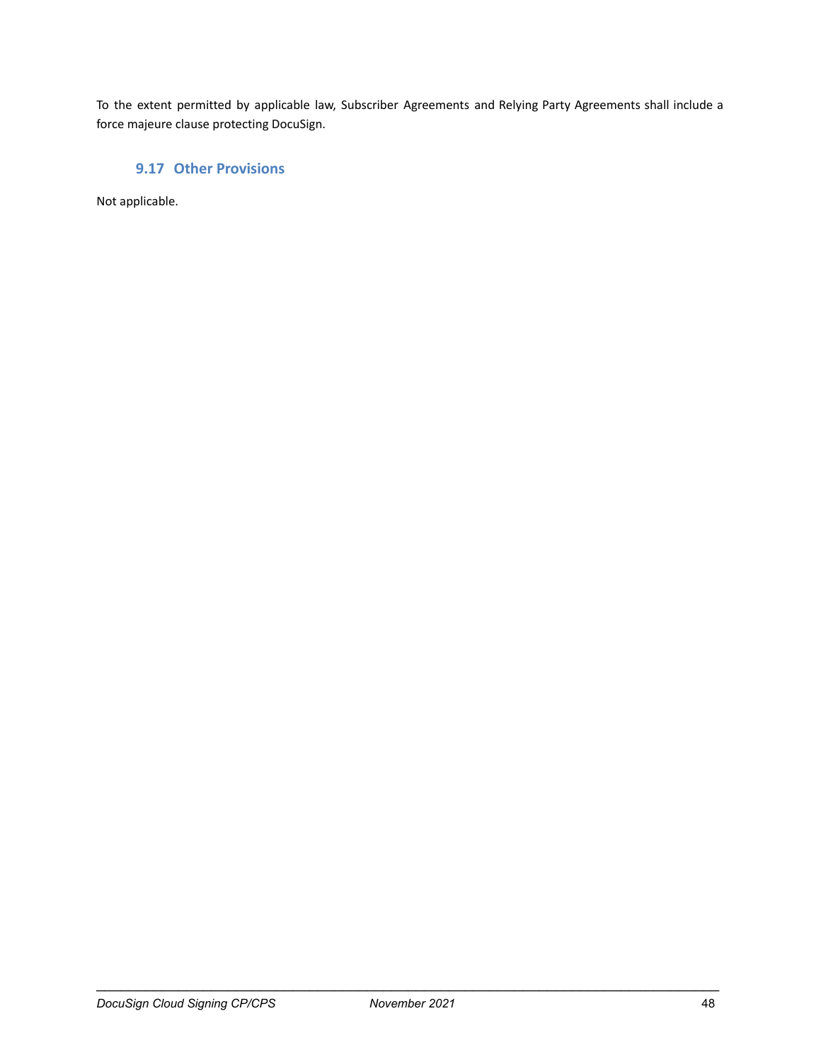To the extent permitted by applicable law, Subscriber Agreements and Relying Party Agreements shall include a force majeure clause protecting DocuSign.

## 9.17 Other Provisions

Not applicable.